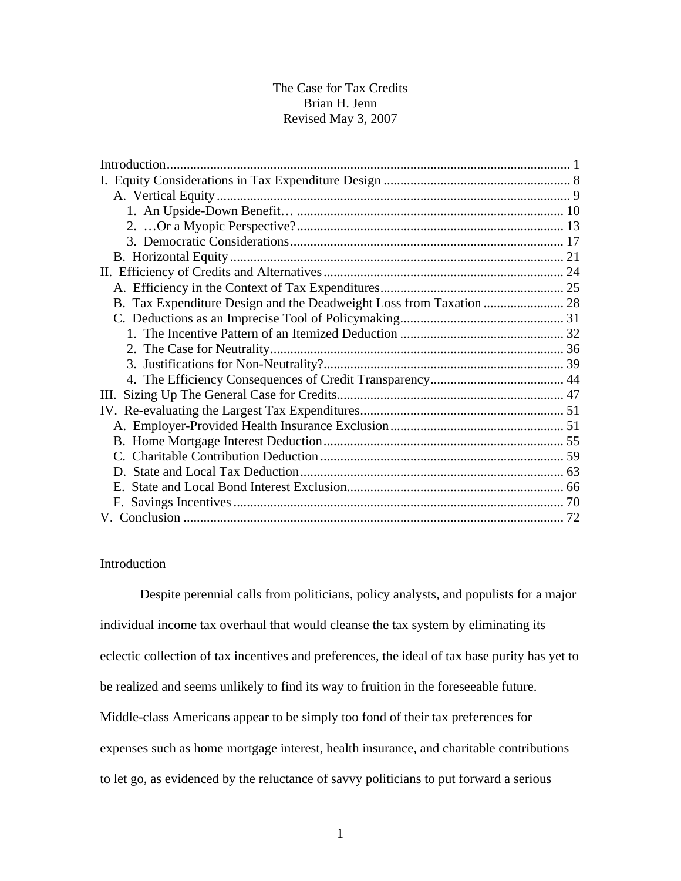# The Case for Tax Credits

Brian H. Jenn

Revised May 3, 2007

Introduction........................................................................................................................ 1
I. Equity Considerations in Tax Expenditure Design ....................................................... 8
  A. Vertical Equity ......................................................................................................... 9
    1. An Upside-Down Benefit… .................................................................................. 10
    2. …Or a Myopic Perspective?................................................................................ 13
    3. Democratic Considerations.................................................................................. 17
  B. Horizontal Equity .................................................................................................... 21
II. Efficiency of Credits and Alternatives....................................................................... 24
  A. Efficiency in the Context of Tax Expenditures....................................................... 25
  B. Tax Expenditure Design and the Deadweight Loss from Taxation ........................ 28
  C. Deductions as an Imprecise Tool of Policymaking................................................. 31
    1. The Incentive Pattern of an Itemized Deduction ................................................. 32
    2. The Case for Neutrality........................................................................................ 36
    3. Justifications for Non-Neutrality?........................................................................ 39
    4. The Efficiency Consequences of Credit Transparency........................................ 44
III. Sizing Up The General Case for Credits.................................................................... 47
IV. Re-evaluating the Largest Tax Expenditures............................................................. 51
  A. Employer-Provided Health Insurance Exclusion .................................................... 51
  B. Home Mortgage Interest Deduction........................................................................ 55
  C. Charitable Contribution Deduction ......................................................................... 59
  D. State and Local Tax Deduction............................................................................... 63
  E. State and Local Bond Interest Exclusion................................................................. 66
  F. Savings Incentives .................................................................................................. 70
V. Conclusion .................................................................................................................. 72

## Introduction

Despite perennial calls from politicians, policy analysts, and populists for a major individual income tax overhaul that would cleanse the tax system by eliminating its eclectic collection of tax incentives and preferences, the ideal of tax base purity has yet to be realized and seems unlikely to find its way to fruition in the foreseeable future. Middle-class Americans appear to be simply too fond of their tax preferences for expenses such as home mortgage interest, health insurance, and charitable contributions to let go, as evidenced by the reluctance of savvy politicians to put forward a serious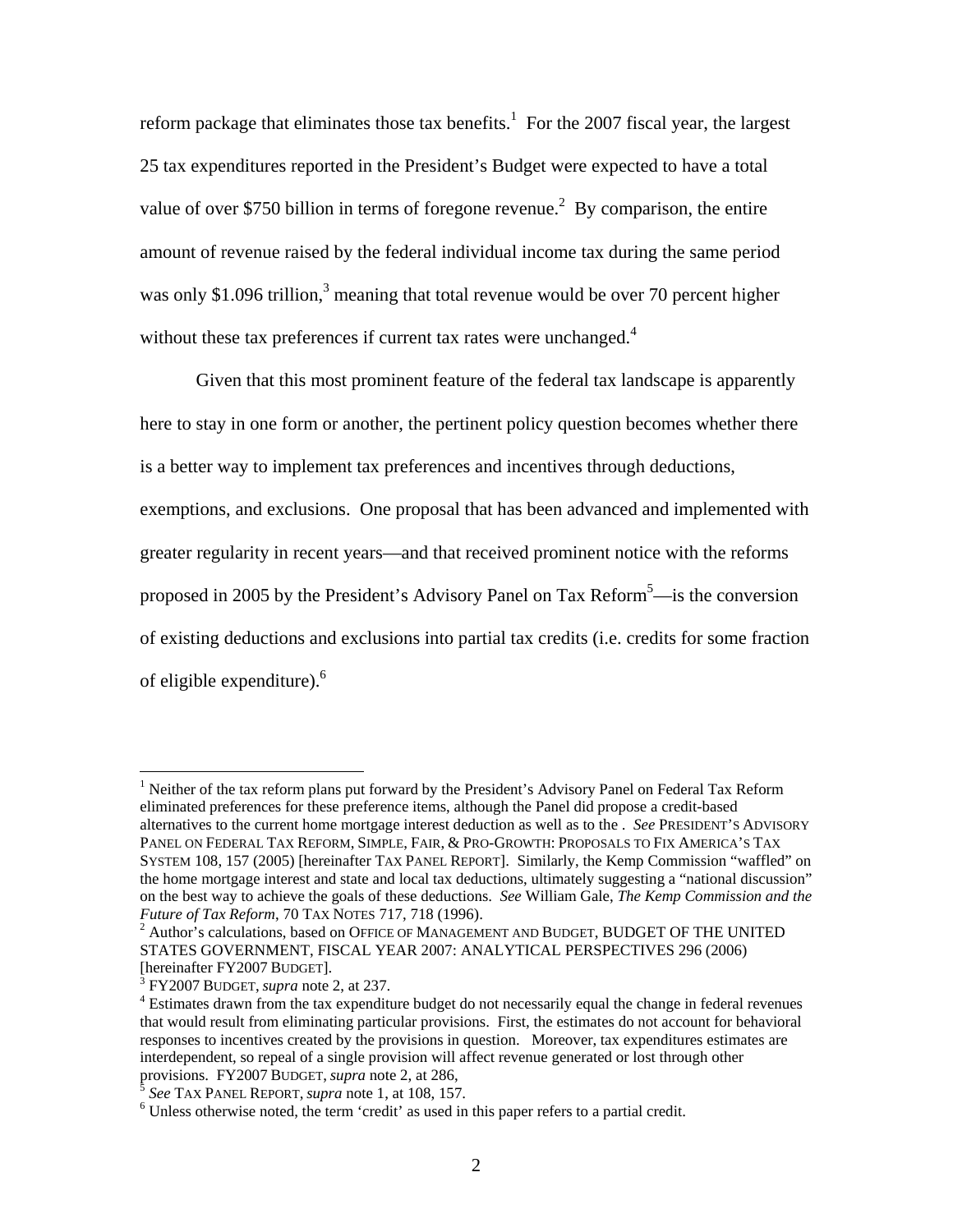reform package that eliminates those tax benefits.[1] For the 2007 fiscal year, the largest 25 tax expenditures reported in the President's Budget were expected to have a total value of over $750 billion in terms of foregone revenue.[2] By comparison, the entire amount of revenue raised by the federal individual income tax during the same period was only $1.096 trillion,[3] meaning that total revenue would be over 70 percent higher without these tax preferences if current tax rates were unchanged.[4]

Given that this most prominent feature of the federal tax landscape is apparently here to stay in one form or another, the pertinent policy question becomes whether there is a better way to implement tax preferences and incentives through deductions, exemptions, and exclusions. One proposal that has been advanced and implemented with greater regularity in recent years—and that received prominent notice with the reforms proposed in 2005 by the President's Advisory Panel on Tax Reform[5]—is the conversion of existing deductions and exclusions into partial tax credits (i.e. credits for some fraction of eligible expenditure).[6]

---

[1] Neither of the tax reform plans put forward by the President's Advisory Panel on Federal Tax Reform eliminated preferences for these preference items, although the Panel did propose a credit-based alternatives to the current home mortgage interest deduction as well as to the . *See* PRESIDENT'S ADVISORY PANEL ON FEDERAL TAX REFORM, SIMPLE, FAIR, & PRO-GROWTH: PROPOSALS TO FIX AMERICA'S TAX SYSTEM 108, 157 (2005) [hereinafter TAX PANEL REPORT]. Similarly, the Kemp Commission "waffled" on the home mortgage interest and state and local tax deductions, ultimately suggesting a "national discussion" on the best way to achieve the goals of these deductions. *See* William Gale, *The Kemp Commission and the Future of Tax Reform*, 70 TAX NOTES 717, 718 (1996).

[2] Author's calculations, based on OFFICE OF MANAGEMENT AND BUDGET, BUDGET OF THE UNITED STATES GOVERNMENT, FISCAL YEAR 2007: ANALYTICAL PERSPECTIVES 296 (2006) [hereinafter FY2007 BUDGET].

[3] FY2007 BUDGET, *supra* note 2, at 237.

[4] Estimates drawn from the tax expenditure budget do not necessarily equal the change in federal revenues that would result from eliminating particular provisions. First, the estimates do not account for behavioral responses to incentives created by the provisions in question. Moreover, tax expenditures estimates are interdependent, so repeal of a single provision will affect revenue generated or lost through other provisions. FY2007 BUDGET, *supra* note 2, at 286,

[5] *See* TAX PANEL REPORT, *supra* note 1, at 108, 157.

[6] Unless otherwise noted, the term 'credit' as used in this paper refers to a partial credit.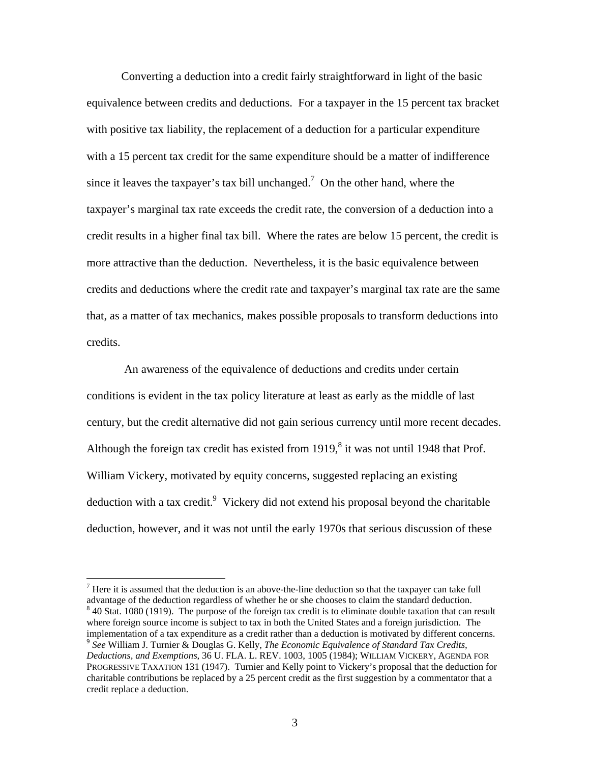Converting a deduction into a credit fairly straightforward in light of the basic equivalence between credits and deductions. For a taxpayer in the 15 percent tax bracket with positive tax liability, the replacement of a deduction for a particular expenditure with a 15 percent tax credit for the same expenditure should be a matter of indifference since it leaves the taxpayer's tax bill unchanged.[7] On the other hand, where the taxpayer's marginal tax rate exceeds the credit rate, the conversion of a deduction into a credit results in a higher final tax bill. Where the rates are below 15 percent, the credit is more attractive than the deduction. Nevertheless, it is the basic equivalence between credits and deductions where the credit rate and taxpayer's marginal tax rate are the same that, as a matter of tax mechanics, makes possible proposals to transform deductions into credits.

An awareness of the equivalence of deductions and credits under certain conditions is evident in the tax policy literature at least as early as the middle of last century, but the credit alternative did not gain serious currency until more recent decades. Although the foreign tax credit has existed from 1919,[8] it was not until 1948 that Prof. William Vickery, motivated by equity concerns, suggested replacing an existing deduction with a tax credit.[9] Vickery did not extend his proposal beyond the charitable deduction, however, and it was not until the early 1970s that serious discussion of these

---

[7] Here it is assumed that the deduction is an above-the-line deduction so that the taxpayer can take full advantage of the deduction regardless of whether he or she chooses to claim the standard deduction.

[8] 40 Stat. 1080 (1919). The purpose of the foreign tax credit is to eliminate double taxation that can result where foreign source income is subject to tax in both the United States and a foreign jurisdiction. The implementation of a tax expenditure as a credit rather than a deduction is motivated by different concerns.

[9] *See* William J. Turnier & Douglas G. Kelly, *The Economic Equivalence of Standard Tax Credits, Deductions, and Exemptions*, 36 U. FLA. L. REV. 1003, 1005 (1984); WILLIAM VICKERY, AGENDA FOR PROGRESSIVE TAXATION 131 (1947). Turnier and Kelly point to Vickery's proposal that the deduction for charitable contributions be replaced by a 25 percent credit as the first suggestion by a commentator that a credit replace a deduction.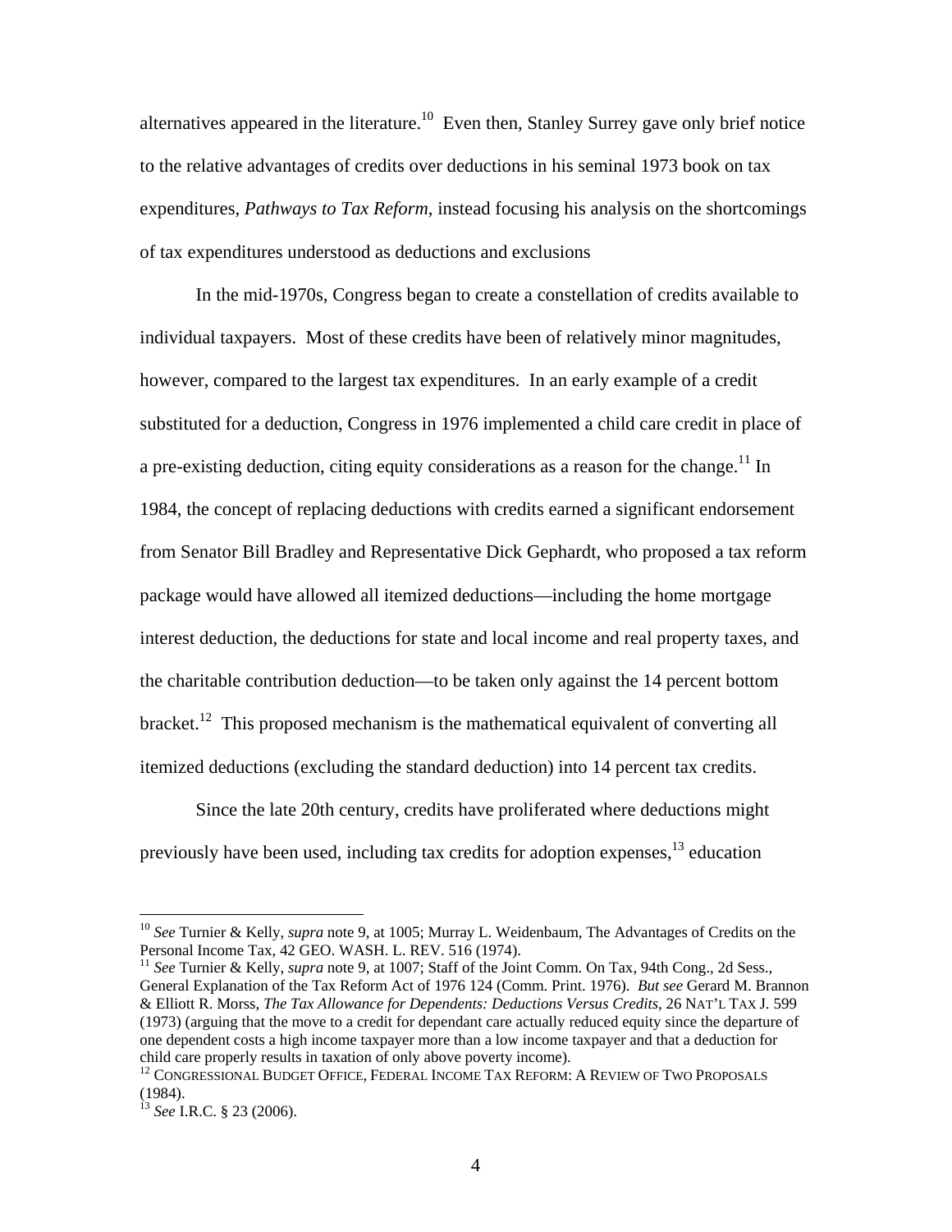alternatives appeared in the literature.[10] Even then, Stanley Surrey gave only brief notice to the relative advantages of credits over deductions in his seminal 1973 book on tax expenditures, *Pathways to Tax Reform*, instead focusing his analysis on the shortcomings of tax expenditures understood as deductions and exclusions

In the mid-1970s, Congress began to create a constellation of credits available to individual taxpayers. Most of these credits have been of relatively minor magnitudes, however, compared to the largest tax expenditures. In an early example of a credit substituted for a deduction, Congress in 1976 implemented a child care credit in place of a pre-existing deduction, citing equity considerations as a reason for the change.[11] In 1984, the concept of replacing deductions with credits earned a significant endorsement from Senator Bill Bradley and Representative Dick Gephardt, who proposed a tax reform package would have allowed all itemized deductions—including the home mortgage interest deduction, the deductions for state and local income and real property taxes, and the charitable contribution deduction—to be taken only against the 14 percent bottom bracket.[12] This proposed mechanism is the mathematical equivalent of converting all itemized deductions (excluding the standard deduction) into 14 percent tax credits.

Since the late 20th century, credits have proliferated where deductions might previously have been used, including tax credits for adoption expenses,[13] education

---

[10] *See* Turnier & Kelly, *supra* note 9, at 1005; Murray L. Weidenbaum, The Advantages of Credits on the Personal Income Tax, 42 GEO. WASH. L. REV. 516 (1974).

[11] *See* Turnier & Kelly, *supra* note 9, at 1007; Staff of the Joint Comm. On Tax, 94th Cong., 2d Sess., General Explanation of the Tax Reform Act of 1976 124 (Comm. Print. 1976). *But see* Gerard M. Brannon & Elliott R. Morss, *The Tax Allowance for Dependents: Deductions Versus Credits*, 26 NAT'L TAX J. 599 (1973) (arguing that the move to a credit for dependant care actually reduced equity since the departure of one dependent costs a high income taxpayer more than a low income taxpayer and that a deduction for child care properly results in taxation of only above poverty income).

[12] CONGRESSIONAL BUDGET OFFICE, FEDERAL INCOME TAX REFORM: A REVIEW OF TWO PROPOSALS (1984).

[13] *See* I.R.C. § 23 (2006).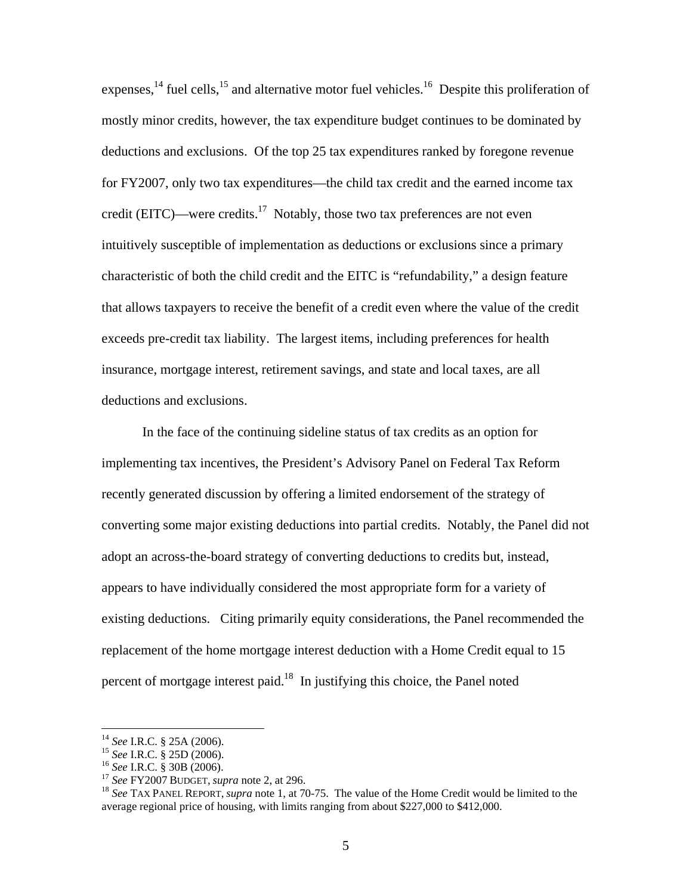expenses,[14] fuel cells,[15] and alternative motor fuel vehicles.[16] Despite this proliferation of mostly minor credits, however, the tax expenditure budget continues to be dominated by deductions and exclusions. Of the top 25 tax expenditures ranked by foregone revenue for FY2007, only two tax expenditures—the child tax credit and the earned income tax credit (EITC)—were credits.[17] Notably, those two tax preferences are not even intuitively susceptible of implementation as deductions or exclusions since a primary characteristic of both the child credit and the EITC is "refundability," a design feature that allows taxpayers to receive the benefit of a credit even where the value of the credit exceeds pre-credit tax liability. The largest items, including preferences for health insurance, mortgage interest, retirement savings, and state and local taxes, are all deductions and exclusions.

In the face of the continuing sideline status of tax credits as an option for implementing tax incentives, the President's Advisory Panel on Federal Tax Reform recently generated discussion by offering a limited endorsement of the strategy of converting some major existing deductions into partial credits. Notably, the Panel did not adopt an across-the-board strategy of converting deductions to credits but, instead, appears to have individually considered the most appropriate form for a variety of existing deductions. Citing primarily equity considerations, the Panel recommended the replacement of the home mortgage interest deduction with a Home Credit equal to 15 percent of mortgage interest paid.[18] In justifying this choice, the Panel noted

---

[14] *See* I.R.C. § 25A (2006).
[15] *See* I.R.C. § 25D (2006).
[16] *See* I.R.C. § 30B (2006).
[17] *See* FY2007 BUDGET, *supra* note 2, at 296.
[18] *See* TAX PANEL REPORT, *supra* note 1, at 70-75. The value of the Home Credit would be limited to the average regional price of housing, with limits ranging from about $227,000 to $412,000.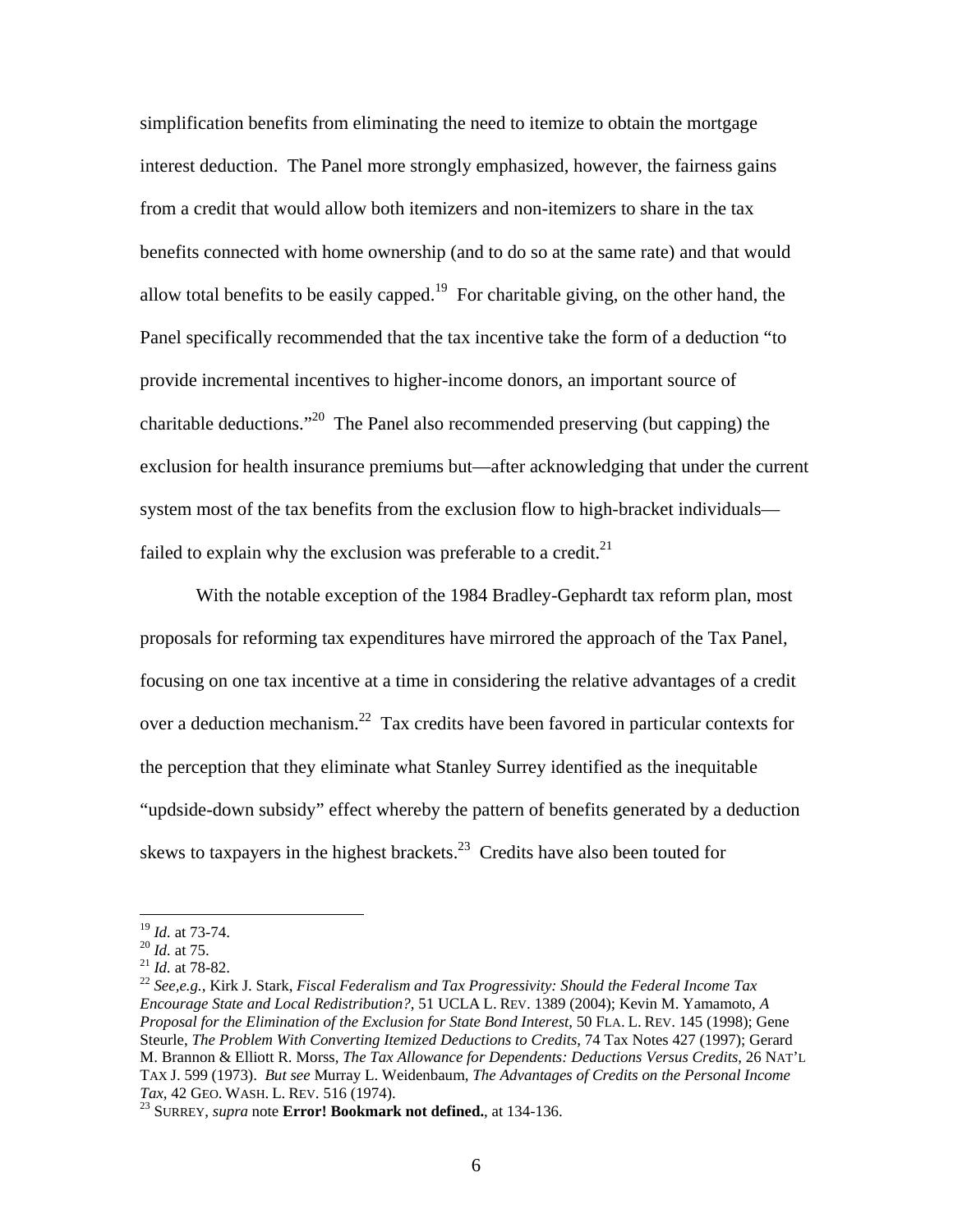simplification benefits from eliminating the need to itemize to obtain the mortgage interest deduction. The Panel more strongly emphasized, however, the fairness gains from a credit that would allow both itemizers and non-itemizers to share in the tax benefits connected with home ownership (and to do so at the same rate) and that would allow total benefits to be easily capped.[19] For charitable giving, on the other hand, the Panel specifically recommended that the tax incentive take the form of a deduction "to provide incremental incentives to higher-income donors, an important source of charitable deductions."[20] The Panel also recommended preserving (but capping) the exclusion for health insurance premiums but—after acknowledging that under the current system most of the tax benefits from the exclusion flow to high-bracket individuals—failed to explain why the exclusion was preferable to a credit.[21]

With the notable exception of the 1984 Bradley-Gephardt tax reform plan, most proposals for reforming tax expenditures have mirrored the approach of the Tax Panel, focusing on one tax incentive at a time in considering the relative advantages of a credit over a deduction mechanism.[22] Tax credits have been favored in particular contexts for the perception that they eliminate what Stanley Surrey identified as the inequitable "updside-down subsidy" effect whereby the pattern of benefits generated by a deduction skews to taxpayers in the highest brackets.[23] Credits have also been touted for

---

[19] *Id.* at 73-74.

[20] *Id.* at 75.

[21] *Id.* at 78-82.

[22] *See,e.g.*, Kirk J. Stark, *Fiscal Federalism and Tax Progressivity: Should the Federal Income Tax Encourage State and Local Redistribution?*, 51 UCLA L. REV. 1389 (2004); Kevin M. Yamamoto, *A Proposal for the Elimination of the Exclusion for State Bond Interest*, 50 FLA. L. REV. 145 (1998); Gene Steurle, *The Problem With Converting Itemized Deductions to Credits*, 74 Tax Notes 427 (1997); Gerard M. Brannon & Elliott R. Morss, *The Tax Allowance for Dependents: Deductions Versus Credits*, 26 NAT'L TAX J. 599 (1973). *But see* Murray L. Weidenbaum, *The Advantages of Credits on the Personal Income Tax*, 42 GEO. WASH. L. REV. 516 (1974).

[23] SURREY, *supra* note **Error! Bookmark not defined.**, at 134-136.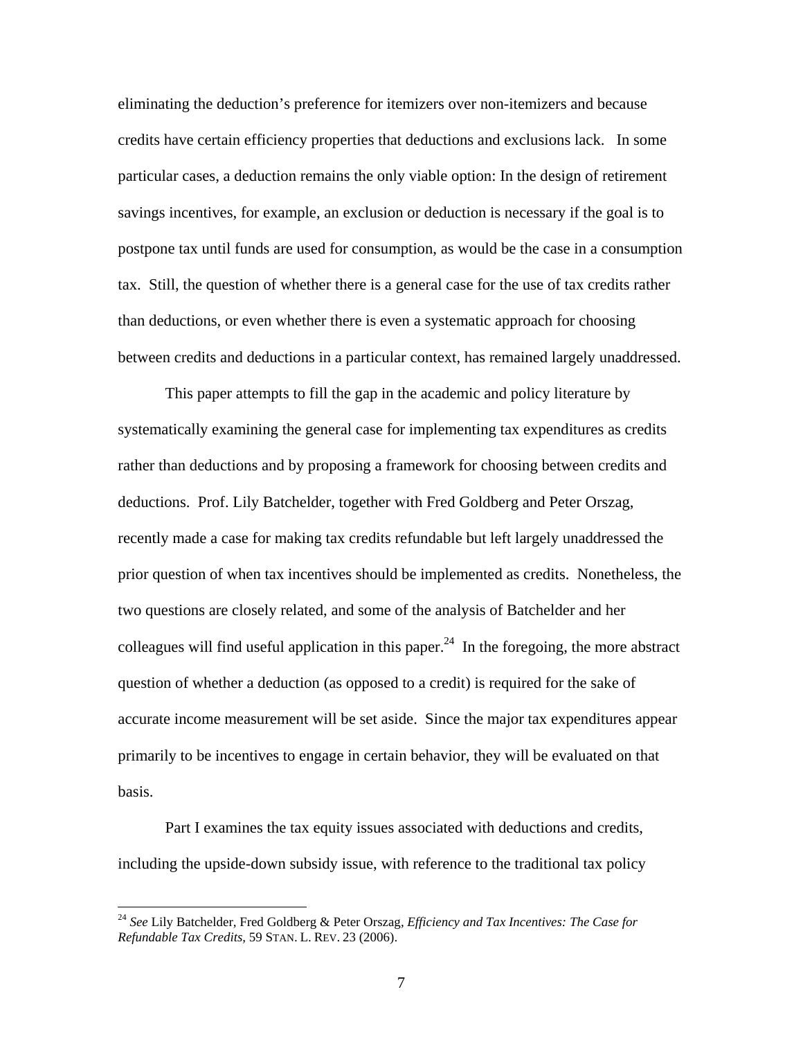eliminating the deduction's preference for itemizers over non-itemizers and because credits have certain efficiency properties that deductions and exclusions lack. In some particular cases, a deduction remains the only viable option: In the design of retirement savings incentives, for example, an exclusion or deduction is necessary if the goal is to postpone tax until funds are used for consumption, as would be the case in a consumption tax. Still, the question of whether there is a general case for the use of tax credits rather than deductions, or even whether there is even a systematic approach for choosing between credits and deductions in a particular context, has remained largely unaddressed.

This paper attempts to fill the gap in the academic and policy literature by systematically examining the general case for implementing tax expenditures as credits rather than deductions and by proposing a framework for choosing between credits and deductions. Prof. Lily Batchelder, together with Fred Goldberg and Peter Orszag, recently made a case for making tax credits refundable but left largely unaddressed the prior question of when tax incentives should be implemented as credits. Nonetheless, the two questions are closely related, and some of the analysis of Batchelder and her colleagues will find useful application in this paper.[24] In the foregoing, the more abstract question of whether a deduction (as opposed to a credit) is required for the sake of accurate income measurement will be set aside. Since the major tax expenditures appear primarily to be incentives to engage in certain behavior, they will be evaluated on that basis.

Part I examines the tax equity issues associated with deductions and credits, including the upside-down subsidy issue, with reference to the traditional tax policy

---

[24] *See* Lily Batchelder, Fred Goldberg & Peter Orszag, *Efficiency and Tax Incentives: The Case for Refundable Tax Credits*, 59 STAN. L. REV. 23 (2006).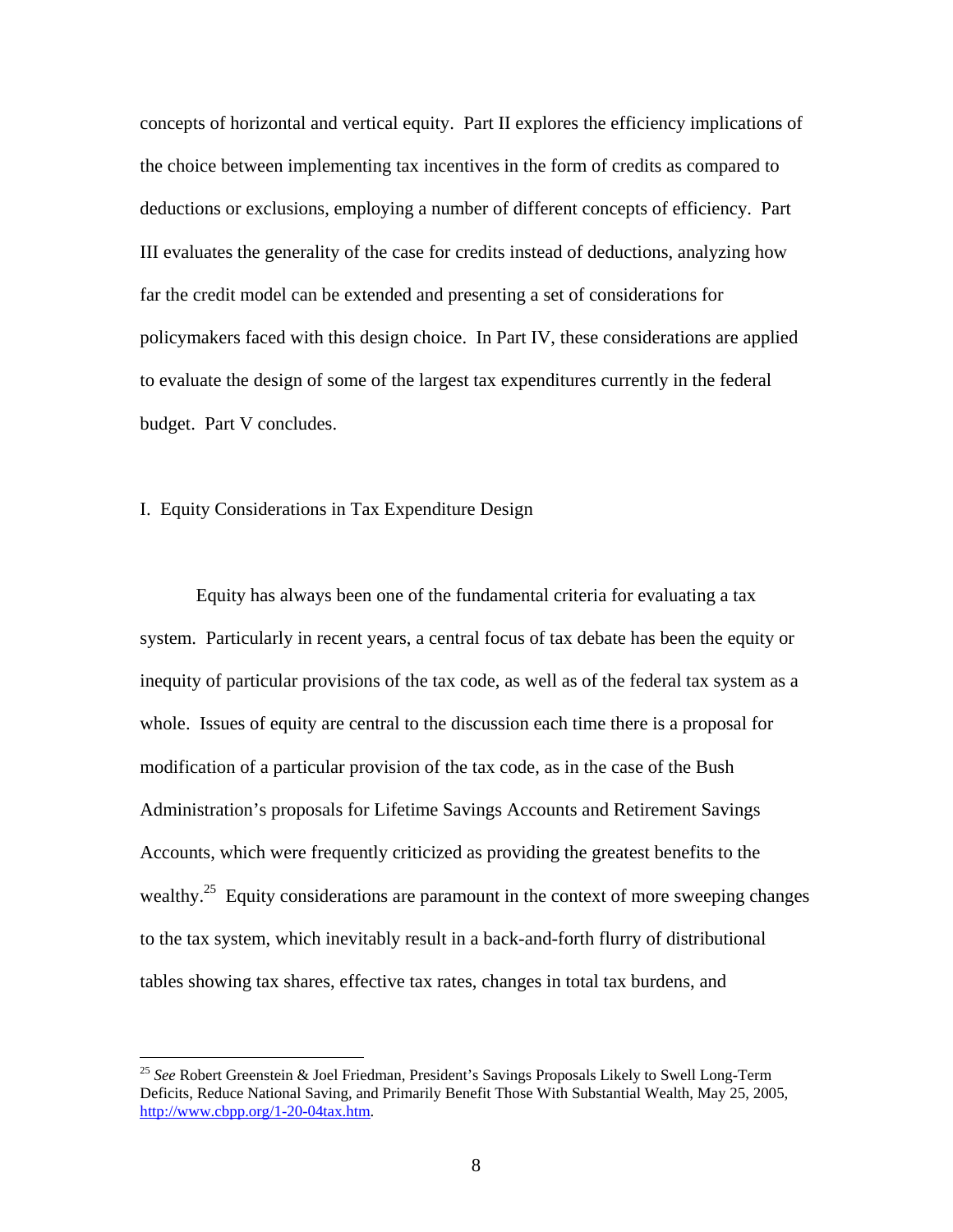concepts of horizontal and vertical equity. Part II explores the efficiency implications of the choice between implementing tax incentives in the form of credits as compared to deductions or exclusions, employing a number of different concepts of efficiency. Part III evaluates the generality of the case for credits instead of deductions, analyzing how far the credit model can be extended and presenting a set of considerations for policymakers faced with this design choice. In Part IV, these considerations are applied to evaluate the design of some of the largest tax expenditures currently in the federal budget. Part V concludes.

## I. Equity Considerations in Tax Expenditure Design

Equity has always been one of the fundamental criteria for evaluating a tax system. Particularly in recent years, a central focus of tax debate has been the equity or inequity of particular provisions of the tax code, as well as of the federal tax system as a whole. Issues of equity are central to the discussion each time there is a proposal for modification of a particular provision of the tax code, as in the case of the Bush Administration's proposals for Lifetime Savings Accounts and Retirement Savings Accounts, which were frequently criticized as providing the greatest benefits to the wealthy.[25] Equity considerations are paramount in the context of more sweeping changes to the tax system, which inevitably result in a back-and-forth flurry of distributional tables showing tax shares, effective tax rates, changes in total tax burdens, and

---

[25] *See* Robert Greenstein & Joel Friedman, President's Savings Proposals Likely to Swell Long-Term Deficits, Reduce National Saving, and Primarily Benefit Those With Substantial Wealth, May 25, 2005, http://www.cbpp.org/1-20-04tax.htm.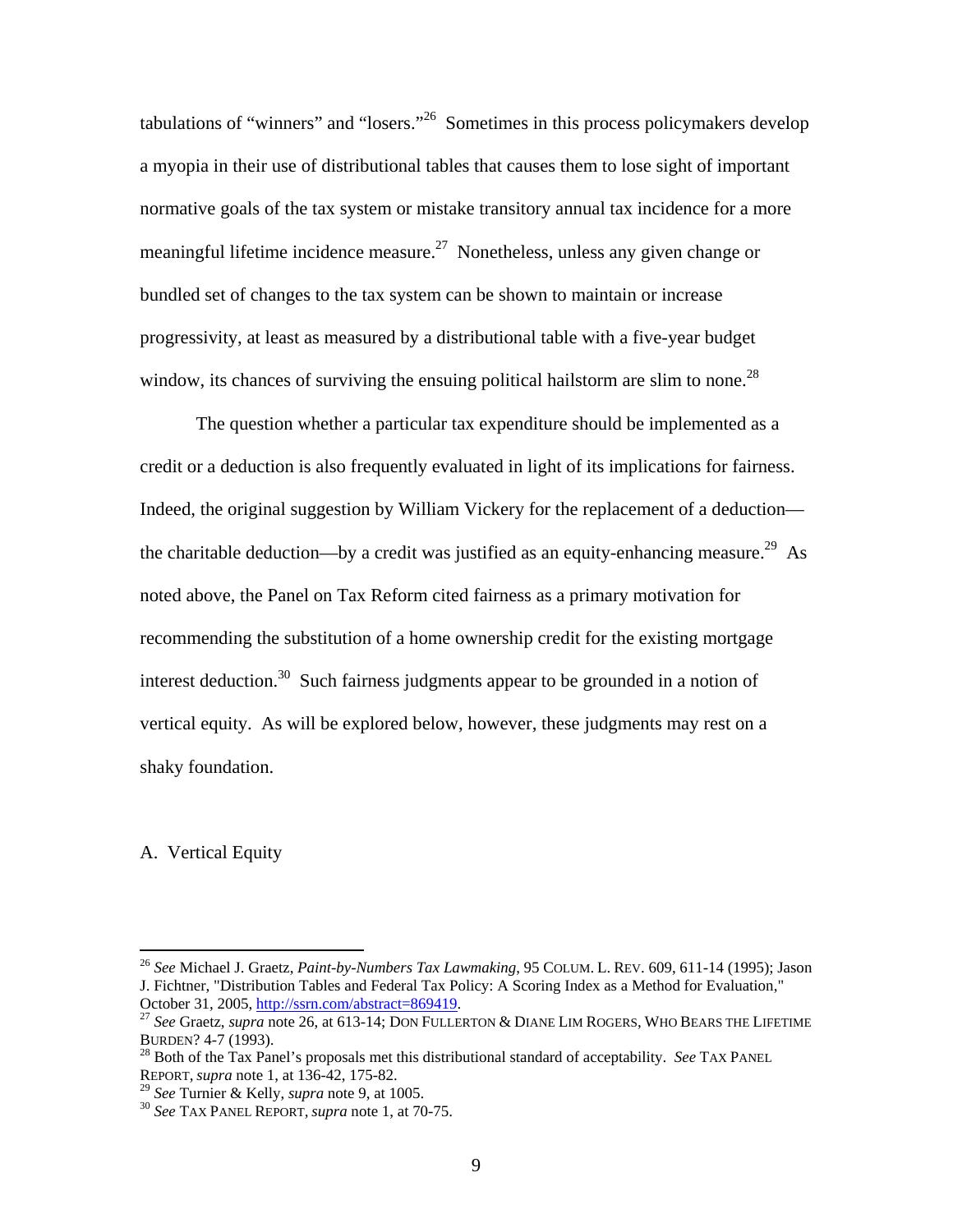tabulations of "winners" and "losers."[26] Sometimes in this process policymakers develop a myopia in their use of distributional tables that causes them to lose sight of important normative goals of the tax system or mistake transitory annual tax incidence for a more meaningful lifetime incidence measure.[27] Nonetheless, unless any given change or bundled set of changes to the tax system can be shown to maintain or increase progressivity, at least as measured by a distributional table with a five-year budget window, its chances of surviving the ensuing political hailstorm are slim to none.[28]

The question whether a particular tax expenditure should be implemented as a credit or a deduction is also frequently evaluated in light of its implications for fairness. Indeed, the original suggestion by William Vickery for the replacement of a deduction—the charitable deduction—by a credit was justified as an equity-enhancing measure.[29] As noted above, the Panel on Tax Reform cited fairness as a primary motivation for recommending the substitution of a home ownership credit for the existing mortgage interest deduction.[30] Such fairness judgments appear to be grounded in a notion of vertical equity. As will be explored below, however, these judgments may rest on a shaky foundation.

## A. Vertical Equity

---

[26] *See* Michael J. Graetz, *Paint-by-Numbers Tax Lawmaking*, 95 COLUM. L. REV. 609, 611-14 (1995); Jason J. Fichtner, "Distribution Tables and Federal Tax Policy: A Scoring Index as a Method for Evaluation," October 31, 2005, http://ssrn.com/abstract=869419.

[27] *See* Graetz, *supra* note 26, at 613-14; DON FULLERTON & DIANE LIM ROGERS, WHO BEARS THE LIFETIME BURDEN? 4-7 (1993).

[28] Both of the Tax Panel's proposals met this distributional standard of acceptability. *See* TAX PANEL REPORT, *supra* note 1, at 136-42, 175-82.

[29] *See* Turnier & Kelly, *supra* note 9, at 1005.

[30] *See* TAX PANEL REPORT, *supra* note 1, at 70-75.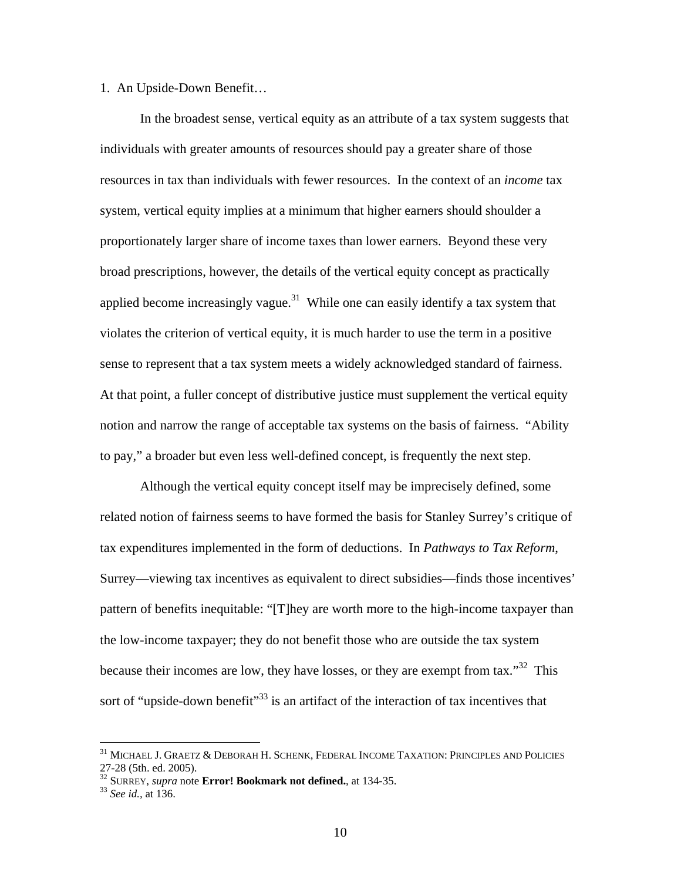1. An Upside-Down Benefit…

In the broadest sense, vertical equity as an attribute of a tax system suggests that individuals with greater amounts of resources should pay a greater share of those resources in tax than individuals with fewer resources. In the context of an *income* tax system, vertical equity implies at a minimum that higher earners should shoulder a proportionately larger share of income taxes than lower earners. Beyond these very broad prescriptions, however, the details of the vertical equity concept as practically applied become increasingly vague.[31] While one can easily identify a tax system that violates the criterion of vertical equity, it is much harder to use the term in a positive sense to represent that a tax system meets a widely acknowledged standard of fairness. At that point, a fuller concept of distributive justice must supplement the vertical equity notion and narrow the range of acceptable tax systems on the basis of fairness. "Ability to pay," a broader but even less well-defined concept, is frequently the next step.

Although the vertical equity concept itself may be imprecisely defined, some related notion of fairness seems to have formed the basis for Stanley Surrey's critique of tax expenditures implemented in the form of deductions. In *Pathways to Tax Reform*, Surrey—viewing tax incentives as equivalent to direct subsidies—finds those incentives' pattern of benefits inequitable: "[T]hey are worth more to the high-income taxpayer than the low-income taxpayer; they do not benefit those who are outside the tax system because their incomes are low, they have losses, or they are exempt from tax."[32] This sort of "upside-down benefit"[33] is an artifact of the interaction of tax incentives that

---

[31] Michael J. Graetz & Deborah H. Schenk, Federal Income Taxation: Principles and Policies 27-28 (5th. ed. 2005).

[32] Surrey, *supra* note **Error! Bookmark not defined.**, at 134-35.

[33] *See id.*, at 136.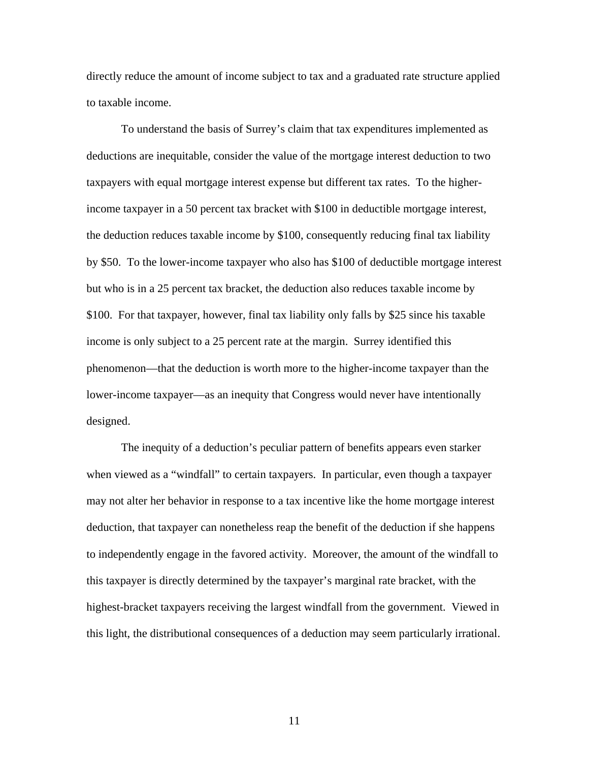directly reduce the amount of income subject to tax and a graduated rate structure applied to taxable income.

To understand the basis of Surrey's claim that tax expenditures implemented as deductions are inequitable, consider the value of the mortgage interest deduction to two taxpayers with equal mortgage interest expense but different tax rates. To the higher-income taxpayer in a 50 percent tax bracket with $100 in deductible mortgage interest, the deduction reduces taxable income by $100, consequently reducing final tax liability by $50. To the lower-income taxpayer who also has $100 of deductible mortgage interest but who is in a 25 percent tax bracket, the deduction also reduces taxable income by $100. For that taxpayer, however, final tax liability only falls by $25 since his taxable income is only subject to a 25 percent rate at the margin. Surrey identified this phenomenon—that the deduction is worth more to the higher-income taxpayer than the lower-income taxpayer—as an inequity that Congress would never have intentionally designed.

The inequity of a deduction's peculiar pattern of benefits appears even starker when viewed as a "windfall" to certain taxpayers. In particular, even though a taxpayer may not alter her behavior in response to a tax incentive like the home mortgage interest deduction, that taxpayer can nonetheless reap the benefit of the deduction if she happens to independently engage in the favored activity. Moreover, the amount of the windfall to this taxpayer is directly determined by the taxpayer's marginal rate bracket, with the highest-bracket taxpayers receiving the largest windfall from the government. Viewed in this light, the distributional consequences of a deduction may seem particularly irrational.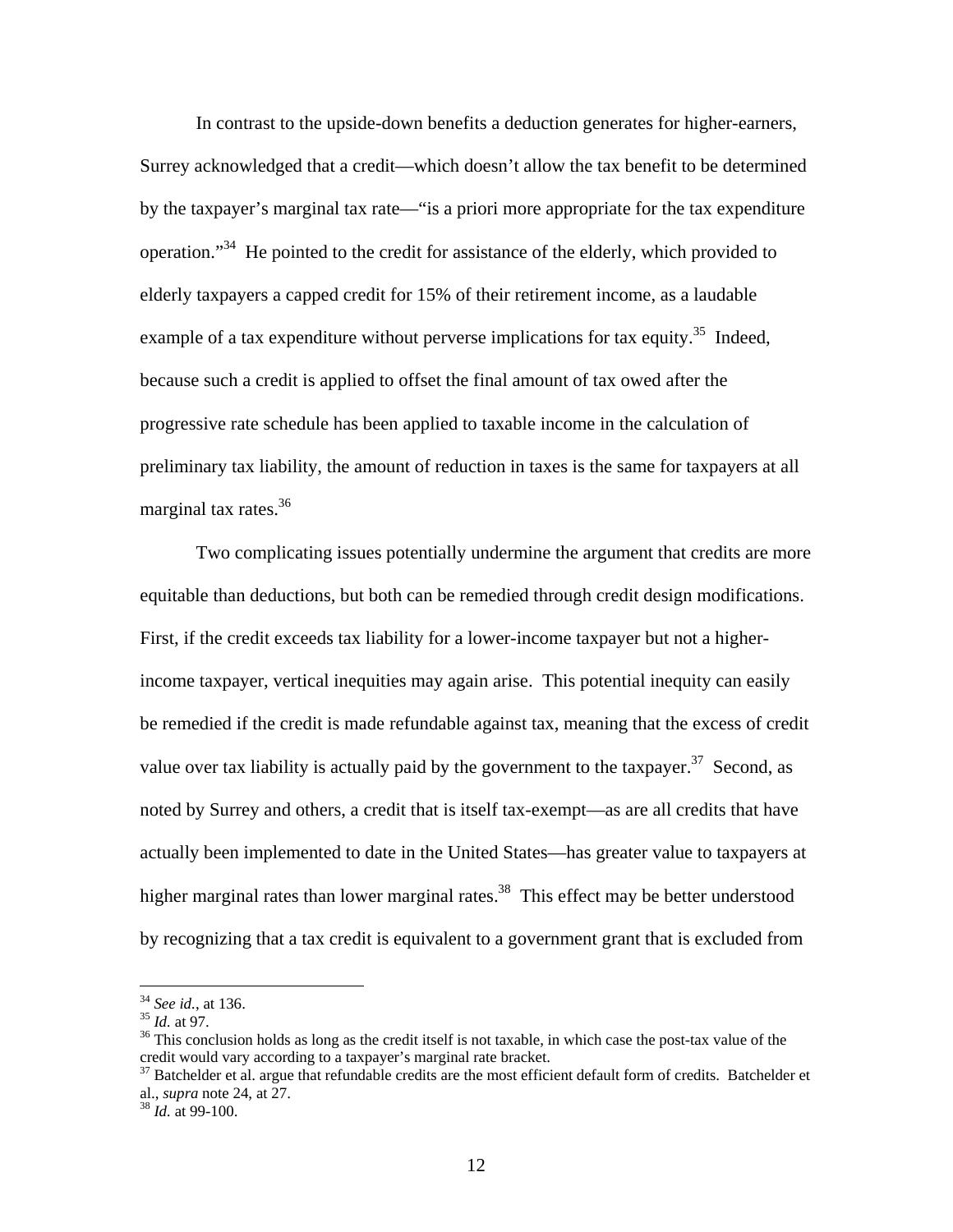In contrast to the upside-down benefits a deduction generates for higher-earners, Surrey acknowledged that a credit—which doesn't allow the tax benefit to be determined by the taxpayer's marginal tax rate—"is a priori more appropriate for the tax expenditure operation."[34] He pointed to the credit for assistance of the elderly, which provided to elderly taxpayers a capped credit for 15% of their retirement income, as a laudable example of a tax expenditure without perverse implications for tax equity.[35] Indeed, because such a credit is applied to offset the final amount of tax owed after the progressive rate schedule has been applied to taxable income in the calculation of preliminary tax liability, the amount of reduction in taxes is the same for taxpayers at all marginal tax rates.[36]

Two complicating issues potentially undermine the argument that credits are more equitable than deductions, but both can be remedied through credit design modifications. First, if the credit exceeds tax liability for a lower-income taxpayer but not a higher-income taxpayer, vertical inequities may again arise. This potential inequity can easily be remedied if the credit is made refundable against tax, meaning that the excess of credit value over tax liability is actually paid by the government to the taxpayer.[37] Second, as noted by Surrey and others, a credit that is itself tax-exempt—as are all credits that have actually been implemented to date in the United States—has greater value to taxpayers at higher marginal rates than lower marginal rates.[38] This effect may be better understood by recognizing that a tax credit is equivalent to a government grant that is excluded from

---

[34] *See id.*, at 136.
[35] *Id.* at 97.
[36] This conclusion holds as long as the credit itself is not taxable, in which case the post-tax value of the credit would vary according to a taxpayer's marginal rate bracket.
[37] Batchelder et al. argue that refundable credits are the most efficient default form of credits. Batchelder et al., *supra* note 24, at 27.
[38] *Id.* at 99-100.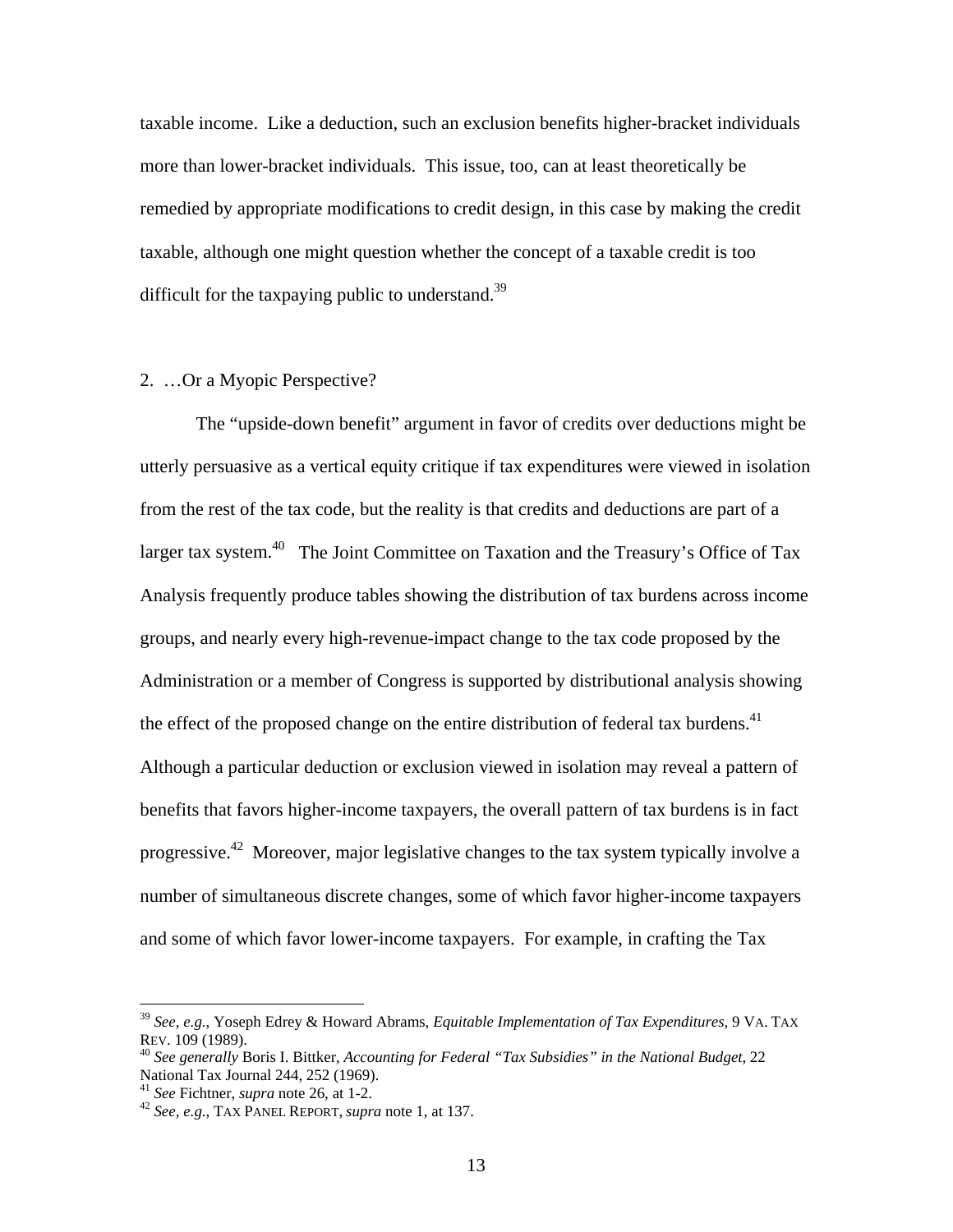taxable income. Like a deduction, such an exclusion benefits higher-bracket individuals more than lower-bracket individuals. This issue, too, can at least theoretically be remedied by appropriate modifications to credit design, in this case by making the credit taxable, although one might question whether the concept of a taxable credit is too difficult for the taxpaying public to understand.[39]

## 2. …Or a Myopic Perspective?

The "upside-down benefit" argument in favor of credits over deductions might be utterly persuasive as a vertical equity critique if tax expenditures were viewed in isolation from the rest of the tax code, but the reality is that credits and deductions are part of a larger tax system.[40] The Joint Committee on Taxation and the Treasury's Office of Tax Analysis frequently produce tables showing the distribution of tax burdens across income groups, and nearly every high-revenue-impact change to the tax code proposed by the Administration or a member of Congress is supported by distributional analysis showing the effect of the proposed change on the entire distribution of federal tax burdens.[41] Although a particular deduction or exclusion viewed in isolation may reveal a pattern of benefits that favors higher-income taxpayers, the overall pattern of tax burdens is in fact progressive.[42] Moreover, major legislative changes to the tax system typically involve a number of simultaneous discrete changes, some of which favor higher-income taxpayers and some of which favor lower-income taxpayers. For example, in crafting the Tax

---

[39] *See, e.g.*, Yoseph Edrey & Howard Abrams, *Equitable Implementation of Tax Expenditures*, 9 VA. TAX REV. 109 (1989).

[40] *See generally* Boris I. Bittker, *Accounting for Federal "Tax Subsidies" in the National Budget*, 22 National Tax Journal 244, 252 (1969).

[41] *See* Fichtner, *supra* note 26, at 1-2.

[42] *See, e.g.*, TAX PANEL REPORT, *supra* note 1, at 137.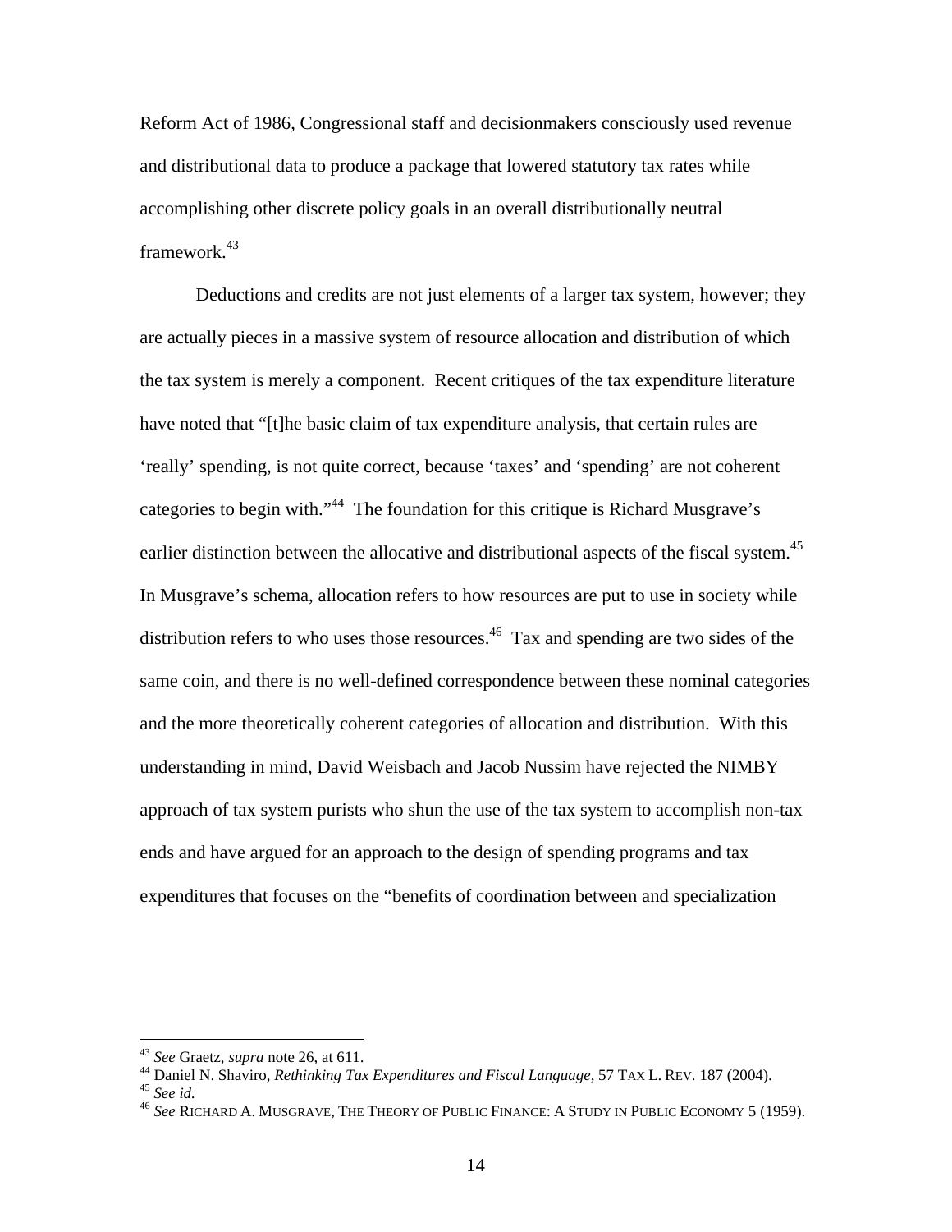Reform Act of 1986, Congressional staff and decisionmakers consciously used revenue and distributional data to produce a package that lowered statutory tax rates while accomplishing other discrete policy goals in an overall distributionally neutral framework.[43]

Deductions and credits are not just elements of a larger tax system, however; they are actually pieces in a massive system of resource allocation and distribution of which the tax system is merely a component. Recent critiques of the tax expenditure literature have noted that "[t]he basic claim of tax expenditure analysis, that certain rules are 'really' spending, is not quite correct, because 'taxes' and 'spending' are not coherent categories to begin with."[44] The foundation for this critique is Richard Musgrave's earlier distinction between the allocative and distributional aspects of the fiscal system.[45] In Musgrave's schema, allocation refers to how resources are put to use in society while distribution refers to who uses those resources.[46] Tax and spending are two sides of the same coin, and there is no well-defined correspondence between these nominal categories and the more theoretically coherent categories of allocation and distribution. With this understanding in mind, David Weisbach and Jacob Nussim have rejected the NIMBY approach of tax system purists who shun the use of the tax system to accomplish non-tax ends and have argued for an approach to the design of spending programs and tax expenditures that focuses on the "benefits of coordination between and specialization

---

[43] *See* Graetz, *supra* note 26, at 611.

[44] Daniel N. Shaviro, *Rethinking Tax Expenditures and Fiscal Language*, 57 TAX L. REV. 187 (2004).

[45] *See id.*

[46] *See* RICHARD A. MUSGRAVE, THE THEORY OF PUBLIC FINANCE: A STUDY IN PUBLIC ECONOMY 5 (1959).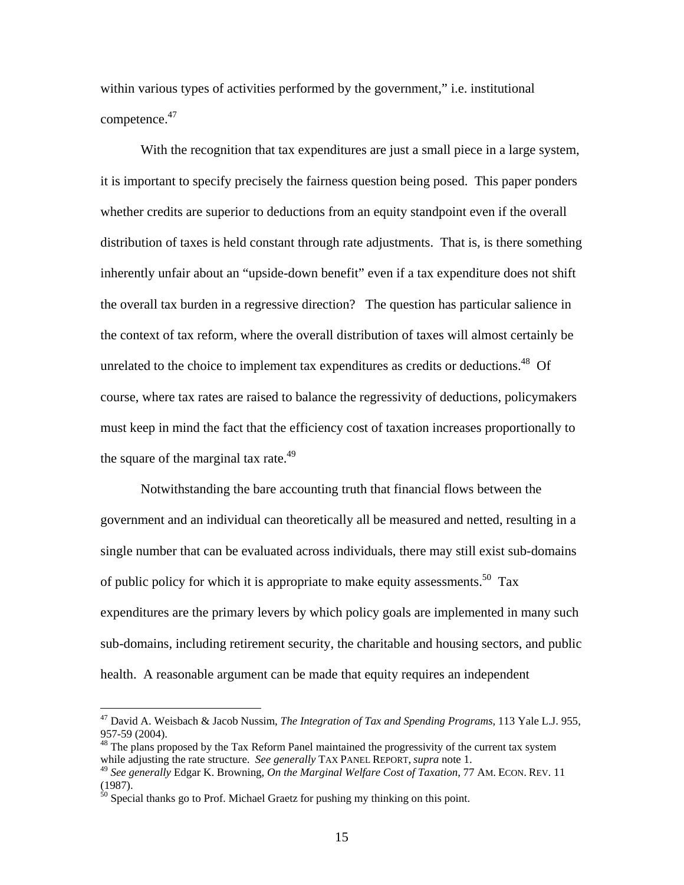within various types of activities performed by the government," i.e. institutional competence.[47]

With the recognition that tax expenditures are just a small piece in a large system, it is important to specify precisely the fairness question being posed. This paper ponders whether credits are superior to deductions from an equity standpoint even if the overall distribution of taxes is held constant through rate adjustments. That is, is there something inherently unfair about an "upside-down benefit" even if a tax expenditure does not shift the overall tax burden in a regressive direction? The question has particular salience in the context of tax reform, where the overall distribution of taxes will almost certainly be unrelated to the choice to implement tax expenditures as credits or deductions.[48] Of course, where tax rates are raised to balance the regressivity of deductions, policymakers must keep in mind the fact that the efficiency cost of taxation increases proportionally to the square of the marginal tax rate.[49]

Notwithstanding the bare accounting truth that financial flows between the government and an individual can theoretically all be measured and netted, resulting in a single number that can be evaluated across individuals, there may still exist sub-domains of public policy for which it is appropriate to make equity assessments.[50] Tax expenditures are the primary levers by which policy goals are implemented in many such sub-domains, including retirement security, the charitable and housing sectors, and public health. A reasonable argument can be made that equity requires an independent

---

[47] David A. Weisbach & Jacob Nussim, *The Integration of Tax and Spending Programs*, 113 Yale L.J. 955, 957-59 (2004).

[48] The plans proposed by the Tax Reform Panel maintained the progressivity of the current tax system while adjusting the rate structure. *See generally* TAX PANEL REPORT, *supra* note 1.

[49] *See generally* Edgar K. Browning, *On the Marginal Welfare Cost of Taxation*, 77 AM. ECON. REV. 11 (1987).

[50] Special thanks go to Prof. Michael Graetz for pushing my thinking on this point.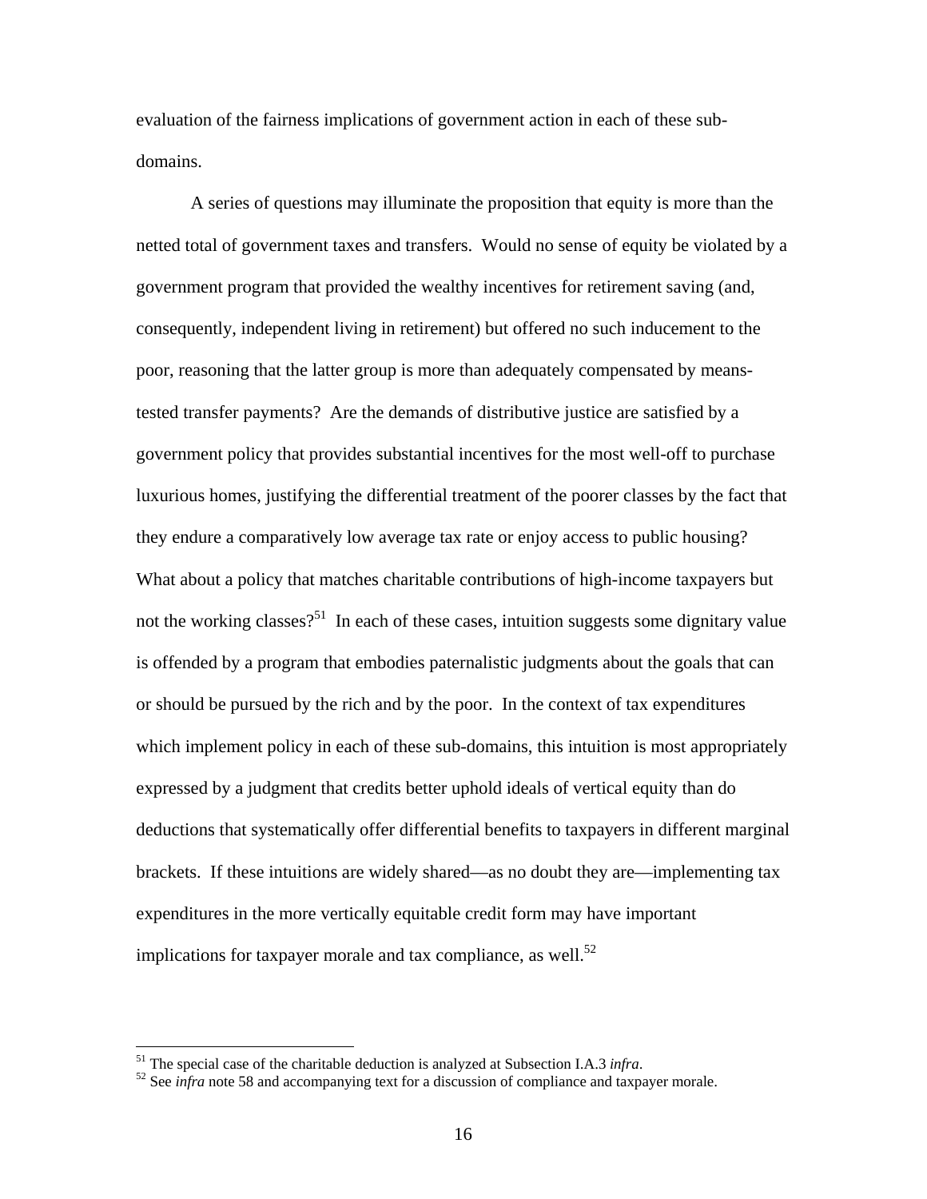evaluation of the fairness implications of government action in each of these sub-domains.

A series of questions may illuminate the proposition that equity is more than the netted total of government taxes and transfers. Would no sense of equity be violated by a government program that provided the wealthy incentives for retirement saving (and, consequently, independent living in retirement) but offered no such inducement to the poor, reasoning that the latter group is more than adequately compensated by means-tested transfer payments? Are the demands of distributive justice are satisfied by a government policy that provides substantial incentives for the most well-off to purchase luxurious homes, justifying the differential treatment of the poorer classes by the fact that they endure a comparatively low average tax rate or enjoy access to public housing? What about a policy that matches charitable contributions of high-income taxpayers but not the working classes?[51] In each of these cases, intuition suggests some dignitary value is offended by a program that embodies paternalistic judgments about the goals that can or should be pursued by the rich and by the poor. In the context of tax expenditures which implement policy in each of these sub-domains, this intuition is most appropriately expressed by a judgment that credits better uphold ideals of vertical equity than do deductions that systematically offer differential benefits to taxpayers in different marginal brackets. If these intuitions are widely shared—as no doubt they are—implementing tax expenditures in the more vertically equitable credit form may have important implications for taxpayer morale and tax compliance, as well.[52]

---

[51] The special case of the charitable deduction is analyzed at Subsection I.A.3 *infra*.

[52] See *infra* note 58 and accompanying text for a discussion of compliance and taxpayer morale.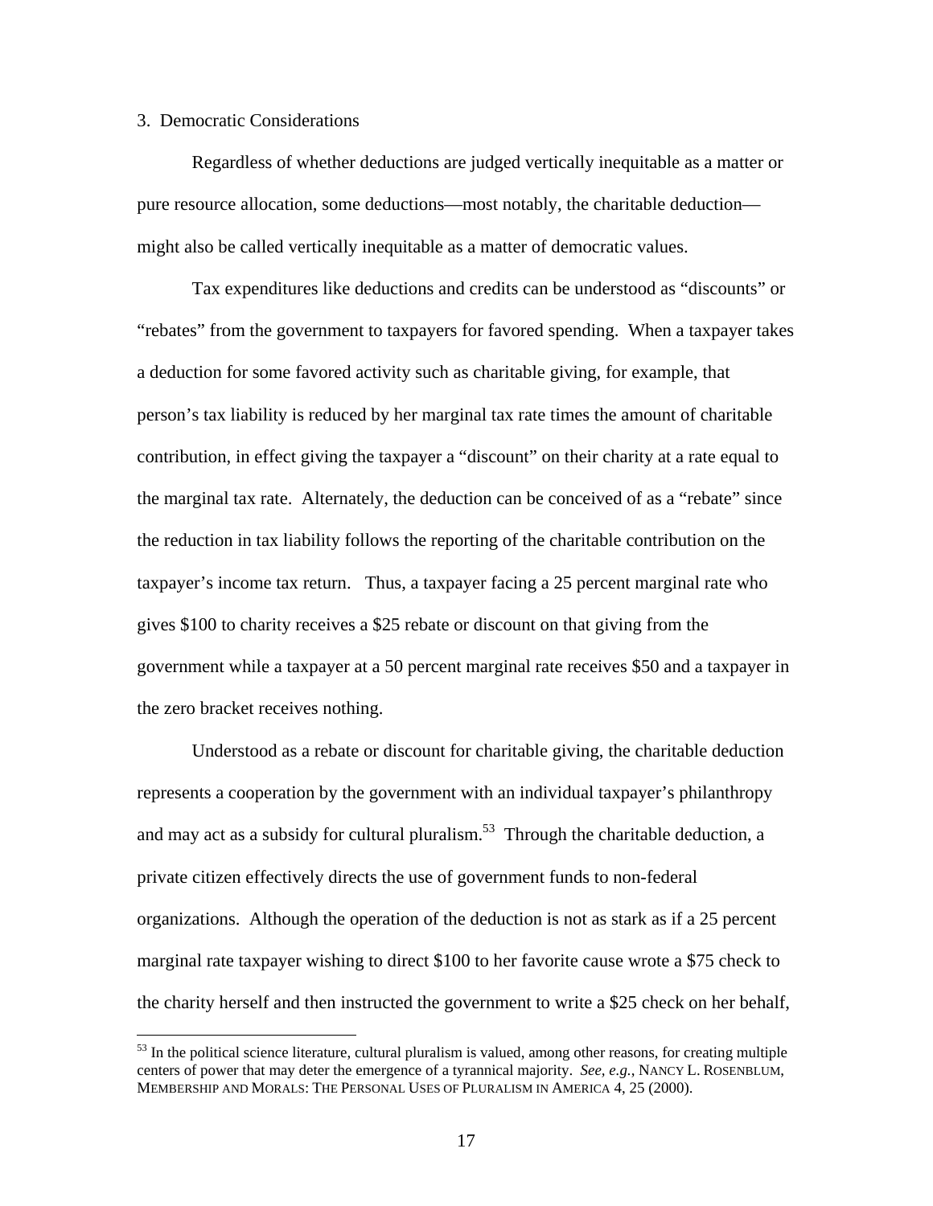### 3. Democratic Considerations

Regardless of whether deductions are judged vertically inequitable as a matter or pure resource allocation, some deductions—most notably, the charitable deduction—might also be called vertically inequitable as a matter of democratic values.

Tax expenditures like deductions and credits can be understood as "discounts" or "rebates" from the government to taxpayers for favored spending. When a taxpayer takes a deduction for some favored activity such as charitable giving, for example, that person's tax liability is reduced by her marginal tax rate times the amount of charitable contribution, in effect giving the taxpayer a "discount" on their charity at a rate equal to the marginal tax rate. Alternately, the deduction can be conceived of as a "rebate" since the reduction in tax liability follows the reporting of the charitable contribution on the taxpayer's income tax return. Thus, a taxpayer facing a 25 percent marginal rate who gives $100 to charity receives a $25 rebate or discount on that giving from the government while a taxpayer at a 50 percent marginal rate receives $50 and a taxpayer in the zero bracket receives nothing.

Understood as a rebate or discount for charitable giving, the charitable deduction represents a cooperation by the government with an individual taxpayer's philanthropy and may act as a subsidy for cultural pluralism.[53] Through the charitable deduction, a private citizen effectively directs the use of government funds to non-federal organizations. Although the operation of the deduction is not as stark as if a 25 percent marginal rate taxpayer wishing to direct $100 to her favorite cause wrote a $75 check to the charity herself and then instructed the government to write a $25 check on her behalf,

---

[53] In the political science literature, cultural pluralism is valued, among other reasons, for creating multiple centers of power that may deter the emergence of a tyrannical majority. *See, e.g.*, NANCY L. ROSENBLUM, MEMBERSHIP AND MORALS: THE PERSONAL USES OF PLURALISM IN AMERICA 4, 25 (2000).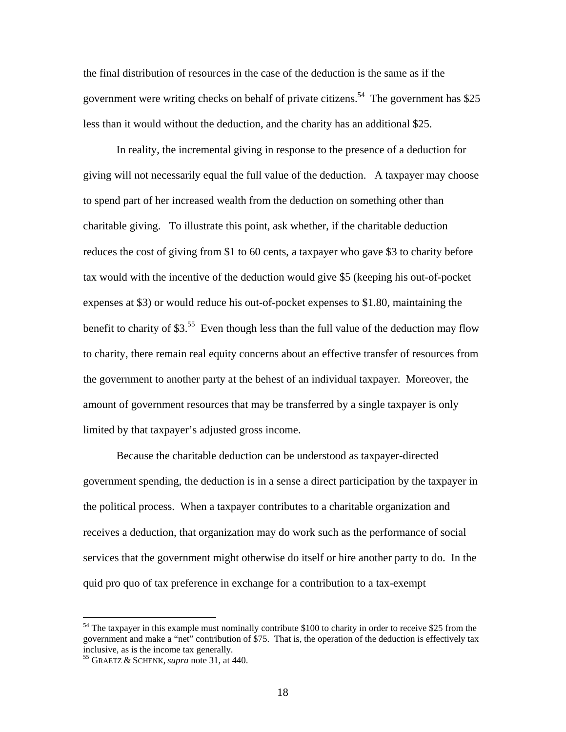the final distribution of resources in the case of the deduction is the same as if the government were writing checks on behalf of private citizens.[54] The government has $25 less than it would without the deduction, and the charity has an additional $25.

In reality, the incremental giving in response to the presence of a deduction for giving will not necessarily equal the full value of the deduction. A taxpayer may choose to spend part of her increased wealth from the deduction on something other than charitable giving. To illustrate this point, ask whether, if the charitable deduction reduces the cost of giving from $1 to 60 cents, a taxpayer who gave $3 to charity before tax would with the incentive of the deduction would give $5 (keeping his out-of-pocket expenses at $3) or would reduce his out-of-pocket expenses to $1.80, maintaining the benefit to charity of $3.[55] Even though less than the full value of the deduction may flow to charity, there remain real equity concerns about an effective transfer of resources from the government to another party at the behest of an individual taxpayer. Moreover, the amount of government resources that may be transferred by a single taxpayer is only limited by that taxpayer's adjusted gross income.

Because the charitable deduction can be understood as taxpayer-directed government spending, the deduction is in a sense a direct participation by the taxpayer in the political process. When a taxpayer contributes to a charitable organization and receives a deduction, that organization may do work such as the performance of social services that the government might otherwise do itself or hire another party to do. In the quid pro quo of tax preference in exchange for a contribution to a tax-exempt

---

[54] The taxpayer in this example must nominally contribute $100 to charity in order to receive $25 from the government and make a "net" contribution of $75. That is, the operation of the deduction is effectively tax inclusive, as is the income tax generally.

[55] GRAETZ & SCHENK, *supra* note 31, at 440.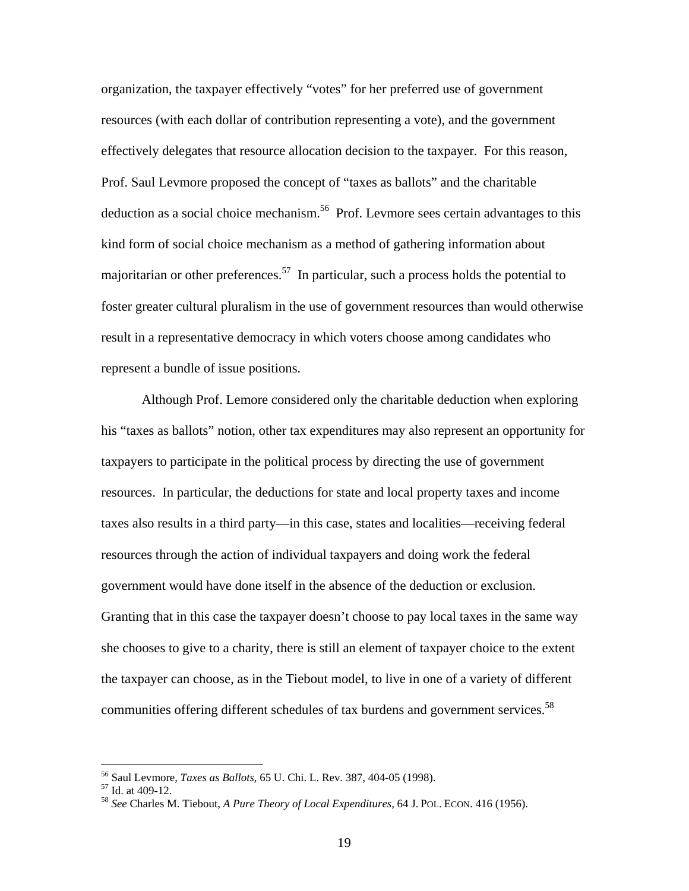organization, the taxpayer effectively "votes" for her preferred use of government resources (with each dollar of contribution representing a vote), and the government effectively delegates that resource allocation decision to the taxpayer. For this reason, Prof. Saul Levmore proposed the concept of "taxes as ballots" and the charitable deduction as a social choice mechanism.[56] Prof. Levmore sees certain advantages to this kind form of social choice mechanism as a method of gathering information about majoritarian or other preferences.[57] In particular, such a process holds the potential to foster greater cultural pluralism in the use of government resources than would otherwise result in a representative democracy in which voters choose among candidates who represent a bundle of issue positions.

Although Prof. Lemore considered only the charitable deduction when exploring his "taxes as ballots" notion, other tax expenditures may also represent an opportunity for taxpayers to participate in the political process by directing the use of government resources. In particular, the deductions for state and local property taxes and income taxes also results in a third party—in this case, states and localities—receiving federal resources through the action of individual taxpayers and doing work the federal government would have done itself in the absence of the deduction or exclusion. Granting that in this case the taxpayer doesn't choose to pay local taxes in the same way she chooses to give to a charity, there is still an element of taxpayer choice to the extent the taxpayer can choose, as in the Tiebout model, to live in one of a variety of different communities offering different schedules of tax burdens and government services.[58]

---

[56] Saul Levmore, *Taxes as Ballots*, 65 U. Chi. L. Rev. 387, 404-05 (1998).

[57] Id. at 409-12.

[58] *See* Charles M. Tiebout, *A Pure Theory of Local Expenditures*, 64 J. POL. ECON. 416 (1956).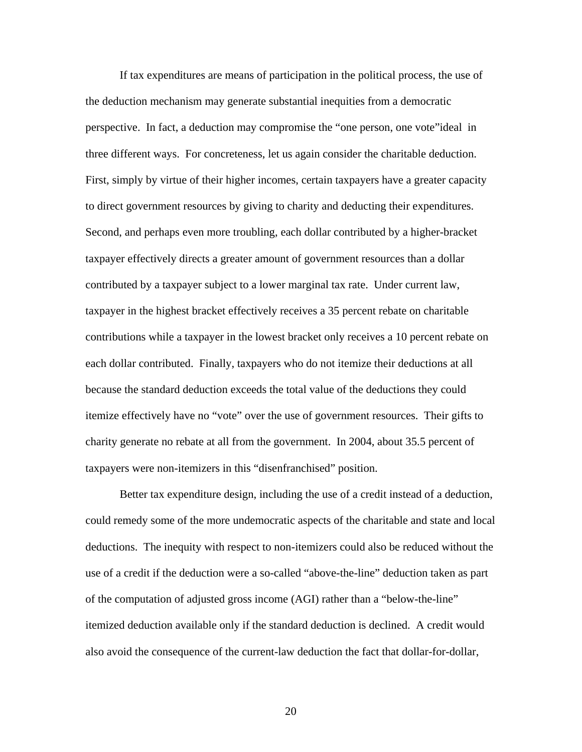If tax expenditures are means of participation in the political process, the use of the deduction mechanism may generate substantial inequities from a democratic perspective. In fact, a deduction may compromise the "one person, one vote"ideal in three different ways. For concreteness, let us again consider the charitable deduction. First, simply by virtue of their higher incomes, certain taxpayers have a greater capacity to direct government resources by giving to charity and deducting their expenditures. Second, and perhaps even more troubling, each dollar contributed by a higher-bracket taxpayer effectively directs a greater amount of government resources than a dollar contributed by a taxpayer subject to a lower marginal tax rate. Under current law, taxpayer in the highest bracket effectively receives a 35 percent rebate on charitable contributions while a taxpayer in the lowest bracket only receives a 10 percent rebate on each dollar contributed. Finally, taxpayers who do not itemize their deductions at all because the standard deduction exceeds the total value of the deductions they could itemize effectively have no "vote" over the use of government resources. Their gifts to charity generate no rebate at all from the government. In 2004, about 35.5 percent of taxpayers were non-itemizers in this "disenfranchised" position.

Better tax expenditure design, including the use of a credit instead of a deduction, could remedy some of the more undemocratic aspects of the charitable and state and local deductions. The inequity with respect to non-itemizers could also be reduced without the use of a credit if the deduction were a so-called "above-the-line" deduction taken as part of the computation of adjusted gross income (AGI) rather than a "below-the-line" itemized deduction available only if the standard deduction is declined. A credit would also avoid the consequence of the current-law deduction the fact that dollar-for-dollar,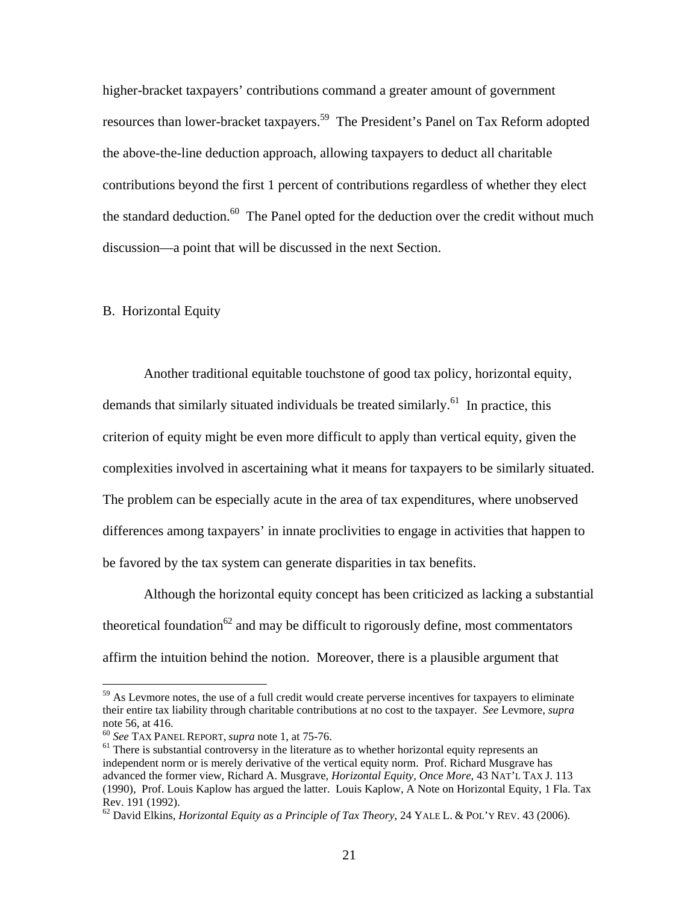higher-bracket taxpayers' contributions command a greater amount of government resources than lower-bracket taxpayers.[59] The President's Panel on Tax Reform adopted the above-the-line deduction approach, allowing taxpayers to deduct all charitable contributions beyond the first 1 percent of contributions regardless of whether they elect the standard deduction.[60] The Panel opted for the deduction over the credit without much discussion—a point that will be discussed in the next Section.

## B. Horizontal Equity

Another traditional equitable touchstone of good tax policy, horizontal equity, demands that similarly situated individuals be treated similarly.[61] In practice, this criterion of equity might be even more difficult to apply than vertical equity, given the complexities involved in ascertaining what it means for taxpayers to be similarly situated. The problem can be especially acute in the area of tax expenditures, where unobserved differences among taxpayers' in innate proclivities to engage in activities that happen to be favored by the tax system can generate disparities in tax benefits.

Although the horizontal equity concept has been criticized as lacking a substantial theoretical foundation[62] and may be difficult to rigorously define, most commentators affirm the intuition behind the notion. Moreover, there is a plausible argument that

---

[59] As Levmore notes, the use of a full credit would create perverse incentives for taxpayers to eliminate their entire tax liability through charitable contributions at no cost to the taxpayer. *See* Levmore, *supra* note 56, at 416.

[60] *See* TAX PANEL REPORT, *supra* note 1, at 75-76.

[61] There is substantial controversy in the literature as to whether horizontal equity represents an independent norm or is merely derivative of the vertical equity norm. Prof. Richard Musgrave has advanced the former view, Richard A. Musgrave, *Horizontal Equity, Once More*, 43 NAT'L TAX J. 113 (1990), Prof. Louis Kaplow has argued the latter. Louis Kaplow, A Note on Horizontal Equity, 1 Fla. Tax Rev. 191 (1992).

[62] David Elkins, *Horizontal Equity as a Principle of Tax Theory*, 24 YALE L. & POL'Y REV. 43 (2006).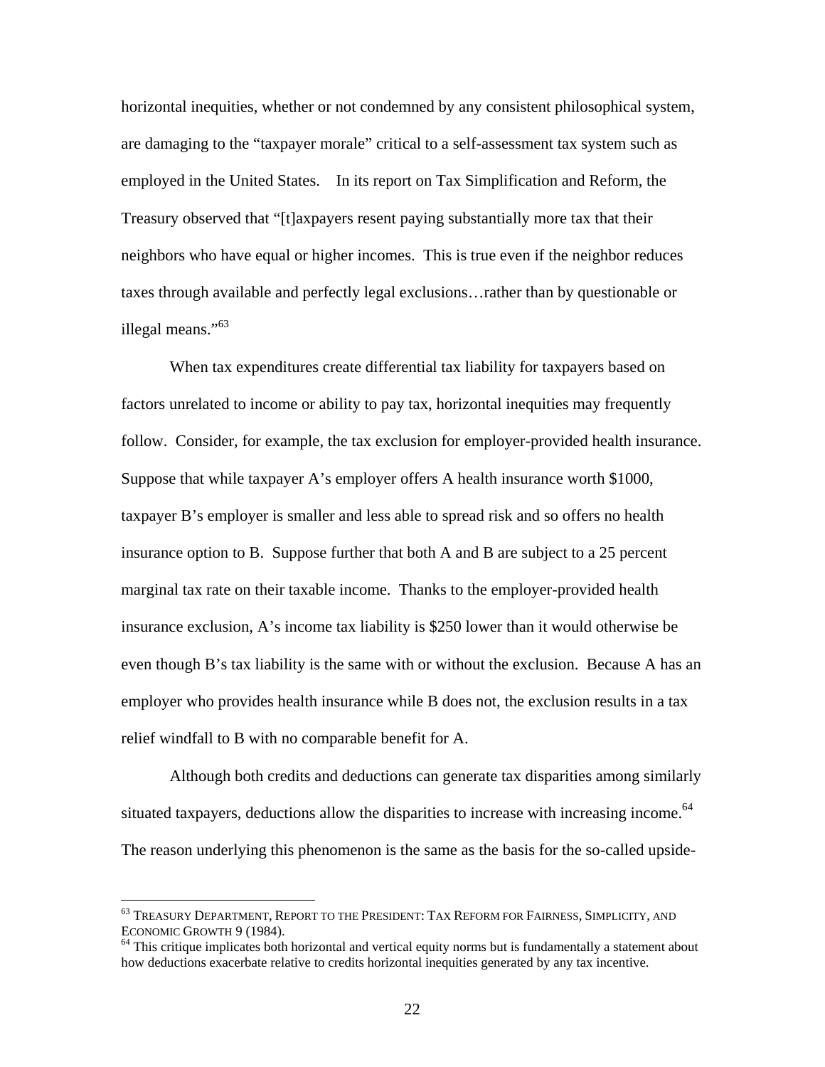horizontal inequities, whether or not condemned by any consistent philosophical system, are damaging to the "taxpayer morale" critical to a self-assessment tax system such as employed in the United States. In its report on Tax Simplification and Reform, the Treasury observed that "[t]axpayers resent paying substantially more tax that their neighbors who have equal or higher incomes. This is true even if the neighbor reduces taxes through available and perfectly legal exclusions…rather than by questionable or illegal means."[63]

When tax expenditures create differential tax liability for taxpayers based on factors unrelated to income or ability to pay tax, horizontal inequities may frequently follow. Consider, for example, the tax exclusion for employer-provided health insurance. Suppose that while taxpayer A's employer offers A health insurance worth $1000, taxpayer B's employer is smaller and less able to spread risk and so offers no health insurance option to B. Suppose further that both A and B are subject to a 25 percent marginal tax rate on their taxable income. Thanks to the employer-provided health insurance exclusion, A's income tax liability is $250 lower than it would otherwise be even though B's tax liability is the same with or without the exclusion. Because A has an employer who provides health insurance while B does not, the exclusion results in a tax relief windfall to B with no comparable benefit for A.

Although both credits and deductions can generate tax disparities among similarly situated taxpayers, deductions allow the disparities to increase with increasing income.[64] The reason underlying this phenomenon is the same as the basis for the so-called upside-

---

[63] TREASURY DEPARTMENT, REPORT TO THE PRESIDENT: TAX REFORM FOR FAIRNESS, SIMPLICITY, AND ECONOMIC GROWTH 9 (1984).

[64] This critique implicates both horizontal and vertical equity norms but is fundamentally a statement about how deductions exacerbate relative to credits horizontal inequities generated by any tax incentive.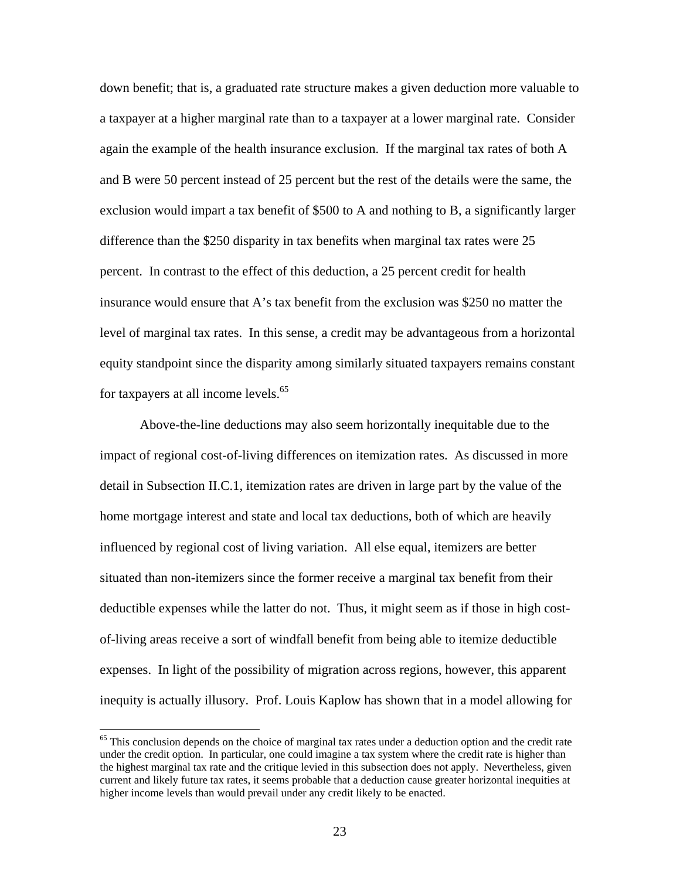down benefit; that is, a graduated rate structure makes a given deduction more valuable to a taxpayer at a higher marginal rate than to a taxpayer at a lower marginal rate. Consider again the example of the health insurance exclusion. If the marginal tax rates of both A and B were 50 percent instead of 25 percent but the rest of the details were the same, the exclusion would impart a tax benefit of $500 to A and nothing to B, a significantly larger difference than the $250 disparity in tax benefits when marginal tax rates were 25 percent. In contrast to the effect of this deduction, a 25 percent credit for health insurance would ensure that A's tax benefit from the exclusion was $250 no matter the level of marginal tax rates. In this sense, a credit may be advantageous from a horizontal equity standpoint since the disparity among similarly situated taxpayers remains constant for taxpayers at all income levels.[65]

Above-the-line deductions may also seem horizontally inequitable due to the impact of regional cost-of-living differences on itemization rates. As discussed in more detail in Subsection II.C.1, itemization rates are driven in large part by the value of the home mortgage interest and state and local tax deductions, both of which are heavily influenced by regional cost of living variation. All else equal, itemizers are better situated than non-itemizers since the former receive a marginal tax benefit from their deductible expenses while the latter do not. Thus, it might seem as if those in high cost-of-living areas receive a sort of windfall benefit from being able to itemize deductible expenses. In light of the possibility of migration across regions, however, this apparent inequity is actually illusory. Prof. Louis Kaplow has shown that in a model allowing for

[65] This conclusion depends on the choice of marginal tax rates under a deduction option and the credit rate under the credit option. In particular, one could imagine a tax system where the credit rate is higher than the highest marginal tax rate and the critique levied in this subsection does not apply. Nevertheless, given current and likely future tax rates, it seems probable that a deduction cause greater horizontal inequities at higher income levels than would prevail under any credit likely to be enacted.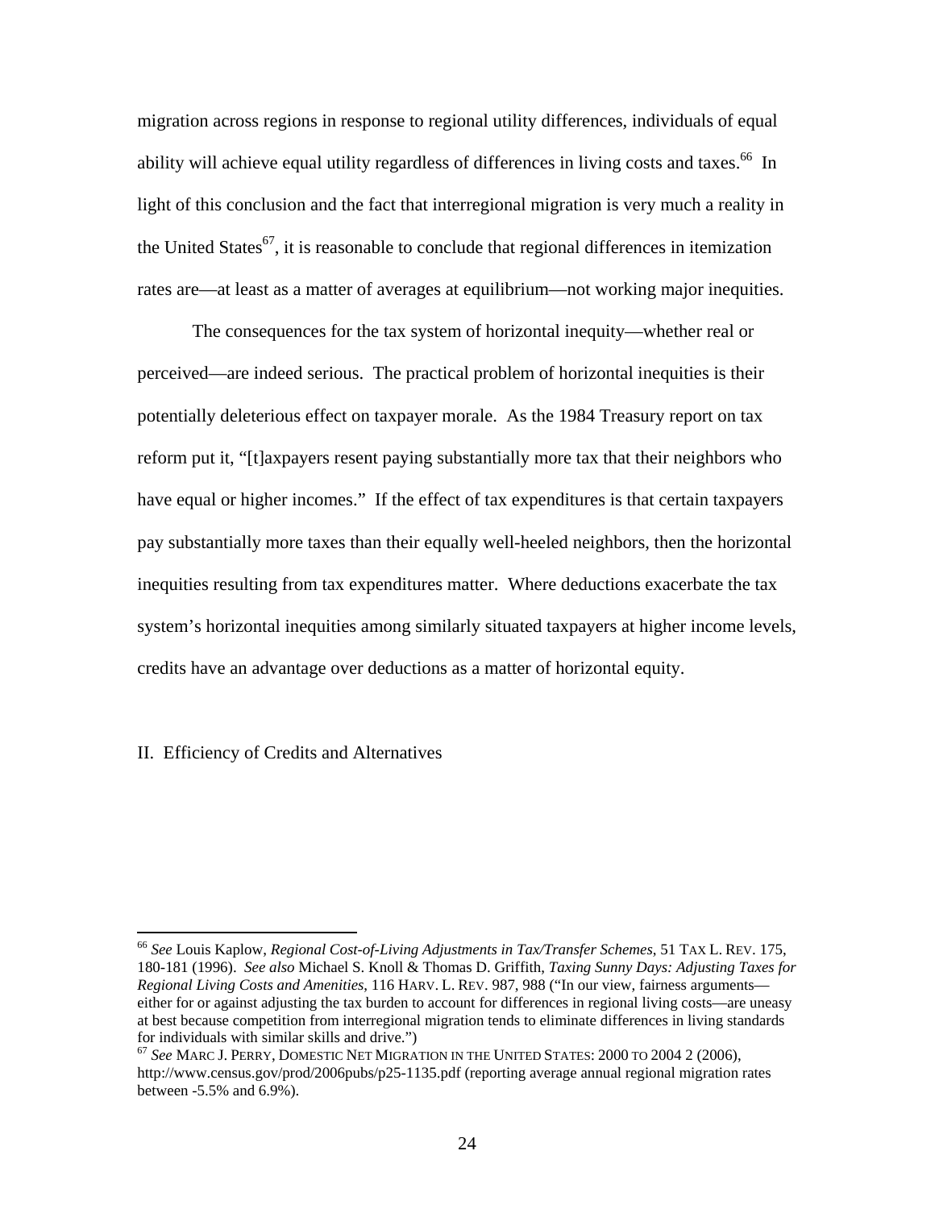migration across regions in response to regional utility differences, individuals of equal ability will achieve equal utility regardless of differences in living costs and taxes.[66] In light of this conclusion and the fact that interregional migration is very much a reality in the United States[67], it is reasonable to conclude that regional differences in itemization rates are—at least as a matter of averages at equilibrium—not working major inequities.

The consequences for the tax system of horizontal inequity—whether real or perceived—are indeed serious. The practical problem of horizontal inequities is their potentially deleterious effect on taxpayer morale. As the 1984 Treasury report on tax reform put it, "[t]axpayers resent paying substantially more tax that their neighbors who have equal or higher incomes." If the effect of tax expenditures is that certain taxpayers pay substantially more taxes than their equally well-heeled neighbors, then the horizontal inequities resulting from tax expenditures matter. Where deductions exacerbate the tax system's horizontal inequities among similarly situated taxpayers at higher income levels, credits have an advantage over deductions as a matter of horizontal equity.

## II. Efficiency of Credits and Alternatives

---

[66] *See* Louis Kaplow, *Regional Cost-of-Living Adjustments in Tax/Transfer Schemes*, 51 TAX L. REV. 175, 180-181 (1996). *See also* Michael S. Knoll & Thomas D. Griffith, *Taxing Sunny Days: Adjusting Taxes for Regional Living Costs and Amenities*, 116 HARV. L. REV. 987, 988 ("In our view, fairness arguments—either for or against adjusting the tax burden to account for differences in regional living costs—are uneasy at best because competition from interregional migration tends to eliminate differences in living standards for individuals with similar skills and drive.")

[67] *See* MARC J. PERRY, DOMESTIC NET MIGRATION IN THE UNITED STATES: 2000 TO 2004 2 (2006), http://www.census.gov/prod/2006pubs/p25-1135.pdf (reporting average annual regional migration rates between -5.5% and 6.9%).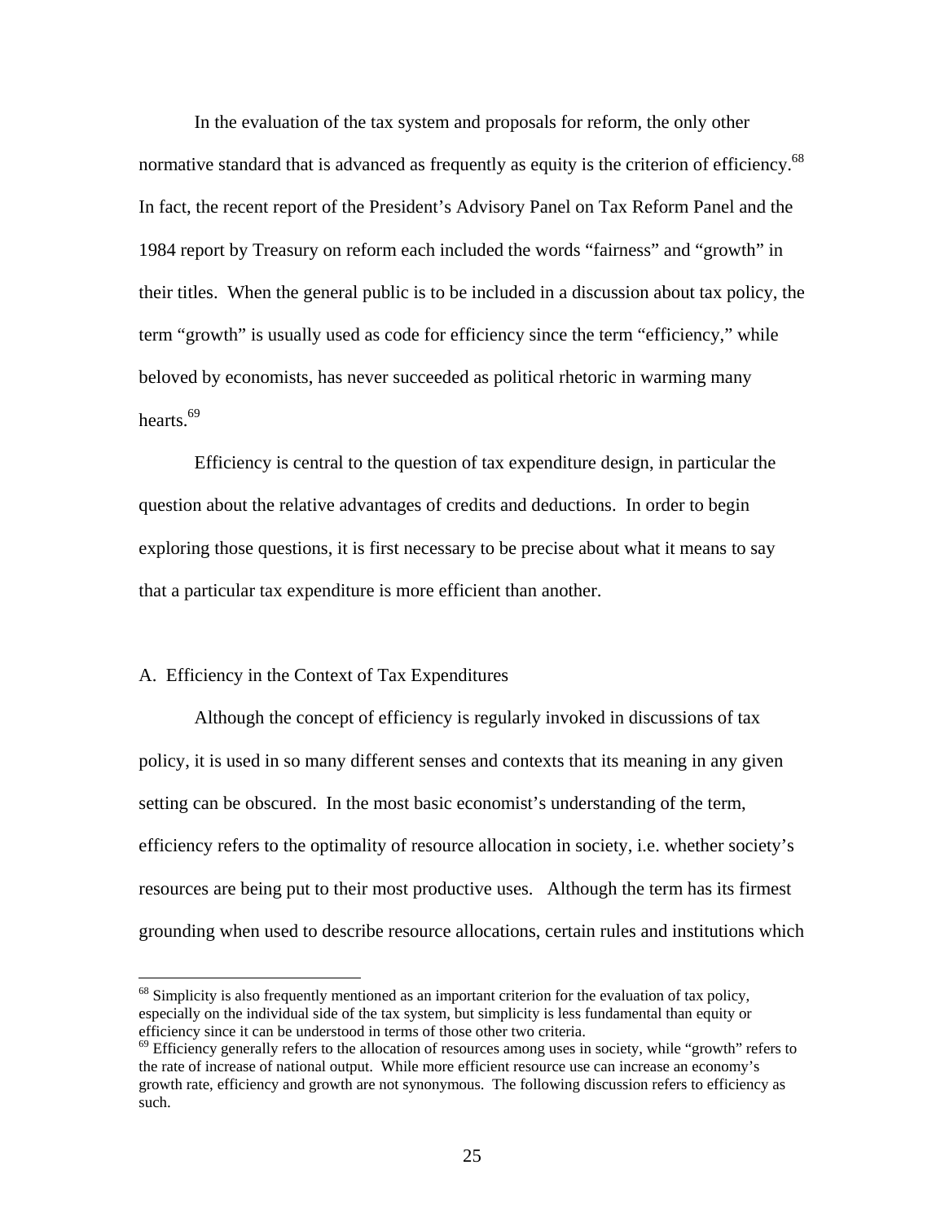In the evaluation of the tax system and proposals for reform, the only other normative standard that is advanced as frequently as equity is the criterion of efficiency.[68] In fact, the recent report of the President's Advisory Panel on Tax Reform Panel and the 1984 report by Treasury on reform each included the words "fairness" and "growth" in their titles. When the general public is to be included in a discussion about tax policy, the term "growth" is usually used as code for efficiency since the term "efficiency," while beloved by economists, has never succeeded as political rhetoric in warming many hearts.[69]

Efficiency is central to the question of tax expenditure design, in particular the question about the relative advantages of credits and deductions. In order to begin exploring those questions, it is first necessary to be precise about what it means to say that a particular tax expenditure is more efficient than another.

### A. Efficiency in the Context of Tax Expenditures

Although the concept of efficiency is regularly invoked in discussions of tax policy, it is used in so many different senses and contexts that its meaning in any given setting can be obscured. In the most basic economist's understanding of the term, efficiency refers to the optimality of resource allocation in society, i.e. whether society's resources are being put to their most productive uses. Although the term has its firmest grounding when used to describe resource allocations, certain rules and institutions which

---

[68] Simplicity is also frequently mentioned as an important criterion for the evaluation of tax policy, especially on the individual side of the tax system, but simplicity is less fundamental than equity or efficiency since it can be understood in terms of those other two criteria.

[69] Efficiency generally refers to the allocation of resources among uses in society, while "growth" refers to the rate of increase of national output. While more efficient resource use can increase an economy's growth rate, efficiency and growth are not synonymous. The following discussion refers to efficiency as such.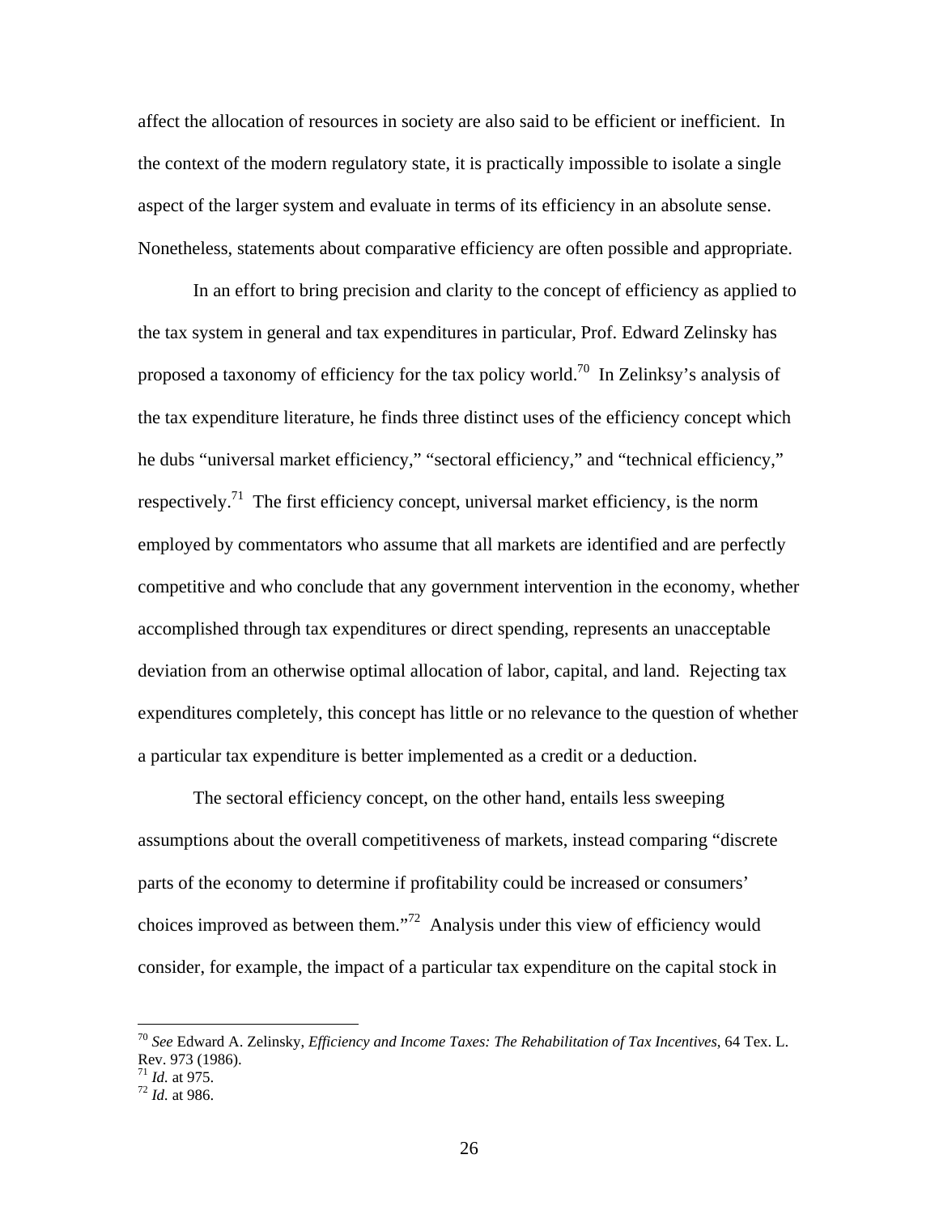affect the allocation of resources in society are also said to be efficient or inefficient. In the context of the modern regulatory state, it is practically impossible to isolate a single aspect of the larger system and evaluate in terms of its efficiency in an absolute sense. Nonetheless, statements about comparative efficiency are often possible and appropriate.

In an effort to bring precision and clarity to the concept of efficiency as applied to the tax system in general and tax expenditures in particular, Prof. Edward Zelinsky has proposed a taxonomy of efficiency for the tax policy world.[70] In Zelinksy's analysis of the tax expenditure literature, he finds three distinct uses of the efficiency concept which he dubs "universal market efficiency," "sectoral efficiency," and "technical efficiency," respectively.[71] The first efficiency concept, universal market efficiency, is the norm employed by commentators who assume that all markets are identified and are perfectly competitive and who conclude that any government intervention in the economy, whether accomplished through tax expenditures or direct spending, represents an unacceptable deviation from an otherwise optimal allocation of labor, capital, and land. Rejecting tax expenditures completely, this concept has little or no relevance to the question of whether a particular tax expenditure is better implemented as a credit or a deduction.

The sectoral efficiency concept, on the other hand, entails less sweeping assumptions about the overall competitiveness of markets, instead comparing "discrete parts of the economy to determine if profitability could be increased or consumers' choices improved as between them."[72] Analysis under this view of efficiency would consider, for example, the impact of a particular tax expenditure on the capital stock in

---

[70] *See* Edward A. Zelinsky, *Efficiency and Income Taxes: The Rehabilitation of Tax Incentives,* 64 Tex. L. Rev. 973 (1986).

[71] *Id.* at 975.

[72] *Id.* at 986.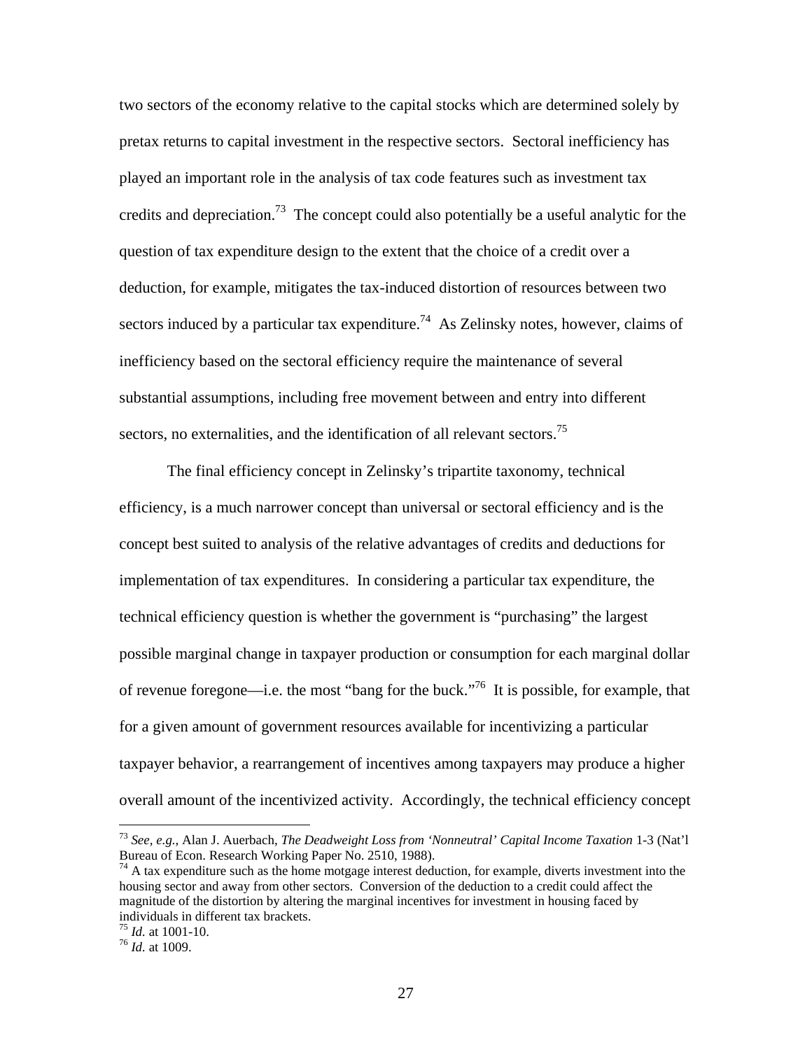two sectors of the economy relative to the capital stocks which are determined solely by pretax returns to capital investment in the respective sectors. Sectoral inefficiency has played an important role in the analysis of tax code features such as investment tax credits and depreciation.[73] The concept could also potentially be a useful analytic for the question of tax expenditure design to the extent that the choice of a credit over a deduction, for example, mitigates the tax-induced distortion of resources between two sectors induced by a particular tax expenditure.[74] As Zelinsky notes, however, claims of inefficiency based on the sectoral efficiency require the maintenance of several substantial assumptions, including free movement between and entry into different sectors, no externalities, and the identification of all relevant sectors.[75]

The final efficiency concept in Zelinsky's tripartite taxonomy, technical efficiency, is a much narrower concept than universal or sectoral efficiency and is the concept best suited to analysis of the relative advantages of credits and deductions for implementation of tax expenditures. In considering a particular tax expenditure, the technical efficiency question is whether the government is "purchasing" the largest possible marginal change in taxpayer production or consumption for each marginal dollar of revenue foregone—i.e. the most "bang for the buck."[76] It is possible, for example, that for a given amount of government resources available for incentivizing a particular taxpayer behavior, a rearrangement of incentives among taxpayers may produce a higher overall amount of the incentivized activity. Accordingly, the technical efficiency concept

---

[73] *See, e.g.*, Alan J. Auerbach, *The Deadweight Loss from 'Nonneutral' Capital Income Taxation* 1-3 (Nat'l Bureau of Econ. Research Working Paper No. 2510, 1988).

[74] A tax expenditure such as the home motgage interest deduction, for example, diverts investment into the housing sector and away from other sectors. Conversion of the deduction to a credit could affect the magnitude of the distortion by altering the marginal incentives for investment in housing faced by individuals in different tax brackets.

[75] *Id.* at 1001-10.

[76] *Id.* at 1009.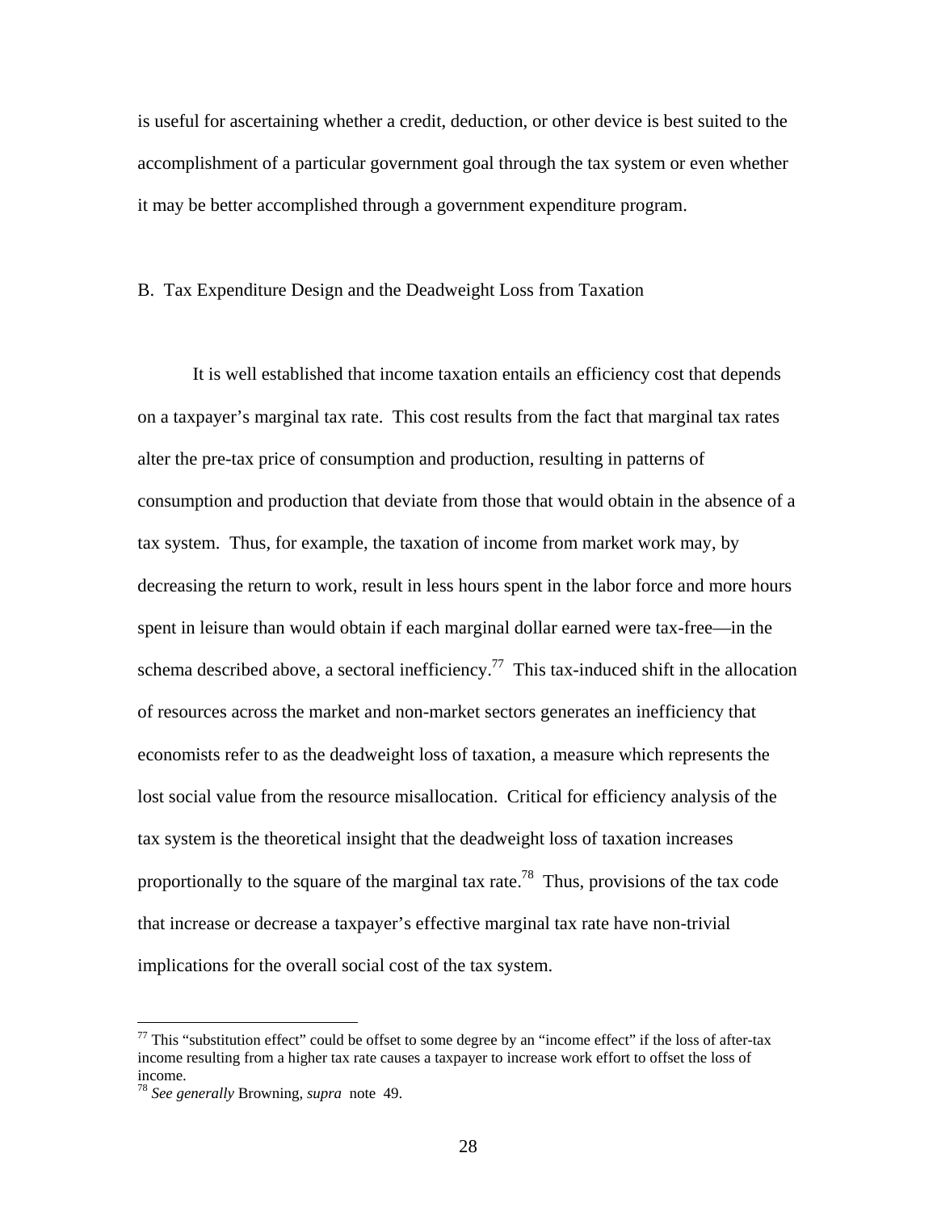is useful for ascertaining whether a credit, deduction, or other device is best suited to the accomplishment of a particular government goal through the tax system or even whether it may be better accomplished through a government expenditure program.

## B. Tax Expenditure Design and the Deadweight Loss from Taxation

It is well established that income taxation entails an efficiency cost that depends on a taxpayer's marginal tax rate. This cost results from the fact that marginal tax rates alter the pre-tax price of consumption and production, resulting in patterns of consumption and production that deviate from those that would obtain in the absence of a tax system. Thus, for example, the taxation of income from market work may, by decreasing the return to work, result in less hours spent in the labor force and more hours spent in leisure than would obtain if each marginal dollar earned were tax-free—in the schema described above, a sectoral inefficiency.[77] This tax-induced shift in the allocation of resources across the market and non-market sectors generates an inefficiency that economists refer to as the deadweight loss of taxation, a measure which represents the lost social value from the resource misallocation. Critical for efficiency analysis of the tax system is the theoretical insight that the deadweight loss of taxation increases proportionally to the square of the marginal tax rate.[78] Thus, provisions of the tax code that increase or decrease a taxpayer's effective marginal tax rate have non-trivial implications for the overall social cost of the tax system.

---

[77] This "substitution effect" could be offset to some degree by an "income effect" if the loss of after-tax income resulting from a higher tax rate causes a taxpayer to increase work effort to offset the loss of income.

[78] *See generally* Browning, *supra* note 49.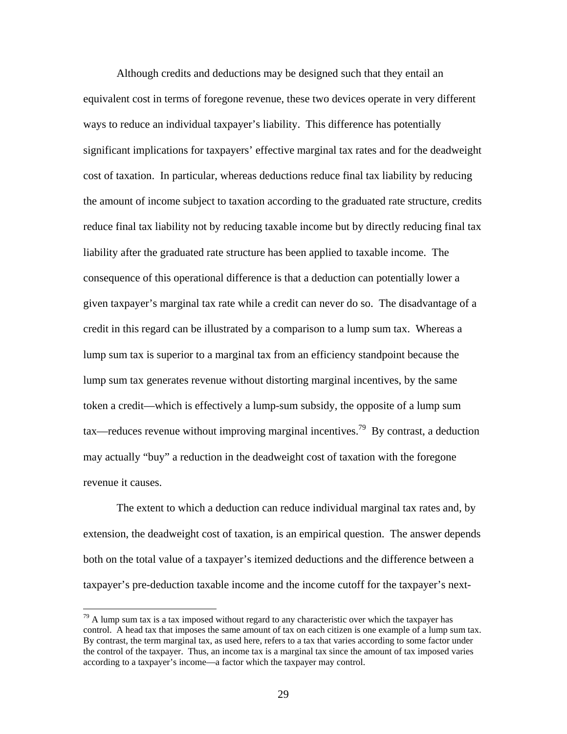Although credits and deductions may be designed such that they entail an equivalent cost in terms of foregone revenue, these two devices operate in very different ways to reduce an individual taxpayer's liability. This difference has potentially significant implications for taxpayers' effective marginal tax rates and for the deadweight cost of taxation. In particular, whereas deductions reduce final tax liability by reducing the amount of income subject to taxation according to the graduated rate structure, credits reduce final tax liability not by reducing taxable income but by directly reducing final tax liability after the graduated rate structure has been applied to taxable income. The consequence of this operational difference is that a deduction can potentially lower a given taxpayer's marginal tax rate while a credit can never do so. The disadvantage of a credit in this regard can be illustrated by a comparison to a lump sum tax. Whereas a lump sum tax is superior to a marginal tax from an efficiency standpoint because the lump sum tax generates revenue without distorting marginal incentives, by the same token a credit—which is effectively a lump-sum subsidy, the opposite of a lump sum tax—reduces revenue without improving marginal incentives.[79] By contrast, a deduction may actually "buy" a reduction in the deadweight cost of taxation with the foregone revenue it causes.

The extent to which a deduction can reduce individual marginal tax rates and, by extension, the deadweight cost of taxation, is an empirical question. The answer depends both on the total value of a taxpayer's itemized deductions and the difference between a taxpayer's pre-deduction taxable income and the income cutoff for the taxpayer's next-

[79] A lump sum tax is a tax imposed without regard to any characteristic over which the taxpayer has control. A head tax that imposes the same amount of tax on each citizen is one example of a lump sum tax. By contrast, the term marginal tax, as used here, refers to a tax that varies according to some factor under the control of the taxpayer. Thus, an income tax is a marginal tax since the amount of tax imposed varies according to a taxpayer's income—a factor which the taxpayer may control.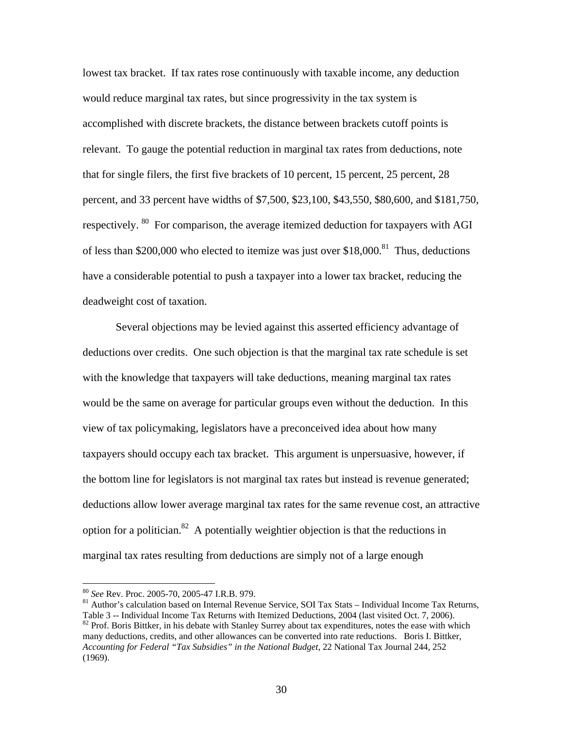lowest tax bracket. If tax rates rose continuously with taxable income, any deduction would reduce marginal tax rates, but since progressivity in the tax system is accomplished with discrete brackets, the distance between brackets cutoff points is relevant. To gauge the potential reduction in marginal tax rates from deductions, note that for single filers, the first five brackets of 10 percent, 15 percent, 25 percent, 28 percent, and 33 percent have widths of $7,500, $23,100, $43,550, $80,600, and $181,750, respectively. [80] For comparison, the average itemized deduction for taxpayers with AGI of less than $200,000 who elected to itemize was just over $18,000.[81] Thus, deductions have a considerable potential to push a taxpayer into a lower tax bracket, reducing the deadweight cost of taxation.

Several objections may be levied against this asserted efficiency advantage of deductions over credits. One such objection is that the marginal tax rate schedule is set with the knowledge that taxpayers will take deductions, meaning marginal tax rates would be the same on average for particular groups even without the deduction. In this view of tax policymaking, legislators have a preconceived idea about how many taxpayers should occupy each tax bracket. This argument is unpersuasive, however, if the bottom line for legislators is not marginal tax rates but instead is revenue generated; deductions allow lower average marginal tax rates for the same revenue cost, an attractive option for a politician.[82] A potentially weightier objection is that the reductions in marginal tax rates resulting from deductions are simply not of a large enough

---

[80] *See* Rev. Proc. 2005-70, 2005-47 I.R.B. 979.

[81] Author's calculation based on Internal Revenue Service, SOI Tax Stats – Individual Income Tax Returns, Table 3 -- Individual Income Tax Returns with Itemized Deductions, 2004 (last visited Oct. 7, 2006).

[82] Prof. Boris Bittker, in his debate with Stanley Surrey about tax expenditures, notes the ease with which many deductions, credits, and other allowances can be converted into rate reductions. Boris I. Bittker, *Accounting for Federal "Tax Subsidies" in the National Budget*, 22 National Tax Journal 244, 252 (1969).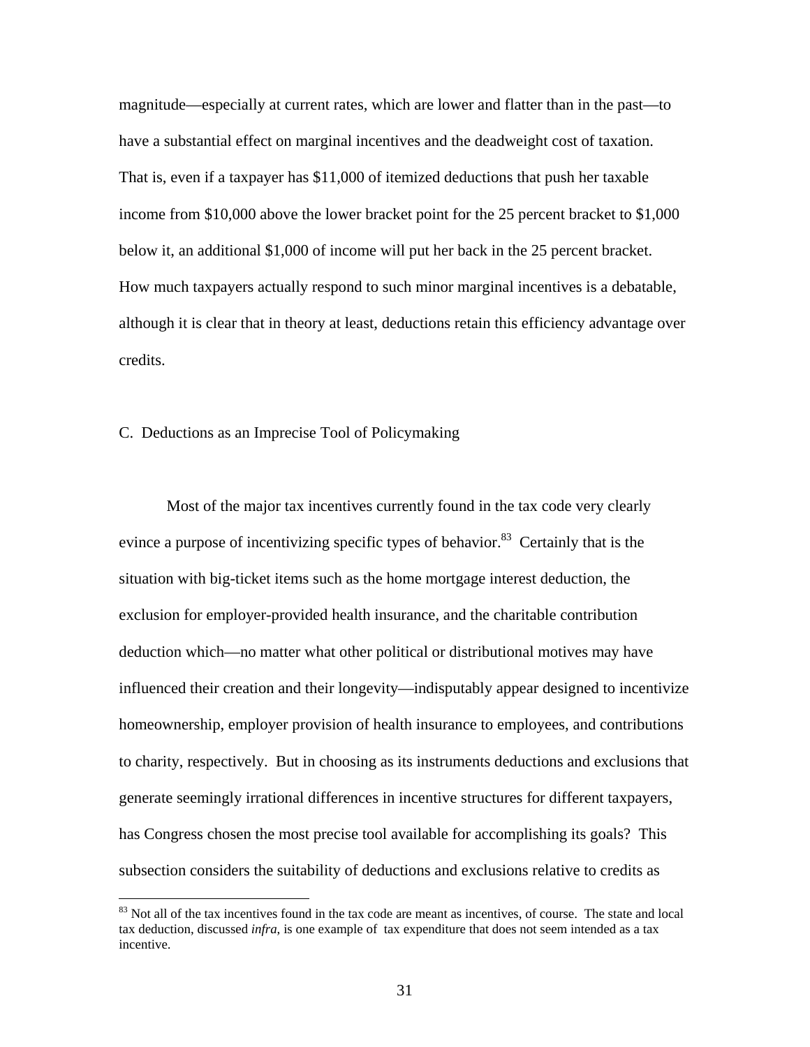magnitude—especially at current rates, which are lower and flatter than in the past—to have a substantial effect on marginal incentives and the deadweight cost of taxation. That is, even if a taxpayer has $11,000 of itemized deductions that push her taxable income from $10,000 above the lower bracket point for the 25 percent bracket to $1,000 below it, an additional $1,000 of income will put her back in the 25 percent bracket. How much taxpayers actually respond to such minor marginal incentives is a debatable, although it is clear that in theory at least, deductions retain this efficiency advantage over credits.

### C. Deductions as an Imprecise Tool of Policymaking

Most of the major tax incentives currently found in the tax code very clearly evince a purpose of incentivizing specific types of behavior.[83] Certainly that is the situation with big-ticket items such as the home mortgage interest deduction, the exclusion for employer-provided health insurance, and the charitable contribution deduction which—no matter what other political or distributional motives may have influenced their creation and their longevity—indisputably appear designed to incentivize homeownership, employer provision of health insurance to employees, and contributions to charity, respectively. But in choosing as its instruments deductions and exclusions that generate seemingly irrational differences in incentive structures for different taxpayers, has Congress chosen the most precise tool available for accomplishing its goals? This subsection considers the suitability of deductions and exclusions relative to credits as

---

[83] Not all of the tax incentives found in the tax code are meant as incentives, of course. The state and local tax deduction, discussed *infra*, is one example of tax expenditure that does not seem intended as a tax incentive.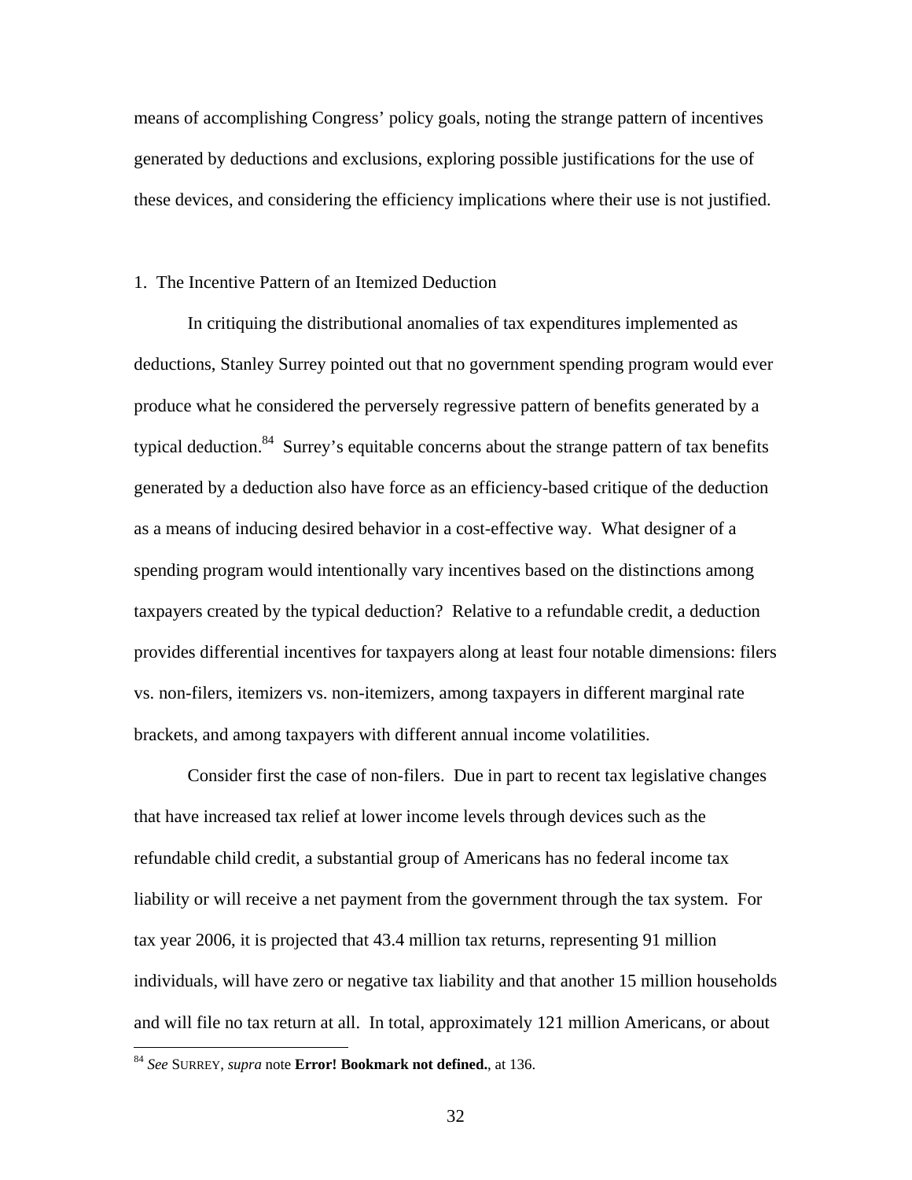means of accomplishing Congress' policy goals, noting the strange pattern of incentives generated by deductions and exclusions, exploring possible justifications for the use of these devices, and considering the efficiency implications where their use is not justified.

### 1. The Incentive Pattern of an Itemized Deduction

In critiquing the distributional anomalies of tax expenditures implemented as deductions, Stanley Surrey pointed out that no government spending program would ever produce what he considered the perversely regressive pattern of benefits generated by a typical deduction.[84] Surrey's equitable concerns about the strange pattern of tax benefits generated by a deduction also have force as an efficiency-based critique of the deduction as a means of inducing desired behavior in a cost-effective way. What designer of a spending program would intentionally vary incentives based on the distinctions among taxpayers created by the typical deduction? Relative to a refundable credit, a deduction provides differential incentives for taxpayers along at least four notable dimensions: filers vs. non-filers, itemizers vs. non-itemizers, among taxpayers in different marginal rate brackets, and among taxpayers with different annual income volatilities.

Consider first the case of non-filers. Due in part to recent tax legislative changes that have increased tax relief at lower income levels through devices such as the refundable child credit, a substantial group of Americans has no federal income tax liability or will receive a net payment from the government through the tax system. For tax year 2006, it is projected that 43.4 million tax returns, representing 91 million individuals, will have zero or negative tax liability and that another 15 million households and will file no tax return at all. In total, approximately 121 million Americans, or about

---

[84] *See* SURREY, *supra* note **Error! Bookmark not defined.**, at 136.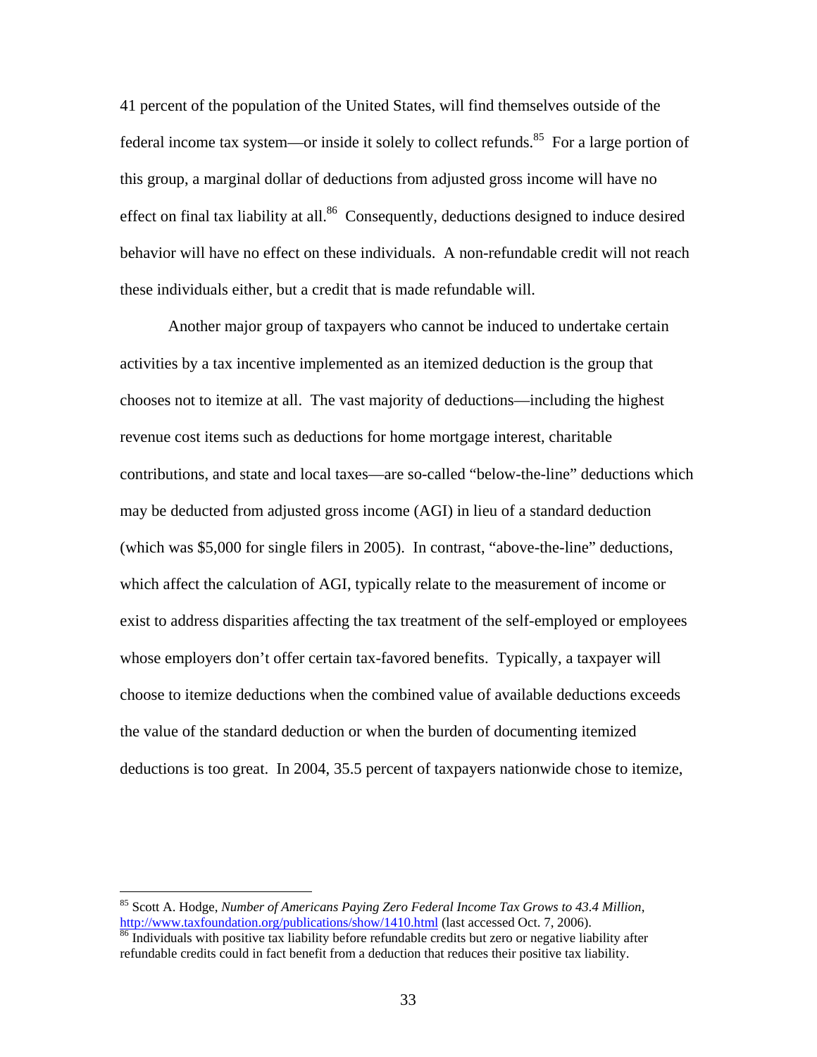41 percent of the population of the United States, will find themselves outside of the federal income tax system—or inside it solely to collect refunds.[85] For a large portion of this group, a marginal dollar of deductions from adjusted gross income will have no effect on final tax liability at all.[86] Consequently, deductions designed to induce desired behavior will have no effect on these individuals. A non-refundable credit will not reach these individuals either, but a credit that is made refundable will.

Another major group of taxpayers who cannot be induced to undertake certain activities by a tax incentive implemented as an itemized deduction is the group that chooses not to itemize at all. The vast majority of deductions—including the highest revenue cost items such as deductions for home mortgage interest, charitable contributions, and state and local taxes—are so-called "below-the-line" deductions which may be deducted from adjusted gross income (AGI) in lieu of a standard deduction (which was $5,000 for single filers in 2005). In contrast, "above-the-line" deductions, which affect the calculation of AGI, typically relate to the measurement of income or exist to address disparities affecting the tax treatment of the self-employed or employees whose employers don't offer certain tax-favored benefits. Typically, a taxpayer will choose to itemize deductions when the combined value of available deductions exceeds the value of the standard deduction or when the burden of documenting itemized deductions is too great. In 2004, 35.5 percent of taxpayers nationwide chose to itemize,

---

[85] Scott A. Hodge, *Number of Americans Paying Zero Federal Income Tax Grows to 43.4 Million*, http://www.taxfoundation.org/publications/show/1410.html (last accessed Oct. 7, 2006).

[86] Individuals with positive tax liability before refundable credits but zero or negative liability after refundable credits could in fact benefit from a deduction that reduces their positive tax liability.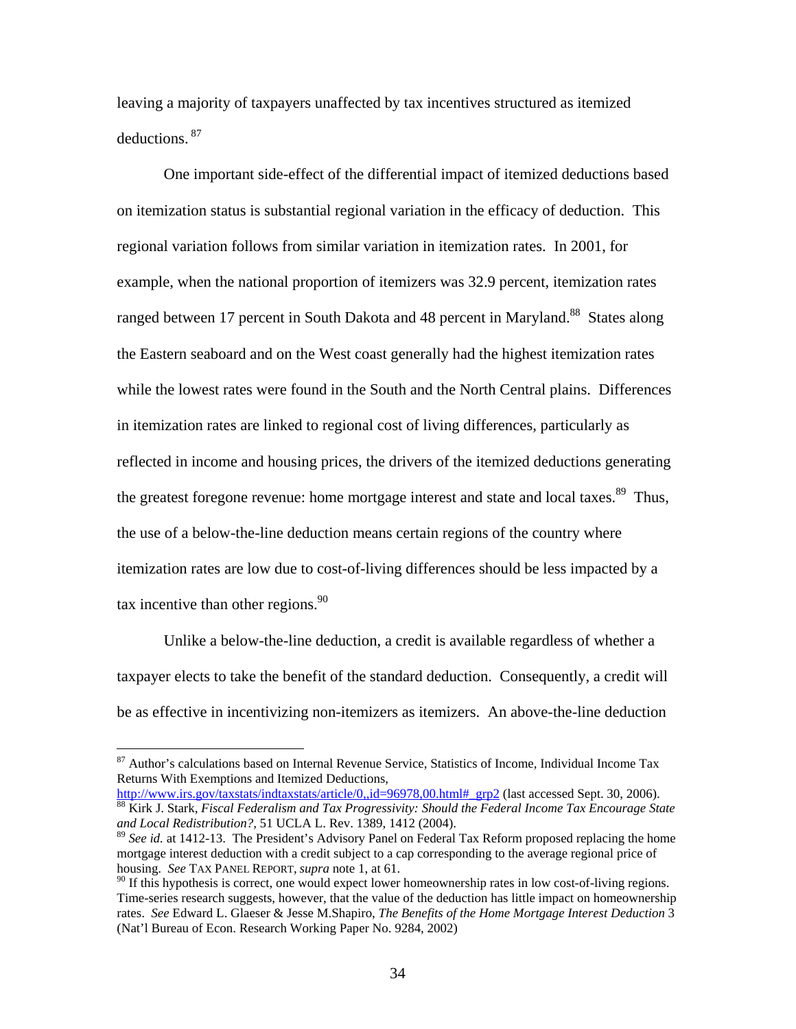leaving a majority of taxpayers unaffected by tax incentives structured as itemized deductions. [87]

One important side-effect of the differential impact of itemized deductions based on itemization status is substantial regional variation in the efficacy of deduction. This regional variation follows from similar variation in itemization rates. In 2001, for example, when the national proportion of itemizers was 32.9 percent, itemization rates ranged between 17 percent in South Dakota and 48 percent in Maryland.[88] States along the Eastern seaboard and on the West coast generally had the highest itemization rates while the lowest rates were found in the South and the North Central plains. Differences in itemization rates are linked to regional cost of living differences, particularly as reflected in income and housing prices, the drivers of the itemized deductions generating the greatest foregone revenue: home mortgage interest and state and local taxes.[89] Thus, the use of a below-the-line deduction means certain regions of the country where itemization rates are low due to cost-of-living differences should be less impacted by a tax incentive than other regions.[90]

Unlike a below-the-line deduction, a credit is available regardless of whether a taxpayer elects to take the benefit of the standard deduction. Consequently, a credit will be as effective in incentivizing non-itemizers as itemizers. An above-the-line deduction

---

[87] Author's calculations based on Internal Revenue Service, Statistics of Income, Individual Income Tax Returns With Exemptions and Itemized Deductions, http://www.irs.gov/taxstats/indtaxstats/article/0,,id=96978,00.html#_grp2 (last accessed Sept. 30, 2006).

[88] Kirk J. Stark, *Fiscal Federalism and Tax Progressivity: Should the Federal Income Tax Encourage State and Local Redistribution?*, 51 UCLA L. Rev. 1389, 1412 (2004).

[89] *See id.* at 1412-13. The President's Advisory Panel on Federal Tax Reform proposed replacing the home mortgage interest deduction with a credit subject to a cap corresponding to the average regional price of housing. *See* TAX PANEL REPORT, *supra* note 1, at 61.

[90] If this hypothesis is correct, one would expect lower homeownership rates in low cost-of-living regions. Time-series research suggests, however, that the value of the deduction has little impact on homeownership rates. *See* Edward L. Glaeser & Jesse M.Shapiro, *The Benefits of the Home Mortgage Interest Deduction* 3 (Nat'l Bureau of Econ. Research Working Paper No. 9284, 2002)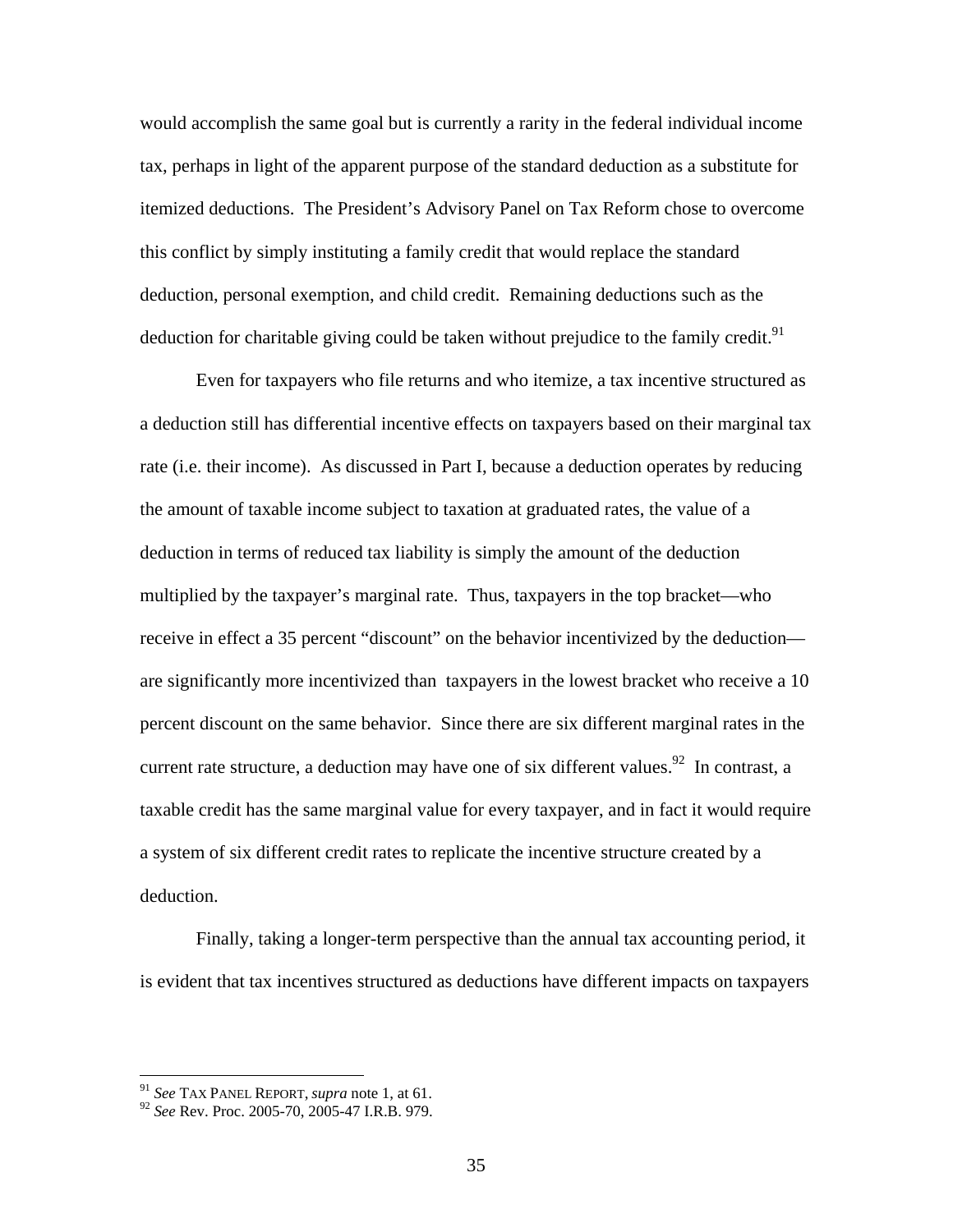would accomplish the same goal but is currently a rarity in the federal individual income tax, perhaps in light of the apparent purpose of the standard deduction as a substitute for itemized deductions. The President's Advisory Panel on Tax Reform chose to overcome this conflict by simply instituting a family credit that would replace the standard deduction, personal exemption, and child credit. Remaining deductions such as the deduction for charitable giving could be taken without prejudice to the family credit.[91]

Even for taxpayers who file returns and who itemize, a tax incentive structured as a deduction still has differential incentive effects on taxpayers based on their marginal tax rate (i.e. their income). As discussed in Part I, because a deduction operates by reducing the amount of taxable income subject to taxation at graduated rates, the value of a deduction in terms of reduced tax liability is simply the amount of the deduction multiplied by the taxpayer's marginal rate. Thus, taxpayers in the top bracket—who receive in effect a 35 percent "discount" on the behavior incentivized by the deduction—are significantly more incentivized than taxpayers in the lowest bracket who receive a 10 percent discount on the same behavior. Since there are six different marginal rates in the current rate structure, a deduction may have one of six different values.[92] In contrast, a taxable credit has the same marginal value for every taxpayer, and in fact it would require a system of six different credit rates to replicate the incentive structure created by a deduction.

Finally, taking a longer-term perspective than the annual tax accounting period, it is evident that tax incentives structured as deductions have different impacts on taxpayers

---

[91] *See* TAX PANEL REPORT, *supra* note 1, at 61.

[92] *See* Rev. Proc. 2005-70, 2005-47 I.R.B. 979.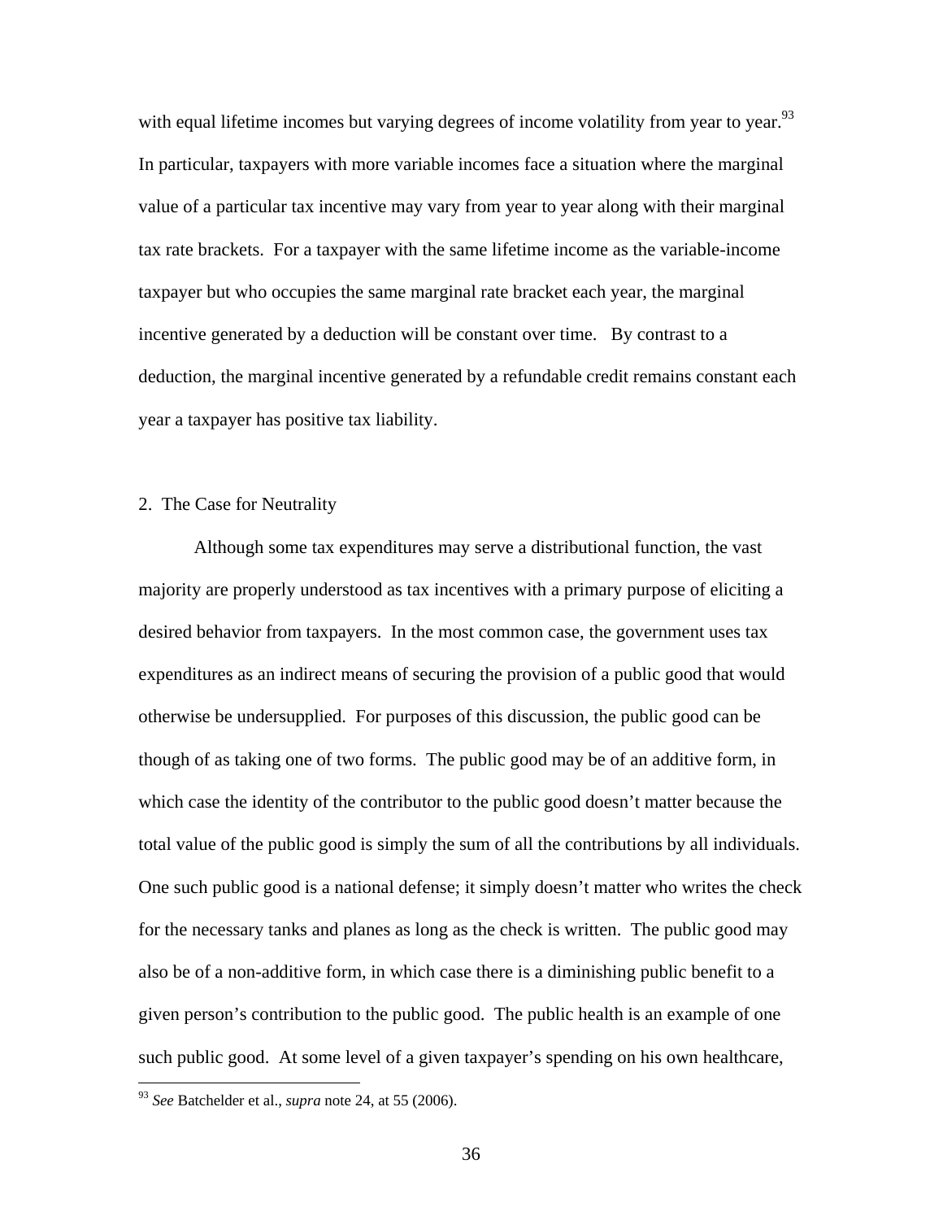with equal lifetime incomes but varying degrees of income volatility from year to year.[93] In particular, taxpayers with more variable incomes face a situation where the marginal value of a particular tax incentive may vary from year to year along with their marginal tax rate brackets. For a taxpayer with the same lifetime income as the variable-income taxpayer but who occupies the same marginal rate bracket each year, the marginal incentive generated by a deduction will be constant over time. By contrast to a deduction, the marginal incentive generated by a refundable credit remains constant each year a taxpayer has positive tax liability.

### 2. The Case for Neutrality

Although some tax expenditures may serve a distributional function, the vast majority are properly understood as tax incentives with a primary purpose of eliciting a desired behavior from taxpayers. In the most common case, the government uses tax expenditures as an indirect means of securing the provision of a public good that would otherwise be undersupplied. For purposes of this discussion, the public good can be though of as taking one of two forms. The public good may be of an additive form, in which case the identity of the contributor to the public good doesn't matter because the total value of the public good is simply the sum of all the contributions by all individuals. One such public good is a national defense; it simply doesn't matter who writes the check for the necessary tanks and planes as long as the check is written. The public good may also be of a non-additive form, in which case there is a diminishing public benefit to a given person's contribution to the public good. The public health is an example of one such public good. At some level of a given taxpayer's spending on his own healthcare,

[93] *See* Batchelder et al., *supra* note 24, at 55 (2006).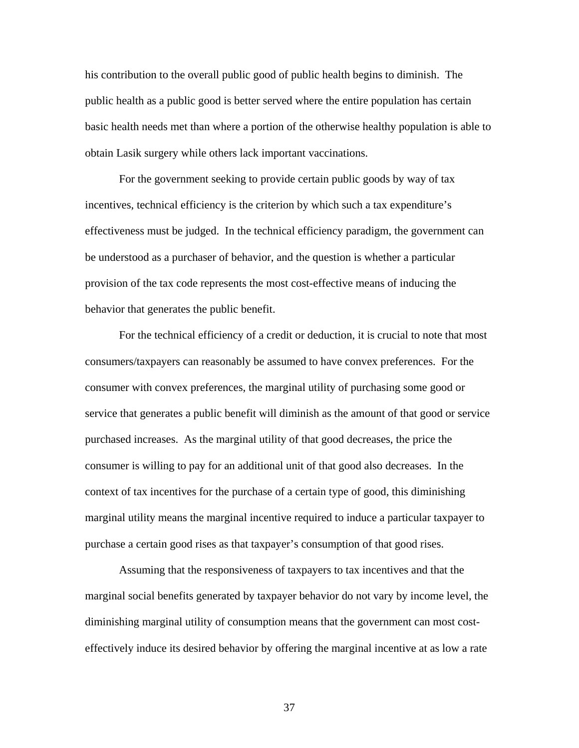his contribution to the overall public good of public health begins to diminish. The public health as a public good is better served where the entire population has certain basic health needs met than where a portion of the otherwise healthy population is able to obtain Lasik surgery while others lack important vaccinations.

For the government seeking to provide certain public goods by way of tax incentives, technical efficiency is the criterion by which such a tax expenditure's effectiveness must be judged. In the technical efficiency paradigm, the government can be understood as a purchaser of behavior, and the question is whether a particular provision of the tax code represents the most cost-effective means of inducing the behavior that generates the public benefit.

For the technical efficiency of a credit or deduction, it is crucial to note that most consumers/taxpayers can reasonably be assumed to have convex preferences. For the consumer with convex preferences, the marginal utility of purchasing some good or service that generates a public benefit will diminish as the amount of that good or service purchased increases. As the marginal utility of that good decreases, the price the consumer is willing to pay for an additional unit of that good also decreases. In the context of tax incentives for the purchase of a certain type of good, this diminishing marginal utility means the marginal incentive required to induce a particular taxpayer to purchase a certain good rises as that taxpayer's consumption of that good rises.

Assuming that the responsiveness of taxpayers to tax incentives and that the marginal social benefits generated by taxpayer behavior do not vary by income level, the diminishing marginal utility of consumption means that the government can most cost-effectively induce its desired behavior by offering the marginal incentive at as low a rate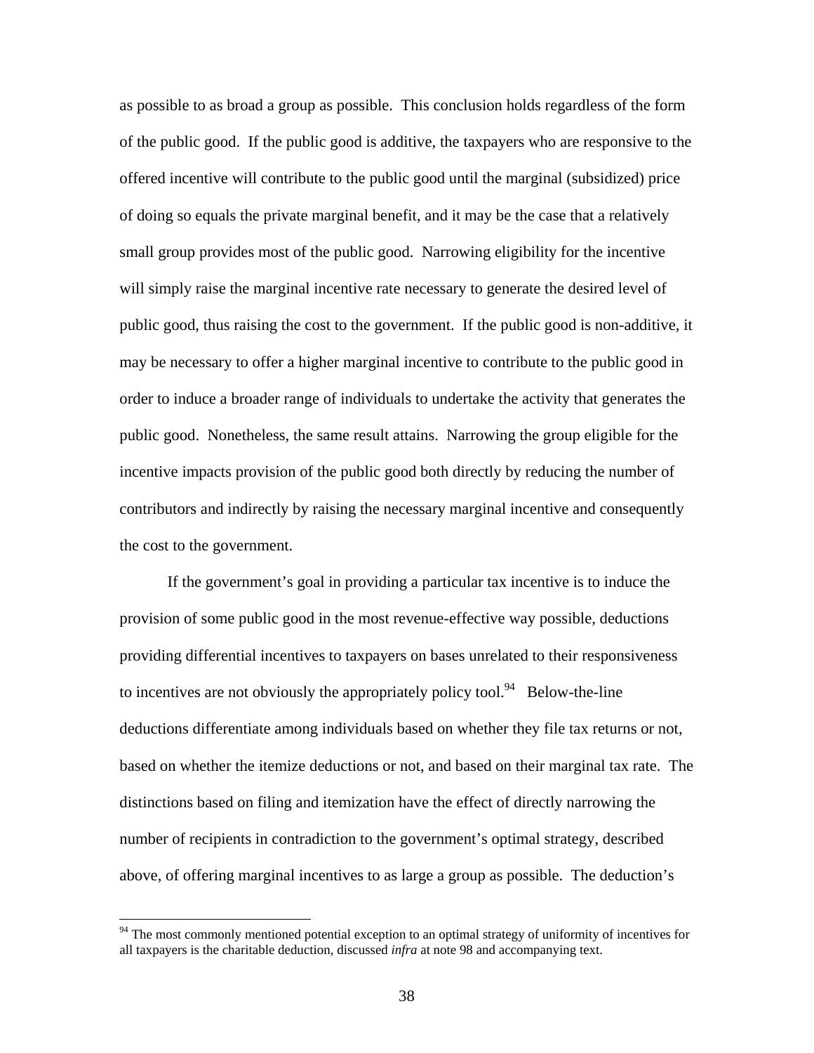as possible to as broad a group as possible. This conclusion holds regardless of the form of the public good. If the public good is additive, the taxpayers who are responsive to the offered incentive will contribute to the public good until the marginal (subsidized) price of doing so equals the private marginal benefit, and it may be the case that a relatively small group provides most of the public good. Narrowing eligibility for the incentive will simply raise the marginal incentive rate necessary to generate the desired level of public good, thus raising the cost to the government. If the public good is non-additive, it may be necessary to offer a higher marginal incentive to contribute to the public good in order to induce a broader range of individuals to undertake the activity that generates the public good. Nonetheless, the same result attains. Narrowing the group eligible for the incentive impacts provision of the public good both directly by reducing the number of contributors and indirectly by raising the necessary marginal incentive and consequently the cost to the government.

If the government's goal in providing a particular tax incentive is to induce the provision of some public good in the most revenue-effective way possible, deductions providing differential incentives to taxpayers on bases unrelated to their responsiveness to incentives are not obviously the appropriately policy tool.[94] Below-the-line deductions differentiate among individuals based on whether they file tax returns or not, based on whether the itemize deductions or not, and based on their marginal tax rate. The distinctions based on filing and itemization have the effect of directly narrowing the number of recipients in contradiction to the government's optimal strategy, described above, of offering marginal incentives to as large a group as possible. The deduction's

[94] The most commonly mentioned potential exception to an optimal strategy of uniformity of incentives for all taxpayers is the charitable deduction, discussed *infra* at note 98 and accompanying text.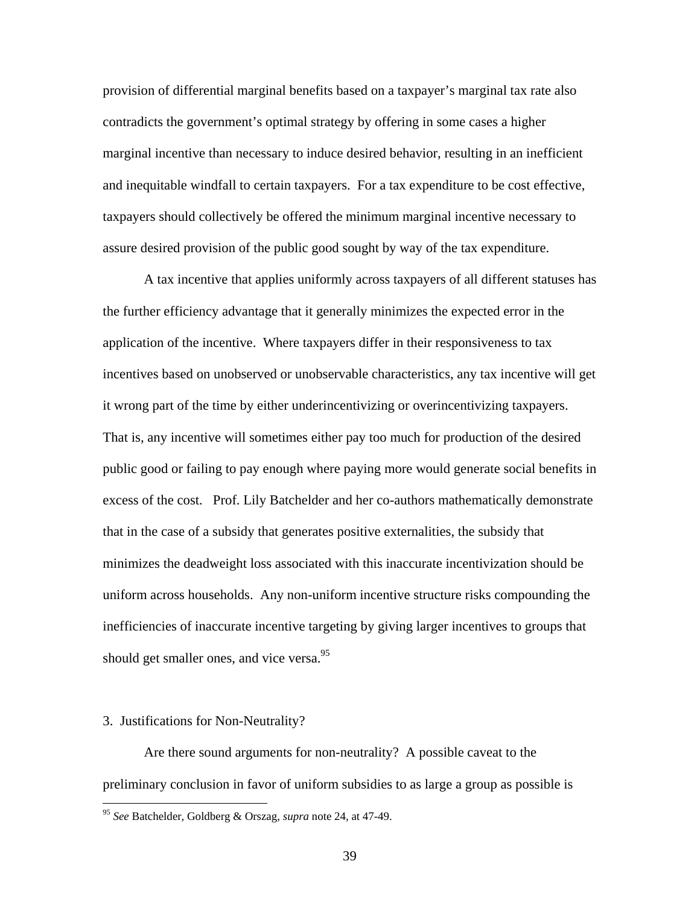provision of differential marginal benefits based on a taxpayer's marginal tax rate also contradicts the government's optimal strategy by offering in some cases a higher marginal incentive than necessary to induce desired behavior, resulting in an inefficient and inequitable windfall to certain taxpayers. For a tax expenditure to be cost effective, taxpayers should collectively be offered the minimum marginal incentive necessary to assure desired provision of the public good sought by way of the tax expenditure.

A tax incentive that applies uniformly across taxpayers of all different statuses has the further efficiency advantage that it generally minimizes the expected error in the application of the incentive. Where taxpayers differ in their responsiveness to tax incentives based on unobserved or unobservable characteristics, any tax incentive will get it wrong part of the time by either underincentivizing or overincentivizing taxpayers. That is, any incentive will sometimes either pay too much for production of the desired public good or failing to pay enough where paying more would generate social benefits in excess of the cost. Prof. Lily Batchelder and her co-authors mathematically demonstrate that in the case of a subsidy that generates positive externalities, the subsidy that minimizes the deadweight loss associated with this inaccurate incentivization should be uniform across households. Any non-uniform incentive structure risks compounding the inefficiencies of inaccurate incentive targeting by giving larger incentives to groups that should get smaller ones, and vice versa.[95]

### 3. Justifications for Non-Neutrality?

Are there sound arguments for non-neutrality? A possible caveat to the preliminary conclusion in favor of uniform subsidies to as large a group as possible is

[95] *See* Batchelder, Goldberg & Orszag, *supra* note 24, at 47-49.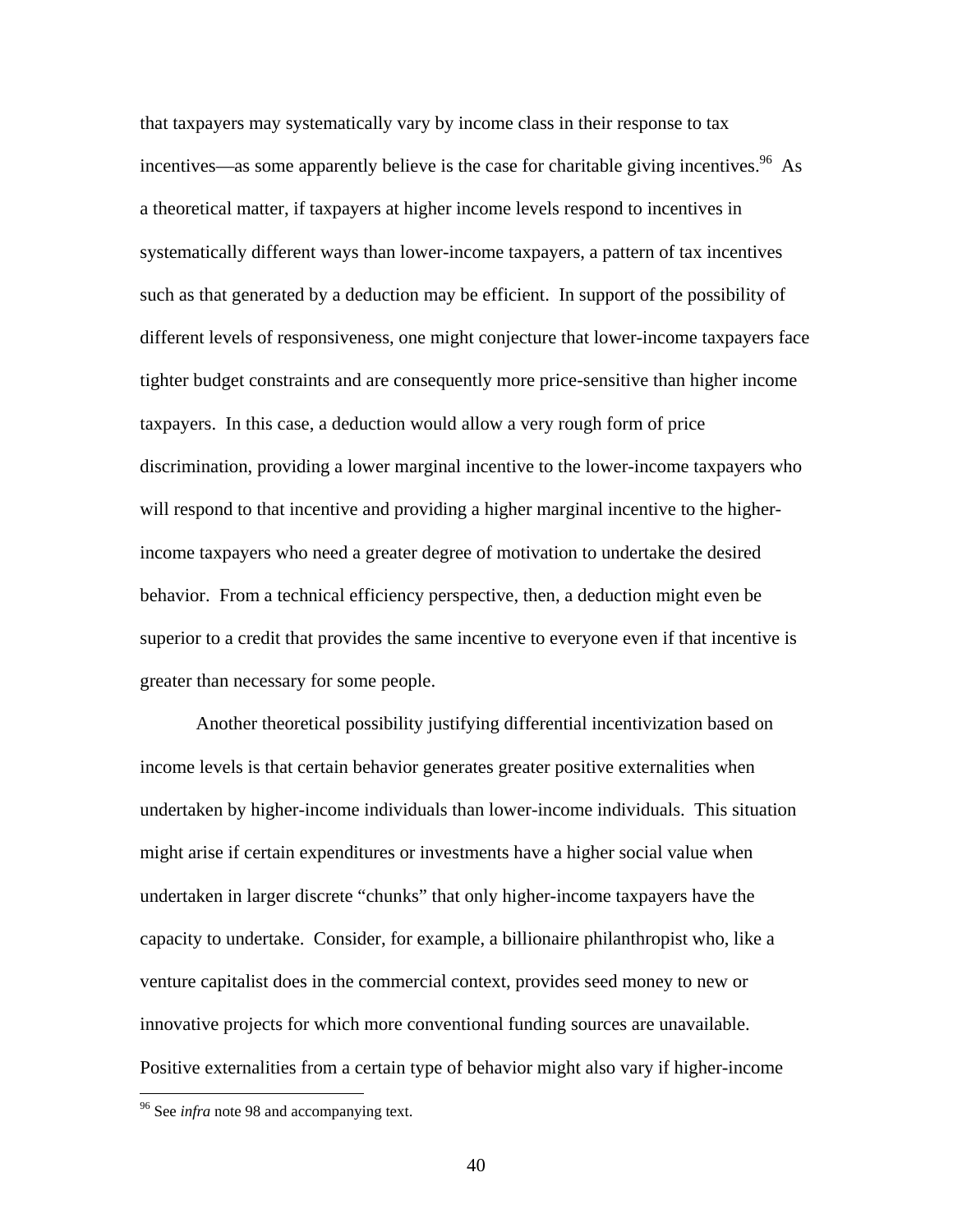that taxpayers may systematically vary by income class in their response to tax incentives—as some apparently believe is the case for charitable giving incentives.[96] As a theoretical matter, if taxpayers at higher income levels respond to incentives in systematically different ways than lower-income taxpayers, a pattern of tax incentives such as that generated by a deduction may be efficient. In support of the possibility of different levels of responsiveness, one might conjecture that lower-income taxpayers face tighter budget constraints and are consequently more price-sensitive than higher income taxpayers. In this case, a deduction would allow a very rough form of price discrimination, providing a lower marginal incentive to the lower-income taxpayers who will respond to that incentive and providing a higher marginal incentive to the higher-income taxpayers who need a greater degree of motivation to undertake the desired behavior. From a technical efficiency perspective, then, a deduction might even be superior to a credit that provides the same incentive to everyone even if that incentive is greater than necessary for some people.

Another theoretical possibility justifying differential incentivization based on income levels is that certain behavior generates greater positive externalities when undertaken by higher-income individuals than lower-income individuals. This situation might arise if certain expenditures or investments have a higher social value when undertaken in larger discrete "chunks" that only higher-income taxpayers have the capacity to undertake. Consider, for example, a billionaire philanthropist who, like a venture capitalist does in the commercial context, provides seed money to new or innovative projects for which more conventional funding sources are unavailable. Positive externalities from a certain type of behavior might also vary if higher-income

[96] See *infra* note 98 and accompanying text.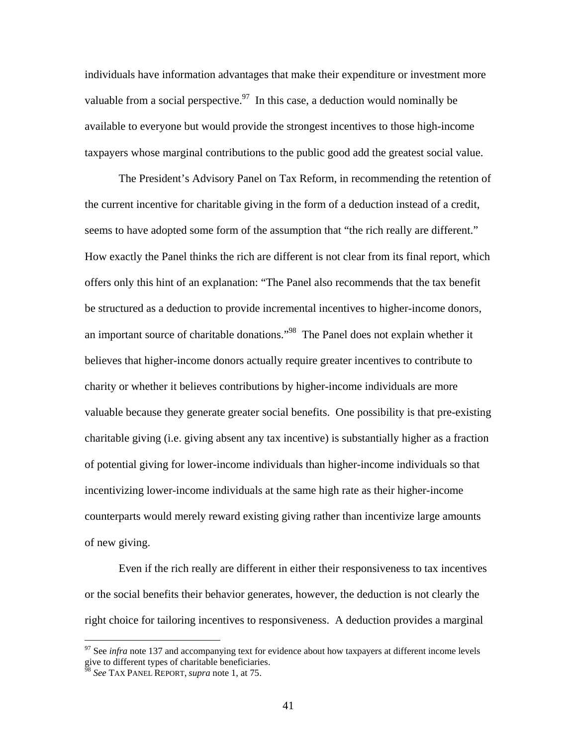individuals have information advantages that make their expenditure or investment more valuable from a social perspective.[97] In this case, a deduction would nominally be available to everyone but would provide the strongest incentives to those high-income taxpayers whose marginal contributions to the public good add the greatest social value.

The President's Advisory Panel on Tax Reform, in recommending the retention of the current incentive for charitable giving in the form of a deduction instead of a credit, seems to have adopted some form of the assumption that "the rich really are different." How exactly the Panel thinks the rich are different is not clear from its final report, which offers only this hint of an explanation: "The Panel also recommends that the tax benefit be structured as a deduction to provide incremental incentives to higher-income donors, an important source of charitable donations."[98] The Panel does not explain whether it believes that higher-income donors actually require greater incentives to contribute to charity or whether it believes contributions by higher-income individuals are more valuable because they generate greater social benefits. One possibility is that pre-existing charitable giving (i.e. giving absent any tax incentive) is substantially higher as a fraction of potential giving for lower-income individuals than higher-income individuals so that incentivizing lower-income individuals at the same high rate as their higher-income counterparts would merely reward existing giving rather than incentivize large amounts of new giving.

Even if the rich really are different in either their responsiveness to tax incentives or the social benefits their behavior generates, however, the deduction is not clearly the right choice for tailoring incentives to responsiveness. A deduction provides a marginal

---

[97] See *infra* note 137 and accompanying text for evidence about how taxpayers at different income levels give to different types of charitable beneficiaries.

[98] *See* TAX PANEL REPORT, *supra* note 1, at 75.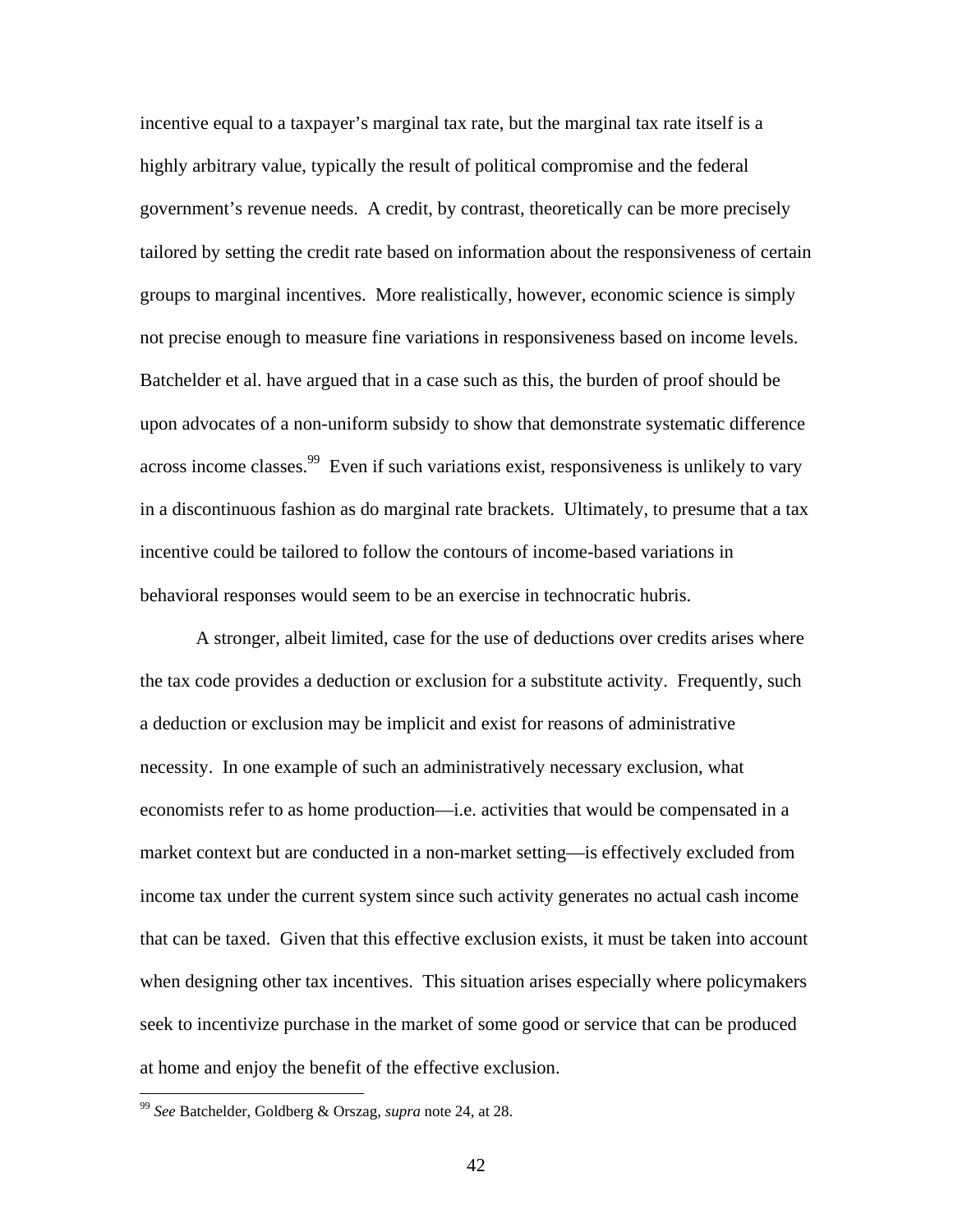incentive equal to a taxpayer's marginal tax rate, but the marginal tax rate itself is a highly arbitrary value, typically the result of political compromise and the federal government's revenue needs. A credit, by contrast, theoretically can be more precisely tailored by setting the credit rate based on information about the responsiveness of certain groups to marginal incentives. More realistically, however, economic science is simply not precise enough to measure fine variations in responsiveness based on income levels. Batchelder et al. have argued that in a case such as this, the burden of proof should be upon advocates of a non-uniform subsidy to show that demonstrate systematic difference across income classes.[99] Even if such variations exist, responsiveness is unlikely to vary in a discontinuous fashion as do marginal rate brackets. Ultimately, to presume that a tax incentive could be tailored to follow the contours of income-based variations in behavioral responses would seem to be an exercise in technocratic hubris.

A stronger, albeit limited, case for the use of deductions over credits arises where the tax code provides a deduction or exclusion for a substitute activity. Frequently, such a deduction or exclusion may be implicit and exist for reasons of administrative necessity. In one example of such an administratively necessary exclusion, what economists refer to as home production—i.e. activities that would be compensated in a market context but are conducted in a non-market setting—is effectively excluded from income tax under the current system since such activity generates no actual cash income that can be taxed. Given that this effective exclusion exists, it must be taken into account when designing other tax incentives. This situation arises especially where policymakers seek to incentivize purchase in the market of some good or service that can be produced at home and enjoy the benefit of the effective exclusion.

---

[99] *See* Batchelder, Goldberg & Orszag, *supra* note 24, at 28.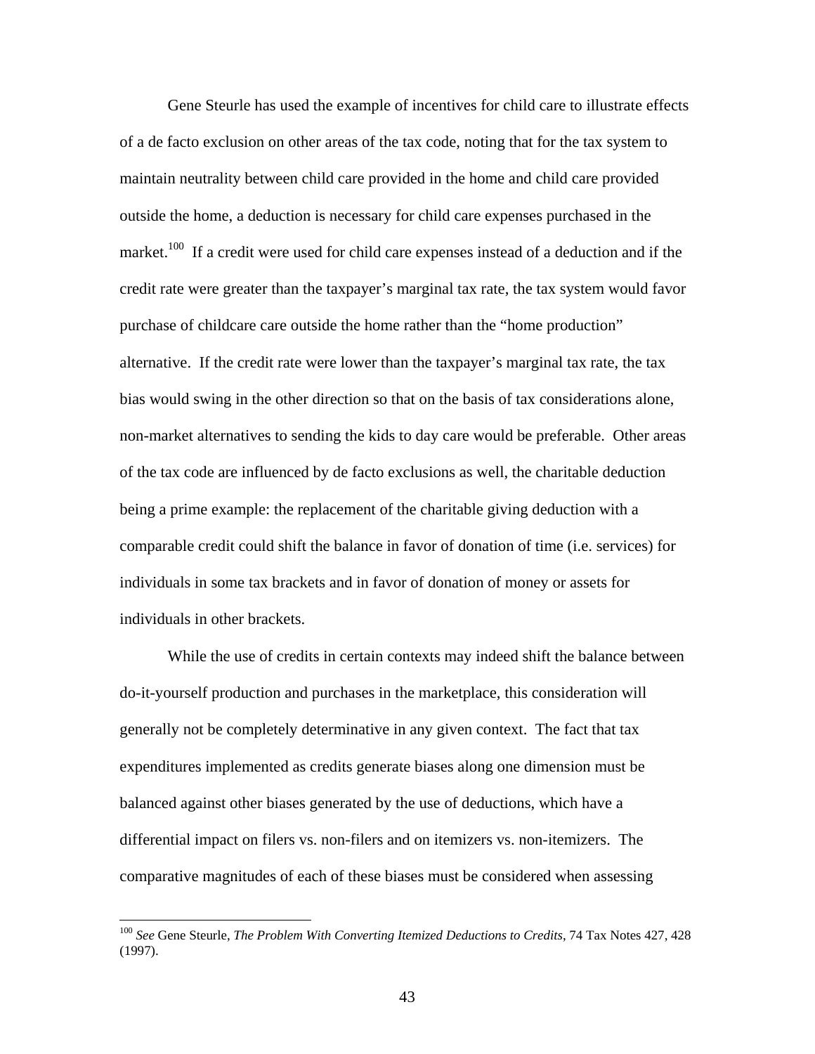Gene Steurle has used the example of incentives for child care to illustrate effects of a de facto exclusion on other areas of the tax code, noting that for the tax system to maintain neutrality between child care provided in the home and child care provided outside the home, a deduction is necessary for child care expenses purchased in the market.[100] If a credit were used for child care expenses instead of a deduction and if the credit rate were greater than the taxpayer's marginal tax rate, the tax system would favor purchase of childcare care outside the home rather than the "home production" alternative. If the credit rate were lower than the taxpayer's marginal tax rate, the tax bias would swing in the other direction so that on the basis of tax considerations alone, non-market alternatives to sending the kids to day care would be preferable. Other areas of the tax code are influenced by de facto exclusions as well, the charitable deduction being a prime example: the replacement of the charitable giving deduction with a comparable credit could shift the balance in favor of donation of time (i.e. services) for individuals in some tax brackets and in favor of donation of money or assets for individuals in other brackets.

While the use of credits in certain contexts may indeed shift the balance between do-it-yourself production and purchases in the marketplace, this consideration will generally not be completely determinative in any given context. The fact that tax expenditures implemented as credits generate biases along one dimension must be balanced against other biases generated by the use of deductions, which have a differential impact on filers vs. non-filers and on itemizers vs. non-itemizers. The comparative magnitudes of each of these biases must be considered when assessing

---

[100] *See* Gene Steurle, *The Problem With Converting Itemized Deductions to Credits*, 74 Tax Notes 427, 428 (1997).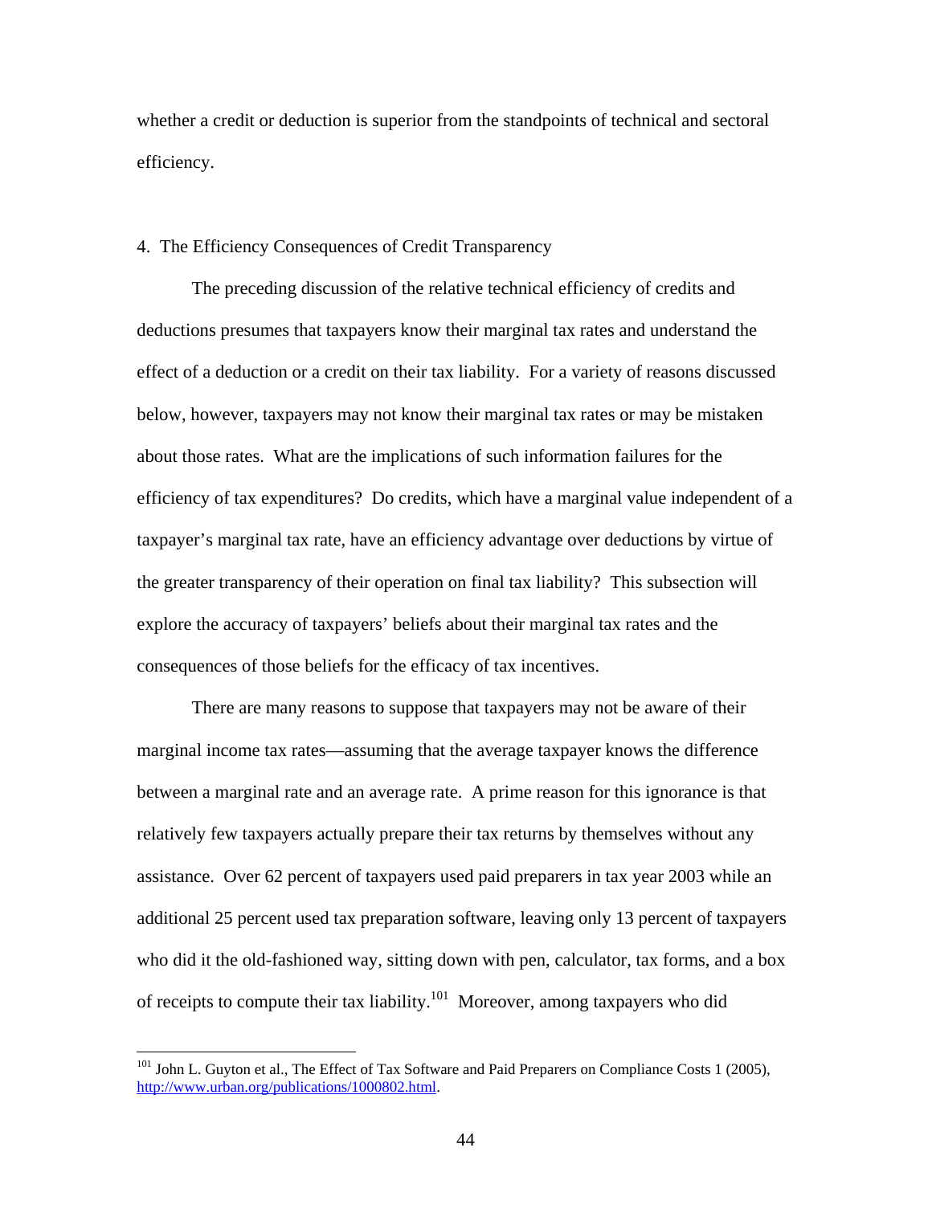whether a credit or deduction is superior from the standpoints of technical and sectoral efficiency.

### 4. The Efficiency Consequences of Credit Transparency

The preceding discussion of the relative technical efficiency of credits and deductions presumes that taxpayers know their marginal tax rates and understand the effect of a deduction or a credit on their tax liability. For a variety of reasons discussed below, however, taxpayers may not know their marginal tax rates or may be mistaken about those rates. What are the implications of such information failures for the efficiency of tax expenditures? Do credits, which have a marginal value independent of a taxpayer's marginal tax rate, have an efficiency advantage over deductions by virtue of the greater transparency of their operation on final tax liability? This subsection will explore the accuracy of taxpayers' beliefs about their marginal tax rates and the consequences of those beliefs for the efficacy of tax incentives.

There are many reasons to suppose that taxpayers may not be aware of their marginal income tax rates—assuming that the average taxpayer knows the difference between a marginal rate and an average rate. A prime reason for this ignorance is that relatively few taxpayers actually prepare their tax returns by themselves without any assistance. Over 62 percent of taxpayers used paid preparers in tax year 2003 while an additional 25 percent used tax preparation software, leaving only 13 percent of taxpayers who did it the old-fashioned way, sitting down with pen, calculator, tax forms, and a box of receipts to compute their tax liability.[101] Moreover, among taxpayers who did

---

[101] John L. Guyton et al., The Effect of Tax Software and Paid Preparers on Compliance Costs 1 (2005), http://www.urban.org/publications/1000802.html.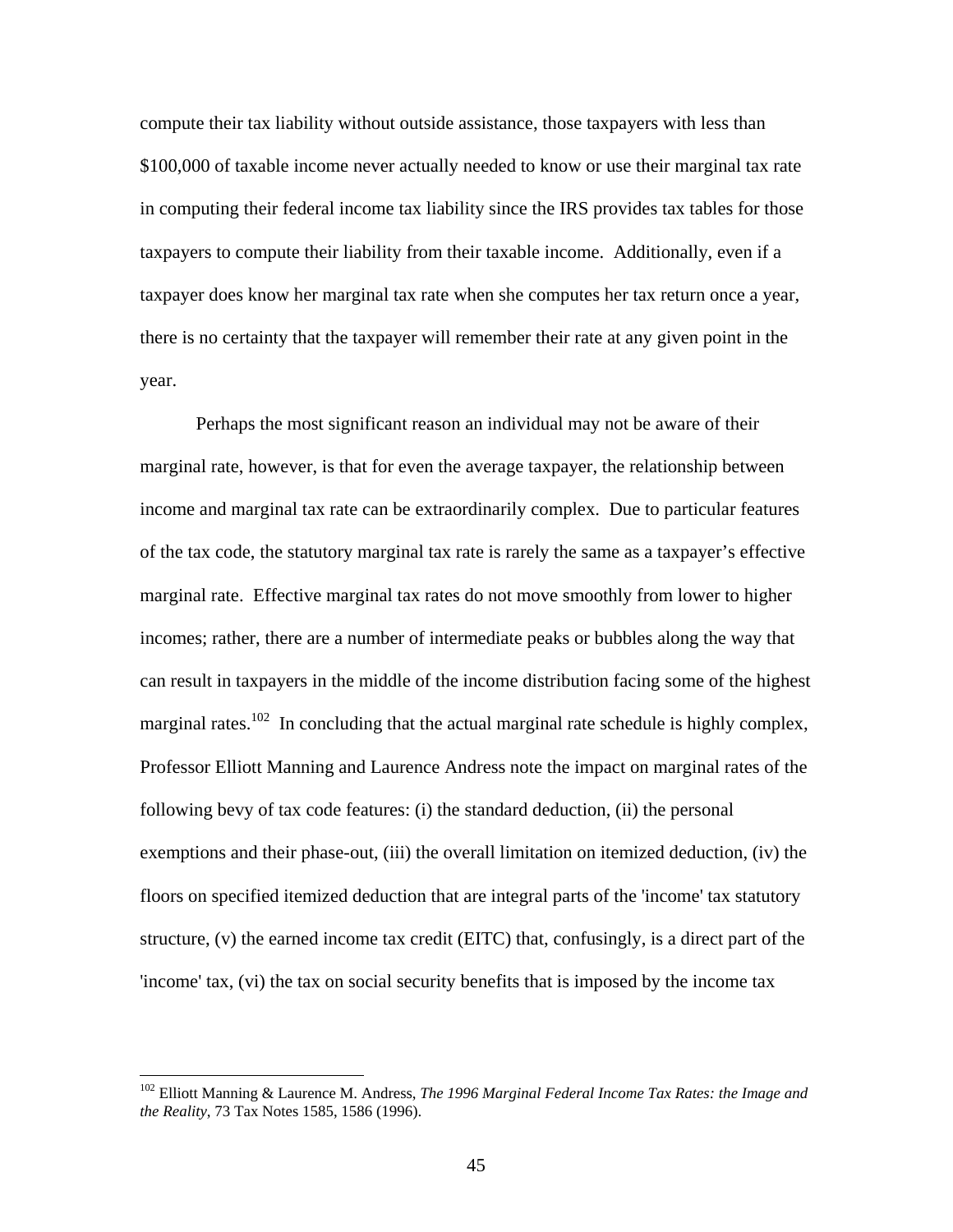compute their tax liability without outside assistance, those taxpayers with less than $100,000 of taxable income never actually needed to know or use their marginal tax rate in computing their federal income tax liability since the IRS provides tax tables for those taxpayers to compute their liability from their taxable income. Additionally, even if a taxpayer does know her marginal tax rate when she computes her tax return once a year, there is no certainty that the taxpayer will remember their rate at any given point in the year.

Perhaps the most significant reason an individual may not be aware of their marginal rate, however, is that for even the average taxpayer, the relationship between income and marginal tax rate can be extraordinarily complex. Due to particular features of the tax code, the statutory marginal tax rate is rarely the same as a taxpayer's effective marginal rate. Effective marginal tax rates do not move smoothly from lower to higher incomes; rather, there are a number of intermediate peaks or bubbles along the way that can result in taxpayers in the middle of the income distribution facing some of the highest marginal rates.[102] In concluding that the actual marginal rate schedule is highly complex, Professor Elliott Manning and Laurence Andress note the impact on marginal rates of the following bevy of tax code features: (i) the standard deduction, (ii) the personal exemptions and their phase-out, (iii) the overall limitation on itemized deduction, (iv) the floors on specified itemized deduction that are integral parts of the 'income' tax statutory structure, (v) the earned income tax credit (EITC) that, confusingly, is a direct part of the 'income' tax, (vi) the tax on social security benefits that is imposed by the income tax

---

[102] Elliott Manning & Laurence M. Andress, *The 1996 Marginal Federal Income Tax Rates: the Image and the Reality*, 73 Tax Notes 1585, 1586 (1996).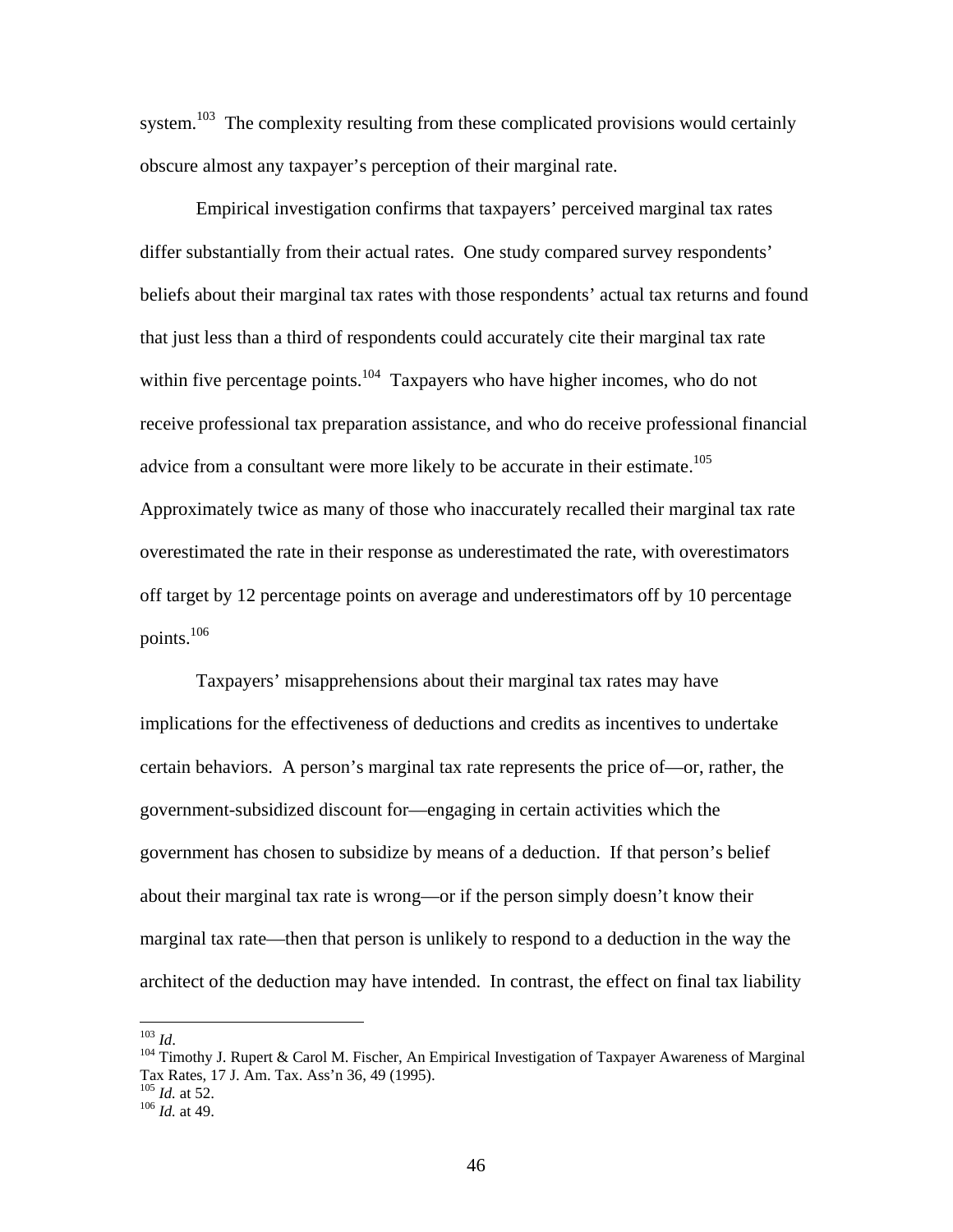system.[103] The complexity resulting from these complicated provisions would certainly obscure almost any taxpayer's perception of their marginal rate.

Empirical investigation confirms that taxpayers' perceived marginal tax rates differ substantially from their actual rates. One study compared survey respondents' beliefs about their marginal tax rates with those respondents' actual tax returns and found that just less than a third of respondents could accurately cite their marginal tax rate within five percentage points.[104] Taxpayers who have higher incomes, who do not receive professional tax preparation assistance, and who do receive professional financial advice from a consultant were more likely to be accurate in their estimate.[105] Approximately twice as many of those who inaccurately recalled their marginal tax rate overestimated the rate in their response as underestimated the rate, with overestimators off target by 12 percentage points on average and underestimators off by 10 percentage points.[106]

Taxpayers' misapprehensions about their marginal tax rates may have implications for the effectiveness of deductions and credits as incentives to undertake certain behaviors. A person's marginal tax rate represents the price of—or, rather, the government-subsidized discount for—engaging in certain activities which the government has chosen to subsidize by means of a deduction. If that person's belief about their marginal tax rate is wrong—or if the person simply doesn't know their marginal tax rate—then that person is unlikely to respond to a deduction in the way the architect of the deduction may have intended. In contrast, the effect on final tax liability

---

[103] *Id*.

[104] Timothy J. Rupert & Carol M. Fischer, An Empirical Investigation of Taxpayer Awareness of Marginal Tax Rates, 17 J. Am. Tax. Ass'n 36, 49 (1995).

[105] *Id.* at 52.

[106] *Id.* at 49.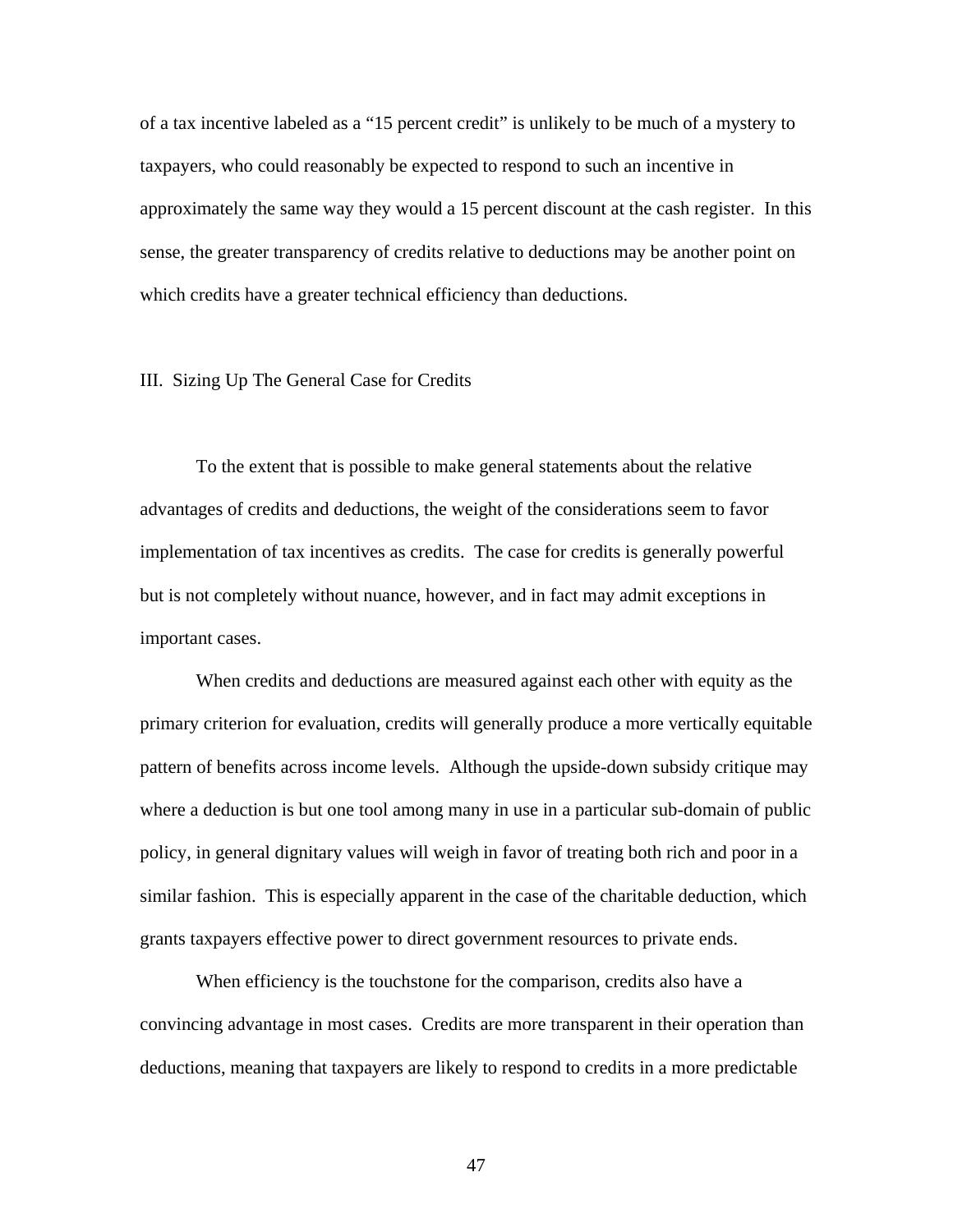of a tax incentive labeled as a "15 percent credit" is unlikely to be much of a mystery to taxpayers, who could reasonably be expected to respond to such an incentive in approximately the same way they would a 15 percent discount at the cash register. In this sense, the greater transparency of credits relative to deductions may be another point on which credits have a greater technical efficiency than deductions.

## III. Sizing Up The General Case for Credits

To the extent that is possible to make general statements about the relative advantages of credits and deductions, the weight of the considerations seem to favor implementation of tax incentives as credits. The case for credits is generally powerful but is not completely without nuance, however, and in fact may admit exceptions in important cases.

When credits and deductions are measured against each other with equity as the primary criterion for evaluation, credits will generally produce a more vertically equitable pattern of benefits across income levels. Although the upside-down subsidy critique may where a deduction is but one tool among many in use in a particular sub-domain of public policy, in general dignitary values will weigh in favor of treating both rich and poor in a similar fashion. This is especially apparent in the case of the charitable deduction, which grants taxpayers effective power to direct government resources to private ends.

When efficiency is the touchstone for the comparison, credits also have a convincing advantage in most cases. Credits are more transparent in their operation than deductions, meaning that taxpayers are likely to respond to credits in a more predictable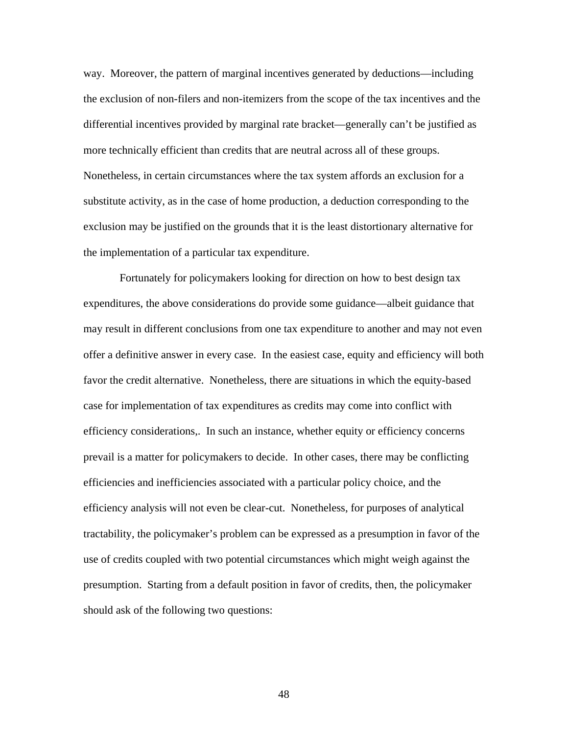way. Moreover, the pattern of marginal incentives generated by deductions—including the exclusion of non-filers and non-itemizers from the scope of the tax incentives and the differential incentives provided by marginal rate bracket—generally can't be justified as more technically efficient than credits that are neutral across all of these groups. Nonetheless, in certain circumstances where the tax system affords an exclusion for a substitute activity, as in the case of home production, a deduction corresponding to the exclusion may be justified on the grounds that it is the least distortionary alternative for the implementation of a particular tax expenditure.

Fortunately for policymakers looking for direction on how to best design tax expenditures, the above considerations do provide some guidance—albeit guidance that may result in different conclusions from one tax expenditure to another and may not even offer a definitive answer in every case. In the easiest case, equity and efficiency will both favor the credit alternative. Nonetheless, there are situations in which the equity-based case for implementation of tax expenditures as credits may come into conflict with efficiency considerations,. In such an instance, whether equity or efficiency concerns prevail is a matter for policymakers to decide. In other cases, there may be conflicting efficiencies and inefficiencies associated with a particular policy choice, and the efficiency analysis will not even be clear-cut. Nonetheless, for purposes of analytical tractability, the policymaker's problem can be expressed as a presumption in favor of the use of credits coupled with two potential circumstances which might weigh against the presumption. Starting from a default position in favor of credits, then, the policymaker should ask of the following two questions: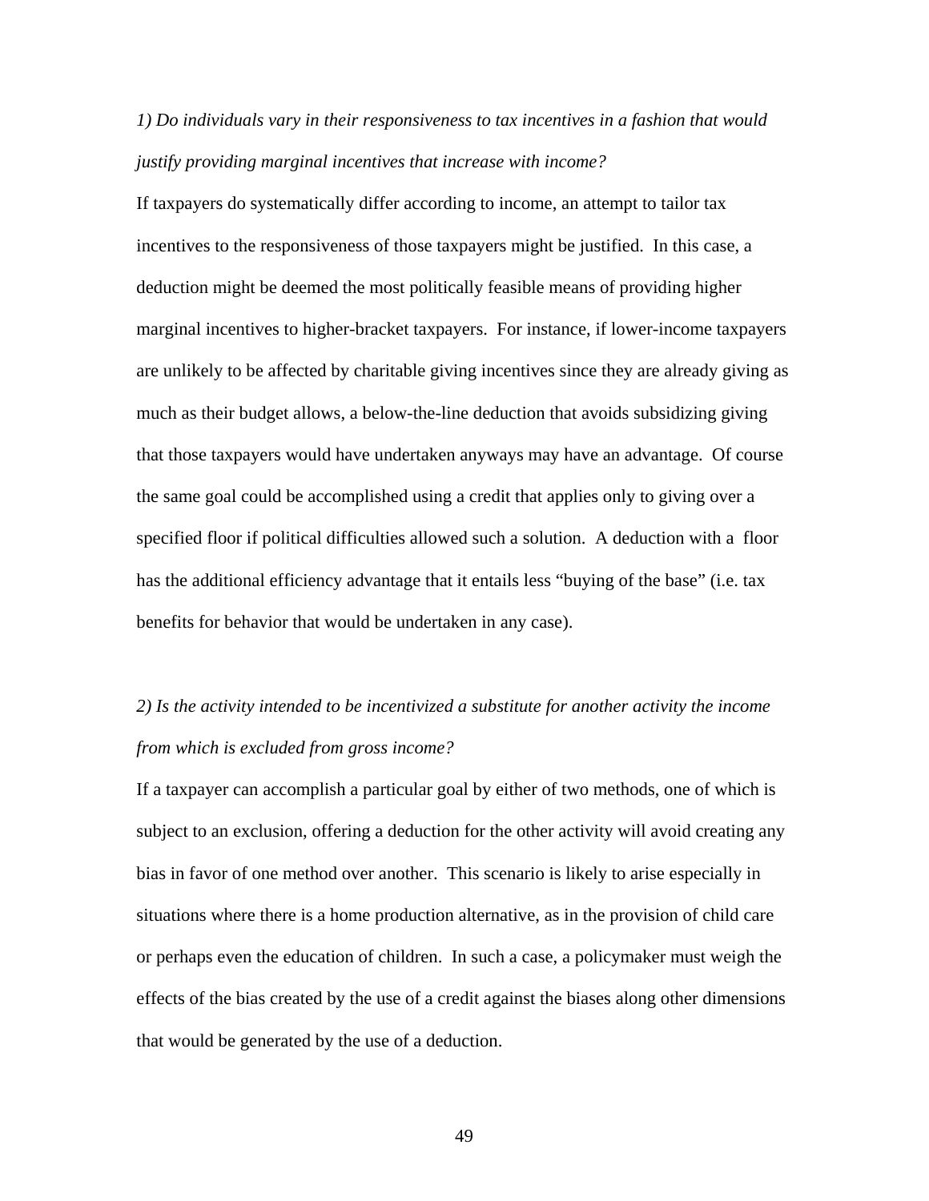*1) Do individuals vary in their responsiveness to tax incentives in a fashion that would justify providing marginal incentives that increase with income?*

If taxpayers do systematically differ according to income, an attempt to tailor tax incentives to the responsiveness of those taxpayers might be justified. In this case, a deduction might be deemed the most politically feasible means of providing higher marginal incentives to higher-bracket taxpayers. For instance, if lower-income taxpayers are unlikely to be affected by charitable giving incentives since they are already giving as much as their budget allows, a below-the-line deduction that avoids subsidizing giving that those taxpayers would have undertaken anyways may have an advantage. Of course the same goal could be accomplished using a credit that applies only to giving over a specified floor if political difficulties allowed such a solution. A deduction with a floor has the additional efficiency advantage that it entails less "buying of the base" (i.e. tax benefits for behavior that would be undertaken in any case).

*2) Is the activity intended to be incentivized a substitute for another activity the income from which is excluded from gross income?*

If a taxpayer can accomplish a particular goal by either of two methods, one of which is subject to an exclusion, offering a deduction for the other activity will avoid creating any bias in favor of one method over another. This scenario is likely to arise especially in situations where there is a home production alternative, as in the provision of child care or perhaps even the education of children. In such a case, a policymaker must weigh the effects of the bias created by the use of a credit against the biases along other dimensions that would be generated by the use of a deduction.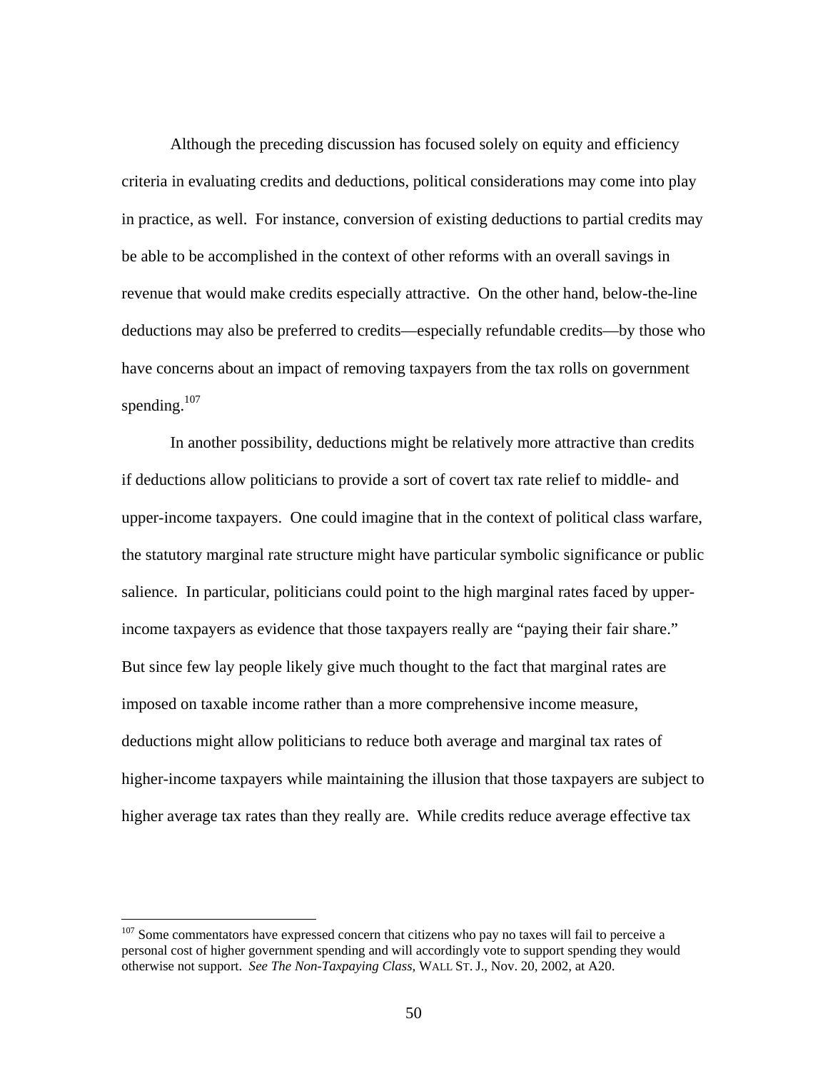Although the preceding discussion has focused solely on equity and efficiency criteria in evaluating credits and deductions, political considerations may come into play in practice, as well. For instance, conversion of existing deductions to partial credits may be able to be accomplished in the context of other reforms with an overall savings in revenue that would make credits especially attractive. On the other hand, below-the-line deductions may also be preferred to credits—especially refundable credits—by those who have concerns about an impact of removing taxpayers from the tax rolls on government spending.[107]

In another possibility, deductions might be relatively more attractive than credits if deductions allow politicians to provide a sort of covert tax rate relief to middle- and upper-income taxpayers. One could imagine that in the context of political class warfare, the statutory marginal rate structure might have particular symbolic significance or public salience. In particular, politicians could point to the high marginal rates faced by upper-income taxpayers as evidence that those taxpayers really are "paying their fair share." But since few lay people likely give much thought to the fact that marginal rates are imposed on taxable income rather than a more comprehensive income measure, deductions might allow politicians to reduce both average and marginal tax rates of higher-income taxpayers while maintaining the illusion that those taxpayers are subject to higher average tax rates than they really are. While credits reduce average effective tax

---

[107] Some commentators have expressed concern that citizens who pay no taxes will fail to perceive a personal cost of higher government spending and will accordingly vote to support spending they would otherwise not support. *See The Non-Taxpaying Class*, WALL ST. J., Nov. 20, 2002, at A20.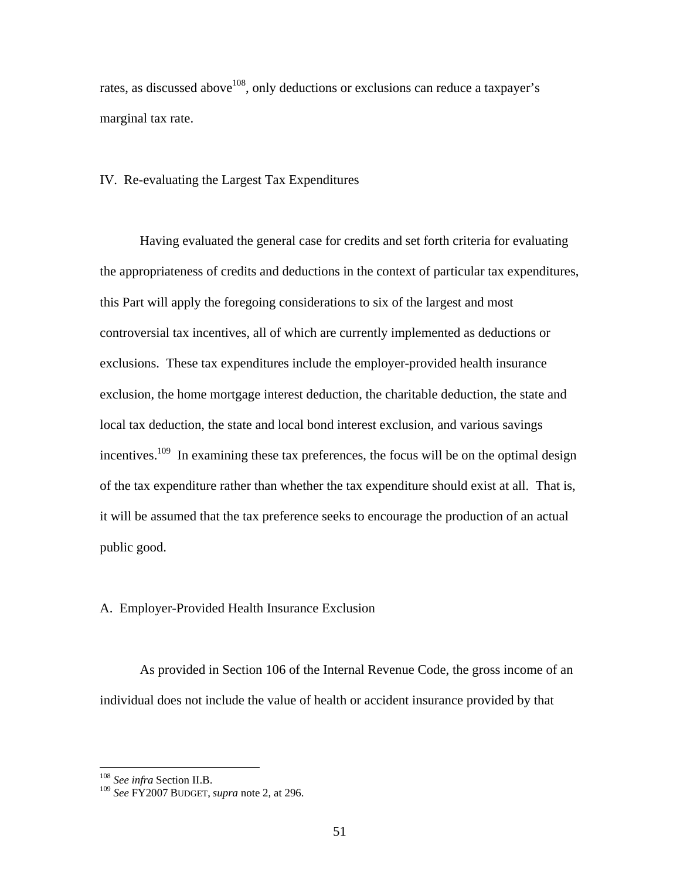rates, as discussed above[108], only deductions or exclusions can reduce a taxpayer's marginal tax rate.

## IV. Re-evaluating the Largest Tax Expenditures

Having evaluated the general case for credits and set forth criteria for evaluating the appropriateness of credits and deductions in the context of particular tax expenditures, this Part will apply the foregoing considerations to six of the largest and most controversial tax incentives, all of which are currently implemented as deductions or exclusions. These tax expenditures include the employer-provided health insurance exclusion, the home mortgage interest deduction, the charitable deduction, the state and local tax deduction, the state and local bond interest exclusion, and various savings incentives.[109] In examining these tax preferences, the focus will be on the optimal design of the tax expenditure rather than whether the tax expenditure should exist at all. That is, it will be assumed that the tax preference seeks to encourage the production of an actual public good.

### A. Employer-Provided Health Insurance Exclusion

As provided in Section 106 of the Internal Revenue Code, the gross income of an individual does not include the value of health or accident insurance provided by that

---

[108] *See infra* Section II.B.

[109] *See* FY2007 BUDGET, *supra* note 2, at 296.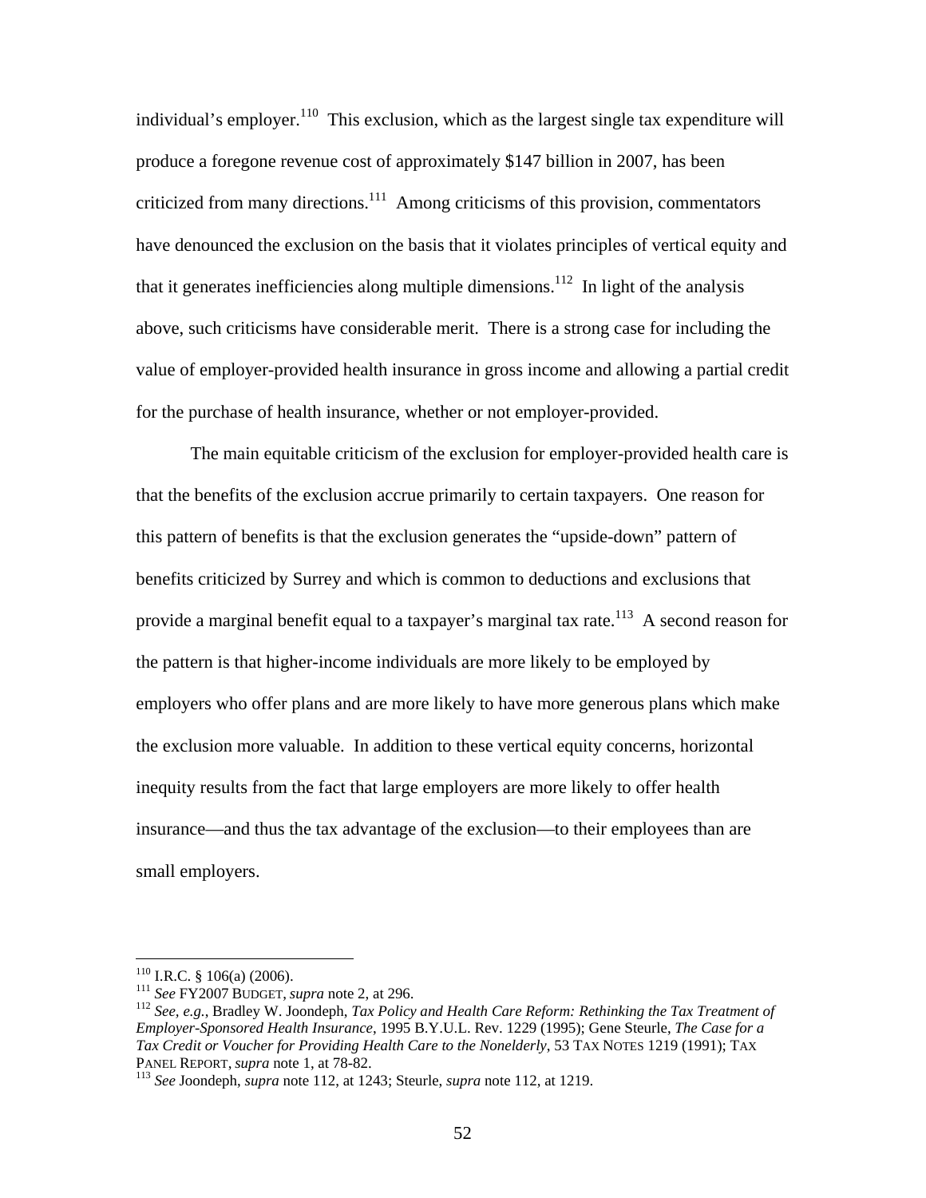individual's employer.[110] This exclusion, which as the largest single tax expenditure will produce a foregone revenue cost of approximately $147 billion in 2007, has been criticized from many directions.[111] Among criticisms of this provision, commentators have denounced the exclusion on the basis that it violates principles of vertical equity and that it generates inefficiencies along multiple dimensions.[112] In light of the analysis above, such criticisms have considerable merit. There is a strong case for including the value of employer-provided health insurance in gross income and allowing a partial credit for the purchase of health insurance, whether or not employer-provided.

The main equitable criticism of the exclusion for employer-provided health care is that the benefits of the exclusion accrue primarily to certain taxpayers. One reason for this pattern of benefits is that the exclusion generates the "upside-down" pattern of benefits criticized by Surrey and which is common to deductions and exclusions that provide a marginal benefit equal to a taxpayer's marginal tax rate.[113] A second reason for the pattern is that higher-income individuals are more likely to be employed by employers who offer plans and are more likely to have more generous plans which make the exclusion more valuable. In addition to these vertical equity concerns, horizontal inequity results from the fact that large employers are more likely to offer health insurance—and thus the tax advantage of the exclusion—to their employees than are small employers.

---

[110] I.R.C. § 106(a) (2006).

[111] *See* FY2007 BUDGET, *supra* note 2, at 296.

[112] *See, e.g.*, Bradley W. Joondeph, *Tax Policy and Health Care Reform: Rethinking the Tax Treatment of Employer-Sponsored Health Insurance*, 1995 B.Y.U.L. Rev. 1229 (1995); Gene Steurle, *The Case for a Tax Credit or Voucher for Providing Health Care to the Nonelderly*, 53 TAX NOTES 1219 (1991); TAX PANEL REPORT, *supra* note 1, at 78-82.

[113] *See* Joondeph, *supra* note 112, at 1243; Steurle, *supra* note 112, at 1219.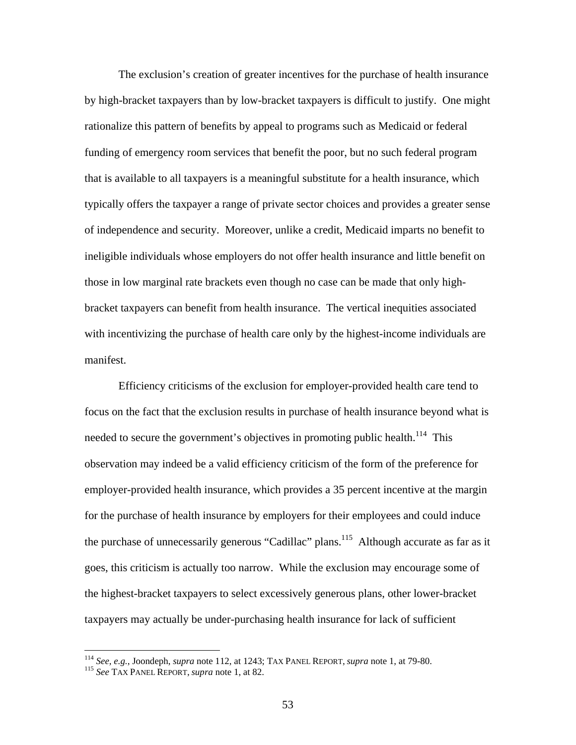The exclusion's creation of greater incentives for the purchase of health insurance by high-bracket taxpayers than by low-bracket taxpayers is difficult to justify. One might rationalize this pattern of benefits by appeal to programs such as Medicaid or federal funding of emergency room services that benefit the poor, but no such federal program that is available to all taxpayers is a meaningful substitute for a health insurance, which typically offers the taxpayer a range of private sector choices and provides a greater sense of independence and security. Moreover, unlike a credit, Medicaid imparts no benefit to ineligible individuals whose employers do not offer health insurance and little benefit on those in low marginal rate brackets even though no case can be made that only high-bracket taxpayers can benefit from health insurance. The vertical inequities associated with incentivizing the purchase of health care only by the highest-income individuals are manifest.

Efficiency criticisms of the exclusion for employer-provided health care tend to focus on the fact that the exclusion results in purchase of health insurance beyond what is needed to secure the government's objectives in promoting public health.[114] This observation may indeed be a valid efficiency criticism of the form of the preference for employer-provided health insurance, which provides a 35 percent incentive at the margin for the purchase of health insurance by employers for their employees and could induce the purchase of unnecessarily generous "Cadillac" plans.[115] Although accurate as far as it goes, this criticism is actually too narrow. While the exclusion may encourage some of the highest-bracket taxpayers to select excessively generous plans, other lower-bracket taxpayers may actually be under-purchasing health insurance for lack of sufficient

---

[114] *See, e.g.*, Joondeph, *supra* note 112, at 1243; TAX PANEL REPORT, *supra* note 1, at 79-80.

[115] *See* TAX PANEL REPORT, *supra* note 1, at 82.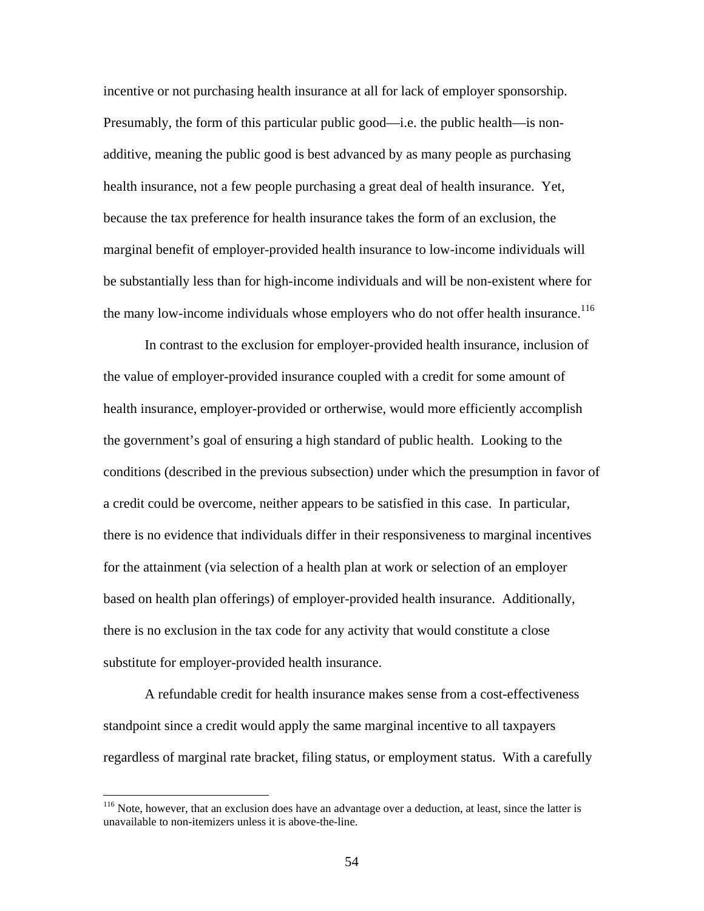incentive or not purchasing health insurance at all for lack of employer sponsorship. Presumably, the form of this particular public good—i.e. the public health—is non-additive, meaning the public good is best advanced by as many people as purchasing health insurance, not a few people purchasing a great deal of health insurance. Yet, because the tax preference for health insurance takes the form of an exclusion, the marginal benefit of employer-provided health insurance to low-income individuals will be substantially less than for high-income individuals and will be non-existent where for the many low-income individuals whose employers who do not offer health insurance.[116]

In contrast to the exclusion for employer-provided health insurance, inclusion of the value of employer-provided insurance coupled with a credit for some amount of health insurance, employer-provided or ortherwise, would more efficiently accomplish the government's goal of ensuring a high standard of public health. Looking to the conditions (described in the previous subsection) under which the presumption in favor of a credit could be overcome, neither appears to be satisfied in this case. In particular, there is no evidence that individuals differ in their responsiveness to marginal incentives for the attainment (via selection of a health plan at work or selection of an employer based on health plan offerings) of employer-provided health insurance. Additionally, there is no exclusion in the tax code for any activity that would constitute a close substitute for employer-provided health insurance.

A refundable credit for health insurance makes sense from a cost-effectiveness standpoint since a credit would apply the same marginal incentive to all taxpayers regardless of marginal rate bracket, filing status, or employment status. With a carefully

[116] Note, however, that an exclusion does have an advantage over a deduction, at least, since the latter is unavailable to non-itemizers unless it is above-the-line.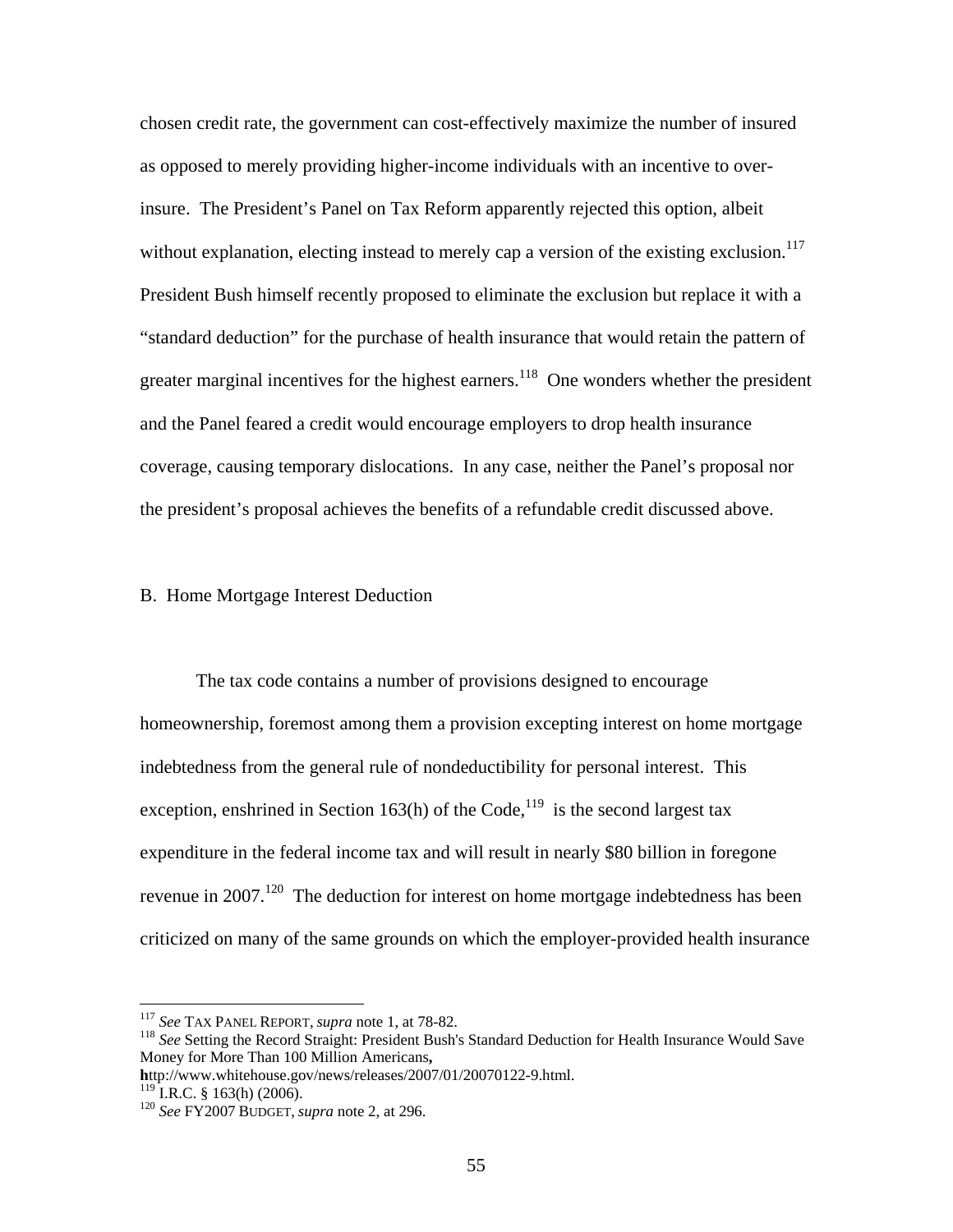chosen credit rate, the government can cost-effectively maximize the number of insured as opposed to merely providing higher-income individuals with an incentive to over-insure. The President's Panel on Tax Reform apparently rejected this option, albeit without explanation, electing instead to merely cap a version of the existing exclusion.[117] President Bush himself recently proposed to eliminate the exclusion but replace it with a "standard deduction" for the purchase of health insurance that would retain the pattern of greater marginal incentives for the highest earners.[118] One wonders whether the president and the Panel feared a credit would encourage employers to drop health insurance coverage, causing temporary dislocations. In any case, neither the Panel's proposal nor the president's proposal achieves the benefits of a refundable credit discussed above.

## B. Home Mortgage Interest Deduction

The tax code contains a number of provisions designed to encourage homeownership, foremost among them a provision excepting interest on home mortgage indebtedness from the general rule of nondeductibility for personal interest. This exception, enshrined in Section 163(h) of the Code,[119] is the second largest tax expenditure in the federal income tax and will result in nearly $80 billion in foregone revenue in 2007.[120] The deduction for interest on home mortgage indebtedness has been criticized on many of the same grounds on which the employer-provided health insurance

---

[117] *See* TAX PANEL REPORT, *supra* note 1, at 78-82.

[118] *See* Setting the Record Straight: President Bush's Standard Deduction for Health Insurance Would Save Money for More Than 100 Million Americans, **h**ttp://www.whitehouse.gov/news/releases/2007/01/20070122-9.html.

[119] I.R.C. § 163(h) (2006).

[120] *See* FY2007 BUDGET, *supra* note 2, at 296.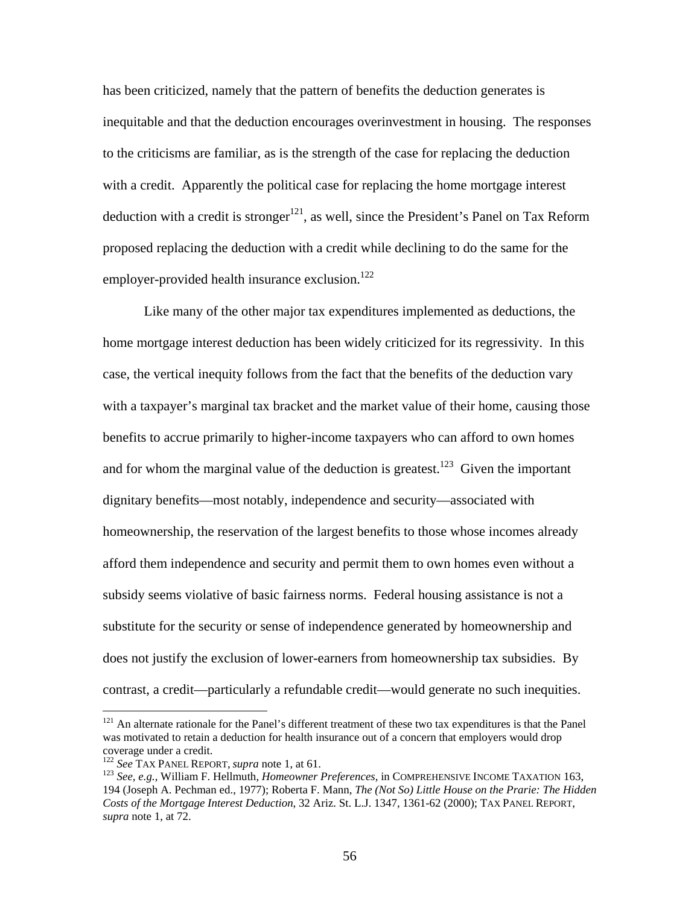has been criticized, namely that the pattern of benefits the deduction generates is inequitable and that the deduction encourages overinvestment in housing. The responses to the criticisms are familiar, as is the strength of the case for replacing the deduction with a credit. Apparently the political case for replacing the home mortgage interest deduction with a credit is stronger[121], as well, since the President's Panel on Tax Reform proposed replacing the deduction with a credit while declining to do the same for the employer-provided health insurance exclusion.[122]

Like many of the other major tax expenditures implemented as deductions, the home mortgage interest deduction has been widely criticized for its regressivity. In this case, the vertical inequity follows from the fact that the benefits of the deduction vary with a taxpayer's marginal tax bracket and the market value of their home, causing those benefits to accrue primarily to higher-income taxpayers who can afford to own homes and for whom the marginal value of the deduction is greatest.[123] Given the important dignitary benefits—most notably, independence and security—associated with homeownership, the reservation of the largest benefits to those whose incomes already afford them independence and security and permit them to own homes even without a subsidy seems violative of basic fairness norms. Federal housing assistance is not a substitute for the security or sense of independence generated by homeownership and does not justify the exclusion of lower-earners from homeownership tax subsidies. By contrast, a credit—particularly a refundable credit—would generate no such inequities.

---

[121] An alternate rationale for the Panel's different treatment of these two tax expenditures is that the Panel was motivated to retain a deduction for health insurance out of a concern that employers would drop coverage under a credit.

[122] *See* TAX PANEL REPORT, *supra* note 1, at 61.

[123] *See, e.g.*, William F. Hellmuth, *Homeowner Preferences*, in COMPREHENSIVE INCOME TAXATION 163, 194 (Joseph A. Pechman ed., 1977); Roberta F. Mann, *The (Not So) Little House on the Prarie: The Hidden Costs of the Mortgage Interest Deduction*, 32 Ariz. St. L.J. 1347, 1361-62 (2000); TAX PANEL REPORT, *supra* note 1, at 72.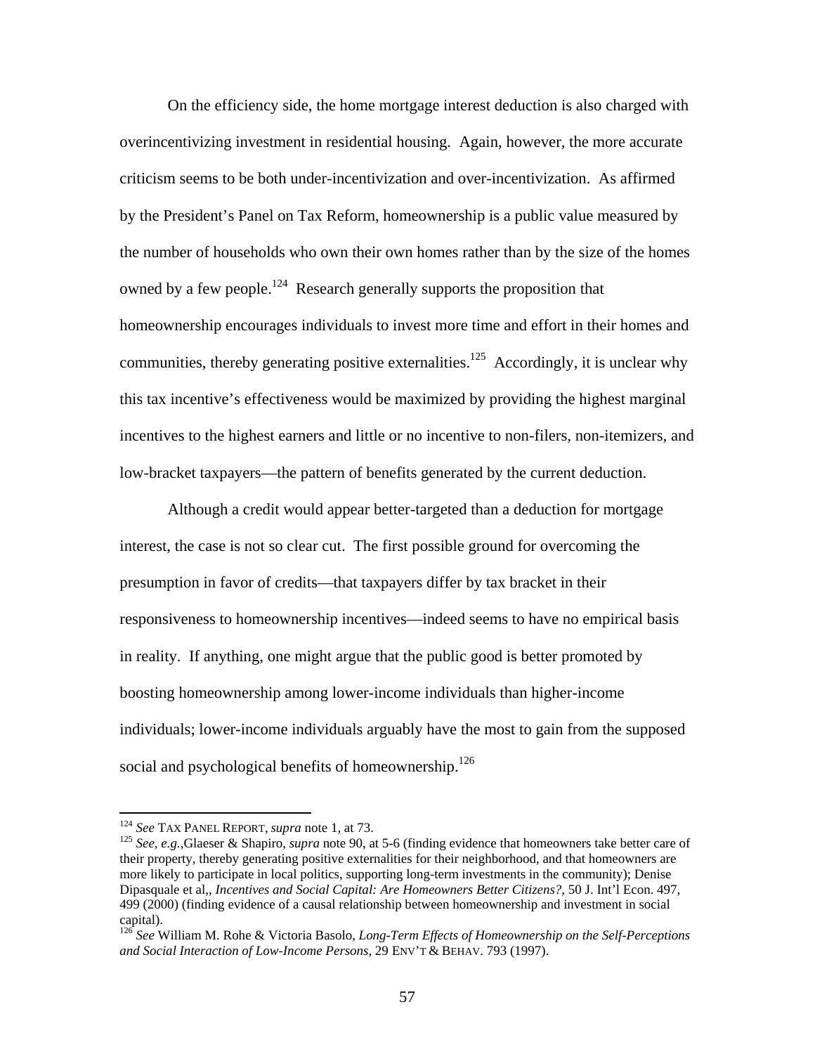On the efficiency side, the home mortgage interest deduction is also charged with overincentivizing investment in residential housing. Again, however, the more accurate criticism seems to be both under-incentivization and over-incentivization. As affirmed by the President's Panel on Tax Reform, homeownership is a public value measured by the number of households who own their own homes rather than by the size of the homes owned by a few people.[124] Research generally supports the proposition that homeownership encourages individuals to invest more time and effort in their homes and communities, thereby generating positive externalities.[125] Accordingly, it is unclear why this tax incentive's effectiveness would be maximized by providing the highest marginal incentives to the highest earners and little or no incentive to non-filers, non-itemizers, and low-bracket taxpayers—the pattern of benefits generated by the current deduction.

Although a credit would appear better-targeted than a deduction for mortgage interest, the case is not so clear cut. The first possible ground for overcoming the presumption in favor of credits—that taxpayers differ by tax bracket in their responsiveness to homeownership incentives—indeed seems to have no empirical basis in reality. If anything, one might argue that the public good is better promoted by boosting homeownership among lower-income individuals than higher-income individuals; lower-income individuals arguably have the most to gain from the supposed social and psychological benefits of homeownership.[126]

---

[124] *See* TAX PANEL REPORT, *supra* note 1, at 73.

[125] *See, e.g.*,Glaeser & Shapiro, *supra* note 90, at 5-6 (finding evidence that homeowners take better care of their property, thereby generating positive externalities for their neighborhood, and that homeowners are more likely to participate in local politics, supporting long-term investments in the community); Denise Dipasquale et al,, *Incentives and Social Capital: Are Homeowners Better Citizens?*, 50 J. Int'l Econ. 497, 499 (2000) (finding evidence of a causal relationship between homeownership and investment in social capital).

[126] *See* William M. Rohe & Victoria Basolo, *Long-Term Effects of Homeownership on the Self-Perceptions and Social Interaction of Low-Income Persons*, 29 ENV'T & BEHAV. 793 (1997).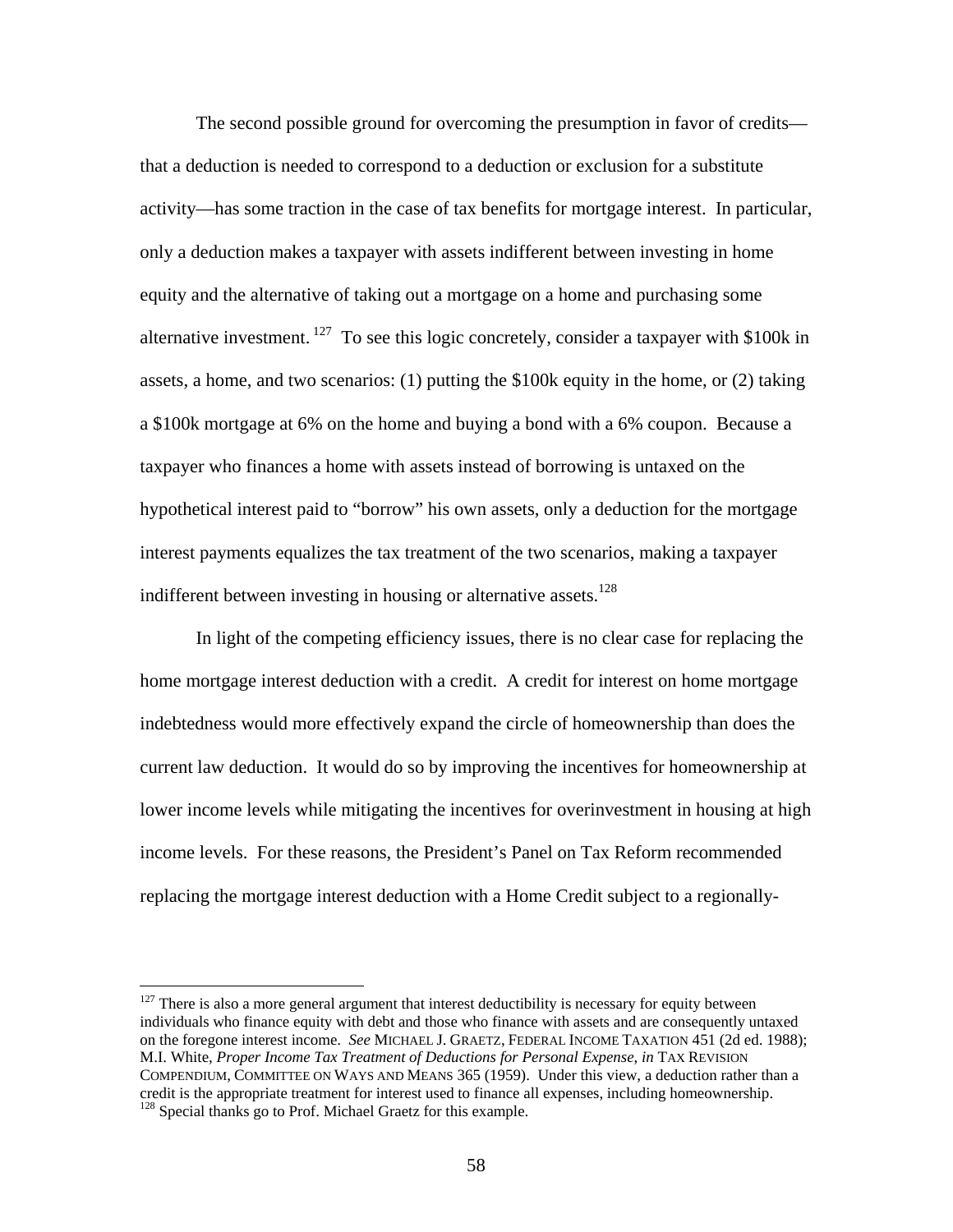The second possible ground for overcoming the presumption in favor of credits—that a deduction is needed to correspond to a deduction or exclusion for a substitute activity—has some traction in the case of tax benefits for mortgage interest. In particular, only a deduction makes a taxpayer with assets indifferent between investing in home equity and the alternative of taking out a mortgage on a home and purchasing some alternative investment.[127] To see this logic concretely, consider a taxpayer with $100k in assets, a home, and two scenarios: (1) putting the $100k equity in the home, or (2) taking a $100k mortgage at 6% on the home and buying a bond with a 6% coupon. Because a taxpayer who finances a home with assets instead of borrowing is untaxed on the hypothetical interest paid to "borrow" his own assets, only a deduction for the mortgage interest payments equalizes the tax treatment of the two scenarios, making a taxpayer indifferent between investing in housing or alternative assets.[128]

In light of the competing efficiency issues, there is no clear case for replacing the home mortgage interest deduction with a credit. A credit for interest on home mortgage indebtedness would more effectively expand the circle of homeownership than does the current law deduction. It would do so by improving the incentives for homeownership at lower income levels while mitigating the incentives for overinvestment in housing at high income levels. For these reasons, the President's Panel on Tax Reform recommended replacing the mortgage interest deduction with a Home Credit subject to a regionally-

---

[127] There is also a more general argument that interest deductibility is necessary for equity between individuals who finance equity with debt and those who finance with assets and are consequently untaxed on the foregone interest income. *See* MICHAEL J. GRAETZ, FEDERAL INCOME TAXATION 451 (2d ed. 1988); M.I. White, *Proper Income Tax Treatment of Deductions for Personal Expense*, *in* TAX REVISION COMPENDIUM, COMMITTEE ON WAYS AND MEANS 365 (1959). Under this view, a deduction rather than a credit is the appropriate treatment for interest used to finance all expenses, including homeownership.

[128] Special thanks go to Prof. Michael Graetz for this example.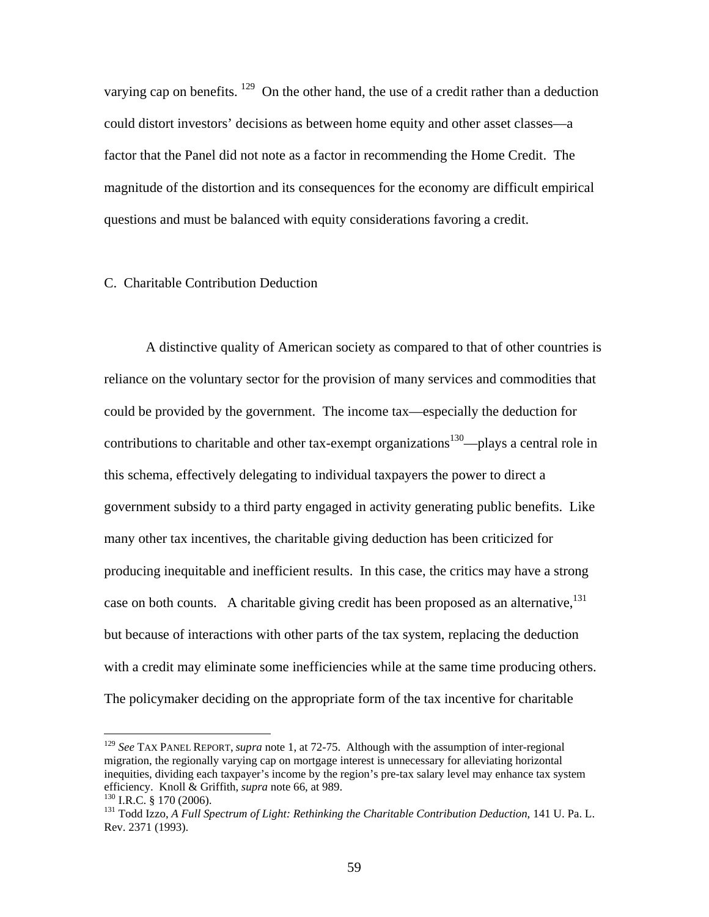varying cap on benefits. [129] On the other hand, the use of a credit rather than a deduction could distort investors' decisions as between home equity and other asset classes—a factor that the Panel did not note as a factor in recommending the Home Credit. The magnitude of the distortion and its consequences for the economy are difficult empirical questions and must be balanced with equity considerations favoring a credit.

### C. Charitable Contribution Deduction

A distinctive quality of American society as compared to that of other countries is reliance on the voluntary sector for the provision of many services and commodities that could be provided by the government. The income tax—especially the deduction for contributions to charitable and other tax-exempt organizations[130]—plays a central role in this schema, effectively delegating to individual taxpayers the power to direct a government subsidy to a third party engaged in activity generating public benefits. Like many other tax incentives, the charitable giving deduction has been criticized for producing inequitable and inefficient results. In this case, the critics may have a strong case on both counts. A charitable giving credit has been proposed as an alternative,[131] but because of interactions with other parts of the tax system, replacing the deduction with a credit may eliminate some inefficiencies while at the same time producing others. The policymaker deciding on the appropriate form of the tax incentive for charitable

---

[129] *See* TAX PANEL REPORT, *supra* note 1, at 72-75. Although with the assumption of inter-regional migration, the regionally varying cap on mortgage interest is unnecessary for alleviating horizontal inequities, dividing each taxpayer's income by the region's pre-tax salary level may enhance tax system efficiency. Knoll & Griffith, *supra* note 66, at 989.

[130] I.R.C. § 170 (2006).

[131] Todd Izzo, *A Full Spectrum of Light: Rethinking the Charitable Contribution Deduction*, 141 U. Pa. L. Rev. 2371 (1993).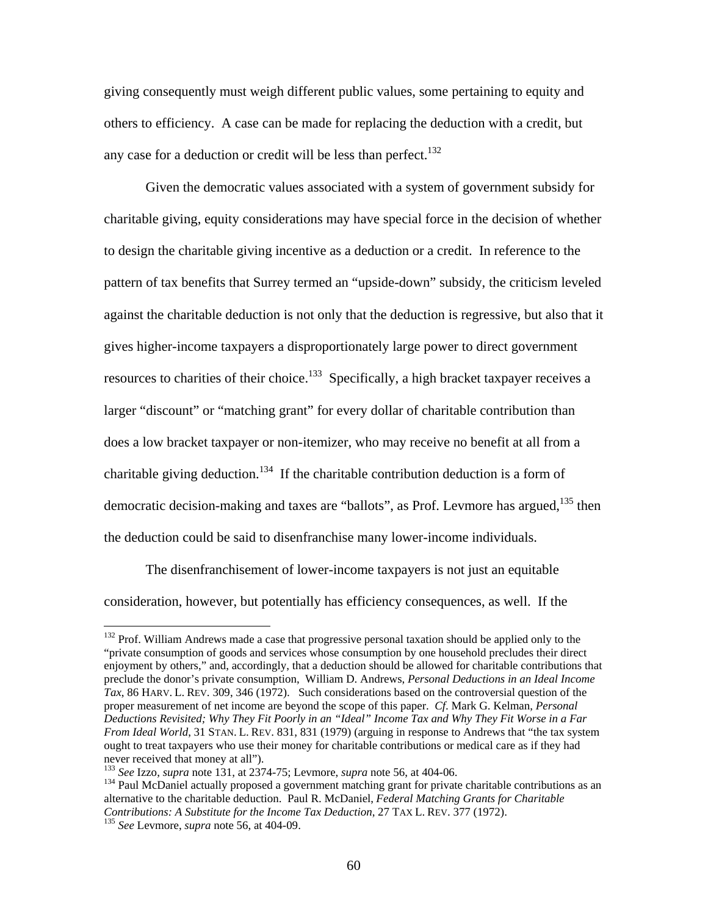giving consequently must weigh different public values, some pertaining to equity and others to efficiency. A case can be made for replacing the deduction with a credit, but any case for a deduction or credit will be less than perfect.[132]

Given the democratic values associated with a system of government subsidy for charitable giving, equity considerations may have special force in the decision of whether to design the charitable giving incentive as a deduction or a credit. In reference to the pattern of tax benefits that Surrey termed an "upside-down" subsidy, the criticism leveled against the charitable deduction is not only that the deduction is regressive, but also that it gives higher-income taxpayers a disproportionately large power to direct government resources to charities of their choice.[133] Specifically, a high bracket taxpayer receives a larger "discount" or "matching grant" for every dollar of charitable contribution than does a low bracket taxpayer or non-itemizer, who may receive no benefit at all from a charitable giving deduction.[134] If the charitable contribution deduction is a form of democratic decision-making and taxes are "ballots", as Prof. Levmore has argued,[135] then the deduction could be said to disenfranchise many lower-income individuals.

The disenfranchisement of lower-income taxpayers is not just an equitable consideration, however, but potentially has efficiency consequences, as well. If the

---

[132] Prof. William Andrews made a case that progressive personal taxation should be applied only to the "private consumption of goods and services whose consumption by one household precludes their direct enjoyment by others," and, accordingly, that a deduction should be allowed for charitable contributions that preclude the donor's private consumption, William D. Andrews, *Personal Deductions in an Ideal Income Tax*, 86 HARV. L. REV. 309, 346 (1972). Such considerations based on the controversial question of the proper measurement of net income are beyond the scope of this paper. *Cf.* Mark G. Kelman, *Personal Deductions Revisited; Why They Fit Poorly in an "Ideal" Income Tax and Why They Fit Worse in a Far From Ideal World*, 31 STAN. L. REV. 831, 831 (1979) (arguing in response to Andrews that "the tax system ought to treat taxpayers who use their money for charitable contributions or medical care as if they had never received that money at all").

[133] *See* Izzo, *supra* note 131, at 2374-75; Levmore, *supra* note 56, at 404-06.

[134] Paul McDaniel actually proposed a government matching grant for private charitable contributions as an alternative to the charitable deduction. Paul R. McDaniel, *Federal Matching Grants for Charitable Contributions: A Substitute for the Income Tax Deduction*, 27 TAX L. REV. 377 (1972).

[135] *See* Levmore, *supra* note 56, at 404-09.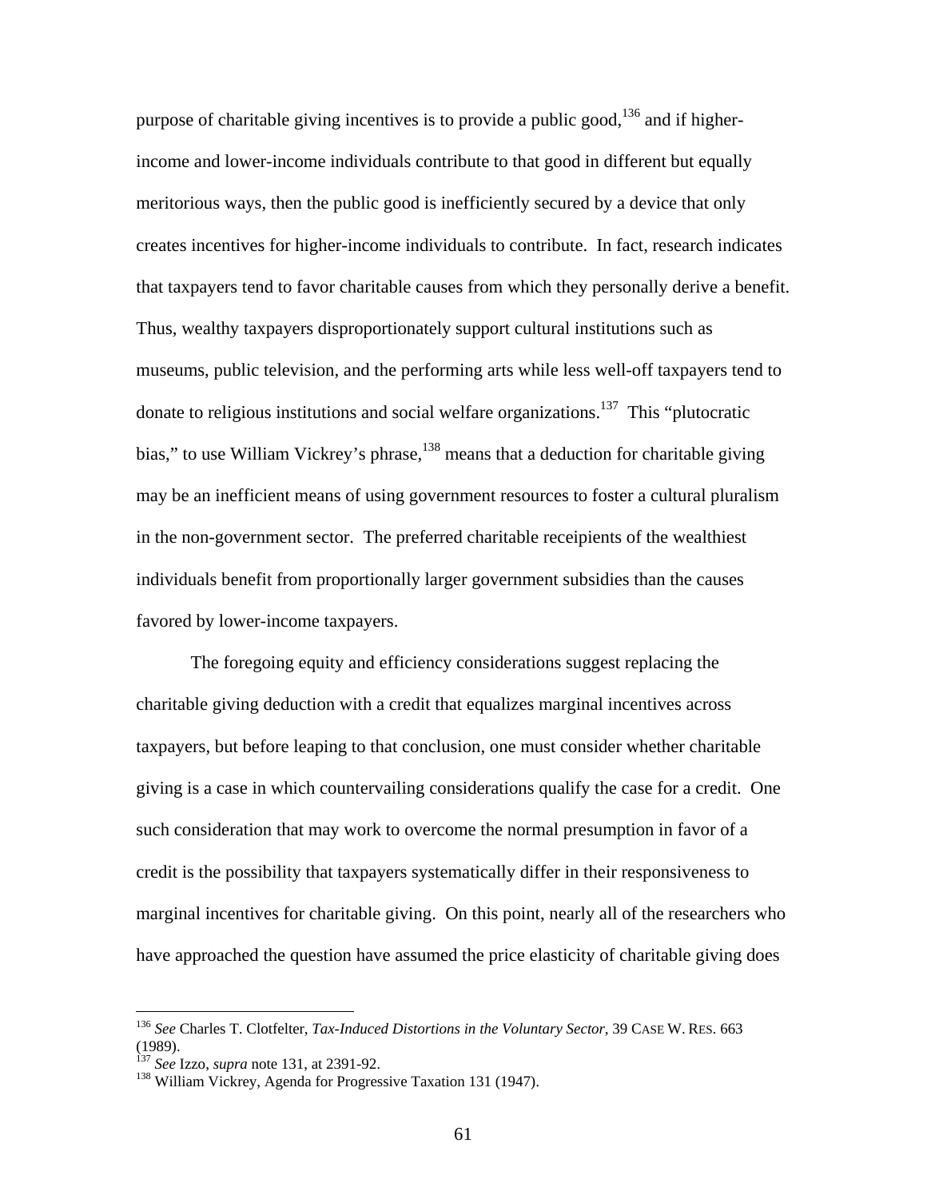purpose of charitable giving incentives is to provide a public good,[136] and if higher-income and lower-income individuals contribute to that good in different but equally meritorious ways, then the public good is inefficiently secured by a device that only creates incentives for higher-income individuals to contribute. In fact, research indicates that taxpayers tend to favor charitable causes from which they personally derive a benefit. Thus, wealthy taxpayers disproportionately support cultural institutions such as museums, public television, and the performing arts while less well-off taxpayers tend to donate to religious institutions and social welfare organizations.[137] This "plutocratic bias," to use William Vickrey's phrase,[138] means that a deduction for charitable giving may be an inefficient means of using government resources to foster a cultural pluralism in the non-government sector. The preferred charitable receipients of the wealthiest individuals benefit from proportionally larger government subsidies than the causes favored by lower-income taxpayers.

The foregoing equity and efficiency considerations suggest replacing the charitable giving deduction with a credit that equalizes marginal incentives across taxpayers, but before leaping to that conclusion, one must consider whether charitable giving is a case in which countervailing considerations qualify the case for a credit. One such consideration that may work to overcome the normal presumption in favor of a credit is the possibility that taxpayers systematically differ in their responsiveness to marginal incentives for charitable giving. On this point, nearly all of the researchers who have approached the question have assumed the price elasticity of charitable giving does

---

[136] *See* Charles T. Clotfelter, *Tax-Induced Distortions in the Voluntary Sector*, 39 CASE W. RES. 663 (1989).

[137] *See* Izzo, *supra* note 131, at 2391-92.

[138] William Vickrey, Agenda for Progressive Taxation 131 (1947).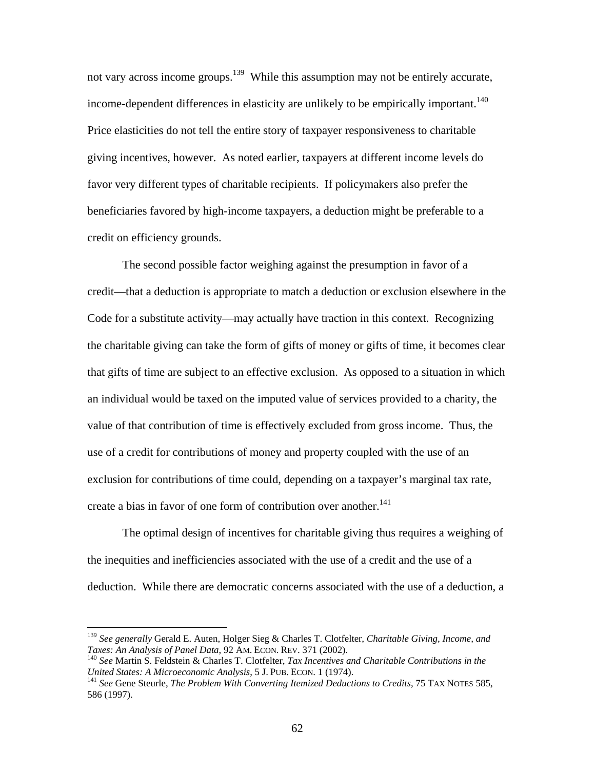not vary across income groups.[139] While this assumption may not be entirely accurate, income-dependent differences in elasticity are unlikely to be empirically important.[140] Price elasticities do not tell the entire story of taxpayer responsiveness to charitable giving incentives, however. As noted earlier, taxpayers at different income levels do favor very different types of charitable recipients. If policymakers also prefer the beneficiaries favored by high-income taxpayers, a deduction might be preferable to a credit on efficiency grounds.

The second possible factor weighing against the presumption in favor of a credit—that a deduction is appropriate to match a deduction or exclusion elsewhere in the Code for a substitute activity—may actually have traction in this context. Recognizing the charitable giving can take the form of gifts of money or gifts of time, it becomes clear that gifts of time are subject to an effective exclusion. As opposed to a situation in which an individual would be taxed on the imputed value of services provided to a charity, the value of that contribution of time is effectively excluded from gross income. Thus, the use of a credit for contributions of money and property coupled with the use of an exclusion for contributions of time could, depending on a taxpayer's marginal tax rate, create a bias in favor of one form of contribution over another.[141]

The optimal design of incentives for charitable giving thus requires a weighing of the inequities and inefficiencies associated with the use of a credit and the use of a deduction. While there are democratic concerns associated with the use of a deduction, a

---

[139] *See generally* Gerald E. Auten, Holger Sieg & Charles T. Clotfelter, *Charitable Giving, Income, and Taxes: An Analysis of Panel Data*, 92 AM. ECON. REV. 371 (2002).

[140] *See* Martin S. Feldstein & Charles T. Clotfelter, *Tax Incentives and Charitable Contributions in the United States: A Microeconomic Analysis*, 5 J. PUB. ECON. 1 (1974).

[141] *See* Gene Steurle, *The Problem With Converting Itemized Deductions to Credits*, 75 TAX NOTES 585, 586 (1997).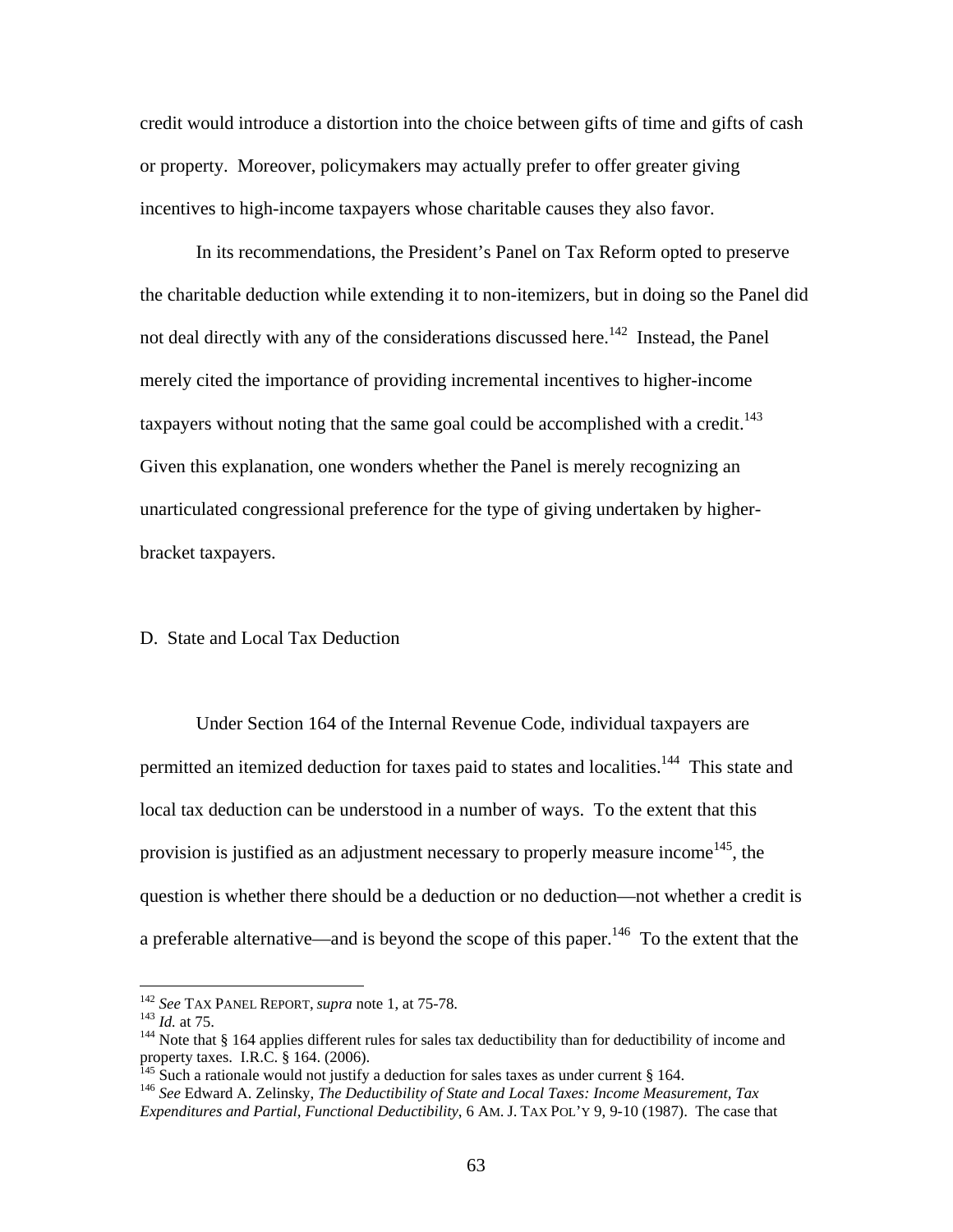credit would introduce a distortion into the choice between gifts of time and gifts of cash or property. Moreover, policymakers may actually prefer to offer greater giving incentives to high-income taxpayers whose charitable causes they also favor.

In its recommendations, the President's Panel on Tax Reform opted to preserve the charitable deduction while extending it to non-itemizers, but in doing so the Panel did not deal directly with any of the considerations discussed here.[142] Instead, the Panel merely cited the importance of providing incremental incentives to higher-income taxpayers without noting that the same goal could be accomplished with a credit.[143] Given this explanation, one wonders whether the Panel is merely recognizing an unarticulated congressional preference for the type of giving undertaken by higher-bracket taxpayers.

### D. State and Local Tax Deduction

Under Section 164 of the Internal Revenue Code, individual taxpayers are permitted an itemized deduction for taxes paid to states and localities.[144] This state and local tax deduction can be understood in a number of ways. To the extent that this provision is justified as an adjustment necessary to properly measure income[145], the question is whether there should be a deduction or no deduction—not whether a credit is a preferable alternative—and is beyond the scope of this paper.[146] To the extent that the

---

[142] *See* TAX PANEL REPORT, *supra* note 1, at 75-78.

[143] *Id.* at 75.

[144] Note that § 164 applies different rules for sales tax deductibility than for deductibility of income and property taxes. I.R.C. § 164. (2006).

[145] Such a rationale would not justify a deduction for sales taxes as under current § 164.

[146] *See* Edward A. Zelinsky, *The Deductibility of State and Local Taxes: Income Measurement, Tax Expenditures and Partial, Functional Deductibility*, 6 AM. J. TAX POL'Y 9, 9-10 (1987). The case that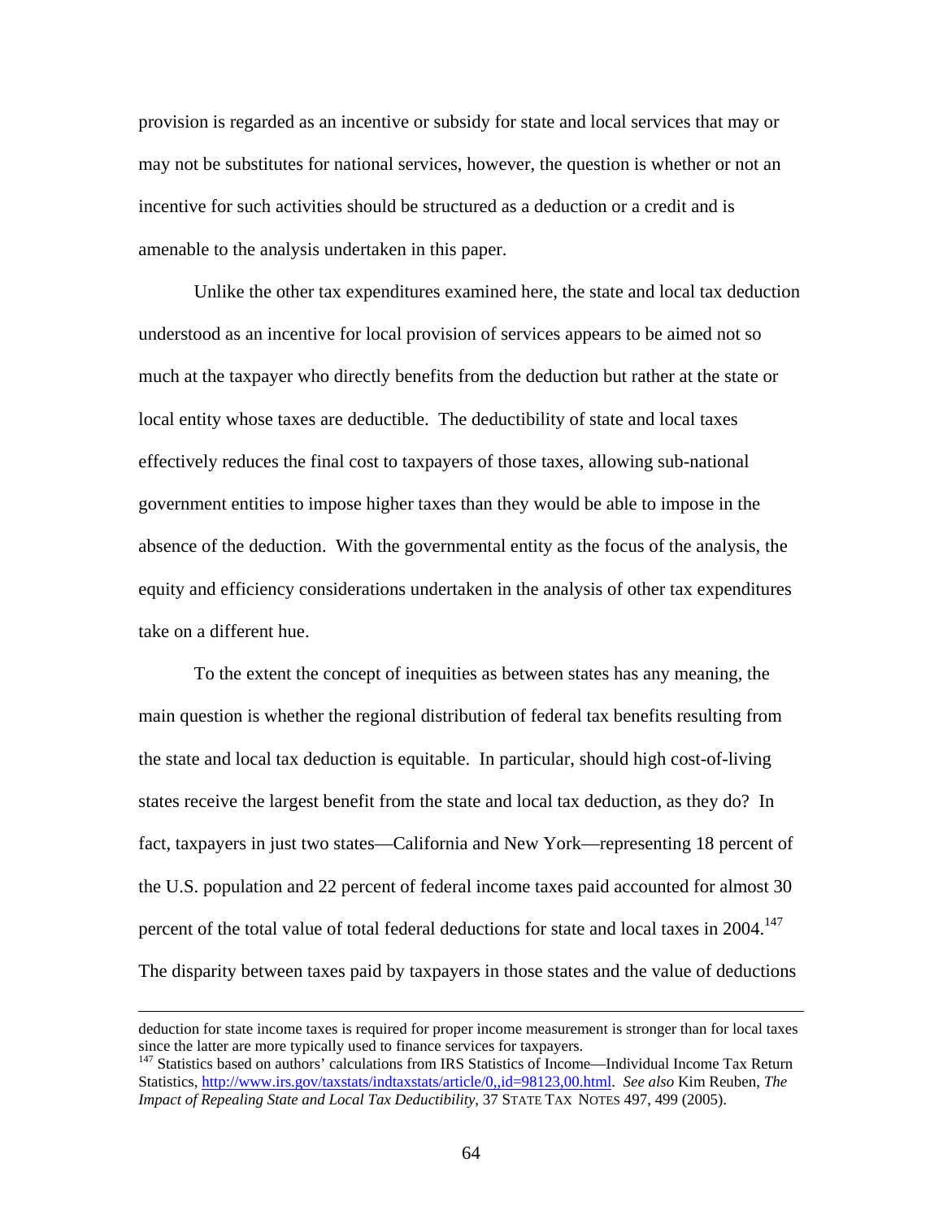provision is regarded as an incentive or subsidy for state and local services that may or may not be substitutes for national services, however, the question is whether or not an incentive for such activities should be structured as a deduction or a credit and is amenable to the analysis undertaken in this paper.

Unlike the other tax expenditures examined here, the state and local tax deduction understood as an incentive for local provision of services appears to be aimed not so much at the taxpayer who directly benefits from the deduction but rather at the state or local entity whose taxes are deductible. The deductibility of state and local taxes effectively reduces the final cost to taxpayers of those taxes, allowing sub-national government entities to impose higher taxes than they would be able to impose in the absence of the deduction. With the governmental entity as the focus of the analysis, the equity and efficiency considerations undertaken in the analysis of other tax expenditures take on a different hue.

To the extent the concept of inequities as between states has any meaning, the main question is whether the regional distribution of federal tax benefits resulting from the state and local tax deduction is equitable. In particular, should high cost-of-living states receive the largest benefit from the state and local tax deduction, as they do? In fact, taxpayers in just two states—California and New York—representing 18 percent of the U.S. population and 22 percent of federal income taxes paid accounted for almost 30 percent of the total value of total federal deductions for state and local taxes in 2004.[147] The disparity between taxes paid by taxpayers in those states and the value of deductions

---

deduction for state income taxes is required for proper income measurement is stronger than for local taxes since the latter are more typically used to finance services for taxpayers.

[147] Statistics based on authors' calculations from IRS Statistics of Income—Individual Income Tax Return Statistics, http://www.irs.gov/taxstats/indtaxstats/article/0,,id=98123,00.html. *See also* Kim Reuben, *The Impact of Repealing State and Local Tax Deductibility*, 37 STATE TAX NOTES 497, 499 (2005).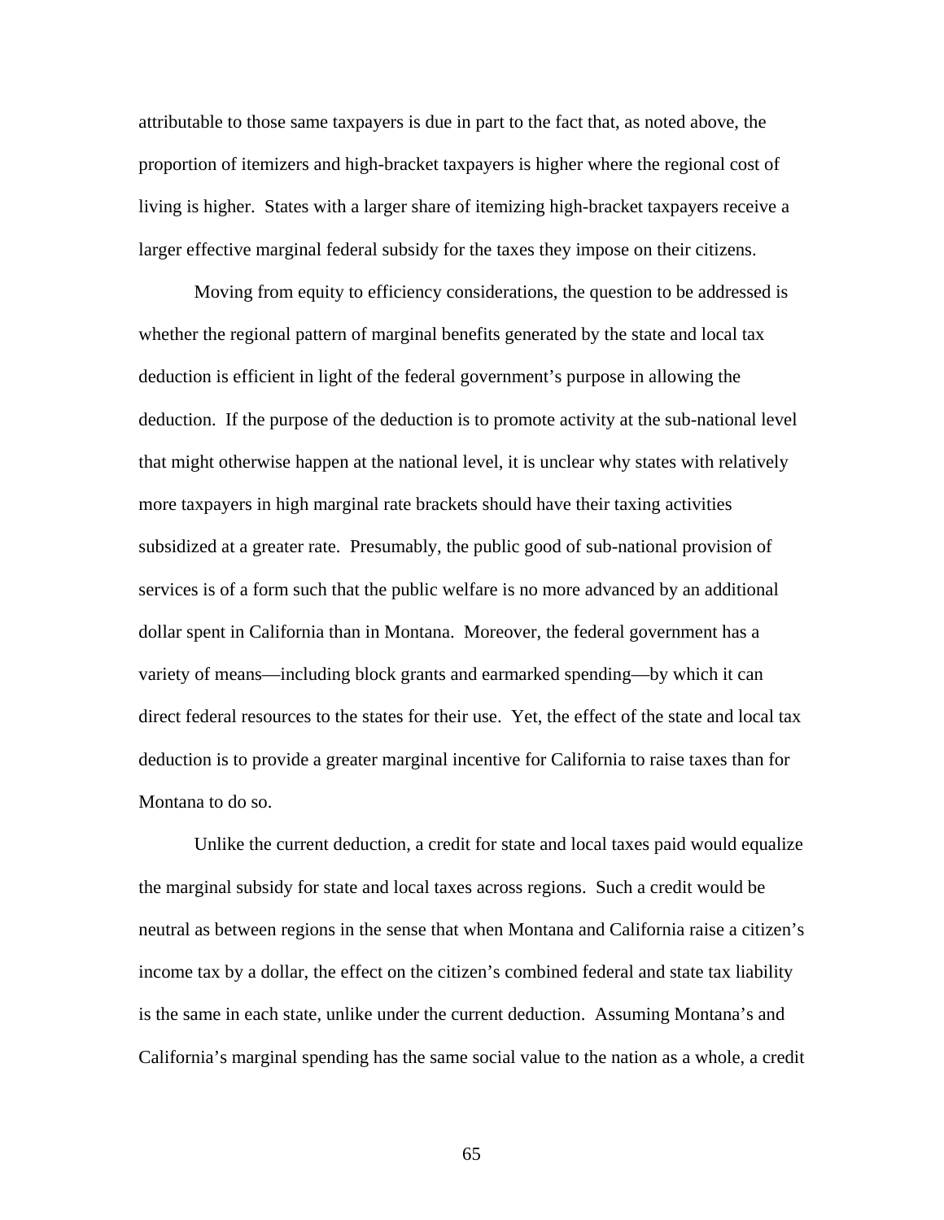attributable to those same taxpayers is due in part to the fact that, as noted above, the proportion of itemizers and high-bracket taxpayers is higher where the regional cost of living is higher. States with a larger share of itemizing high-bracket taxpayers receive a larger effective marginal federal subsidy for the taxes they impose on their citizens.

Moving from equity to efficiency considerations, the question to be addressed is whether the regional pattern of marginal benefits generated by the state and local tax deduction is efficient in light of the federal government's purpose in allowing the deduction. If the purpose of the deduction is to promote activity at the sub-national level that might otherwise happen at the national level, it is unclear why states with relatively more taxpayers in high marginal rate brackets should have their taxing activities subsidized at a greater rate. Presumably, the public good of sub-national provision of services is of a form such that the public welfare is no more advanced by an additional dollar spent in California than in Montana. Moreover, the federal government has a variety of means—including block grants and earmarked spending—by which it can direct federal resources to the states for their use. Yet, the effect of the state and local tax deduction is to provide a greater marginal incentive for California to raise taxes than for Montana to do so.

Unlike the current deduction, a credit for state and local taxes paid would equalize the marginal subsidy for state and local taxes across regions. Such a credit would be neutral as between regions in the sense that when Montana and California raise a citizen's income tax by a dollar, the effect on the citizen's combined federal and state tax liability is the same in each state, unlike under the current deduction. Assuming Montana's and California's marginal spending has the same social value to the nation as a whole, a credit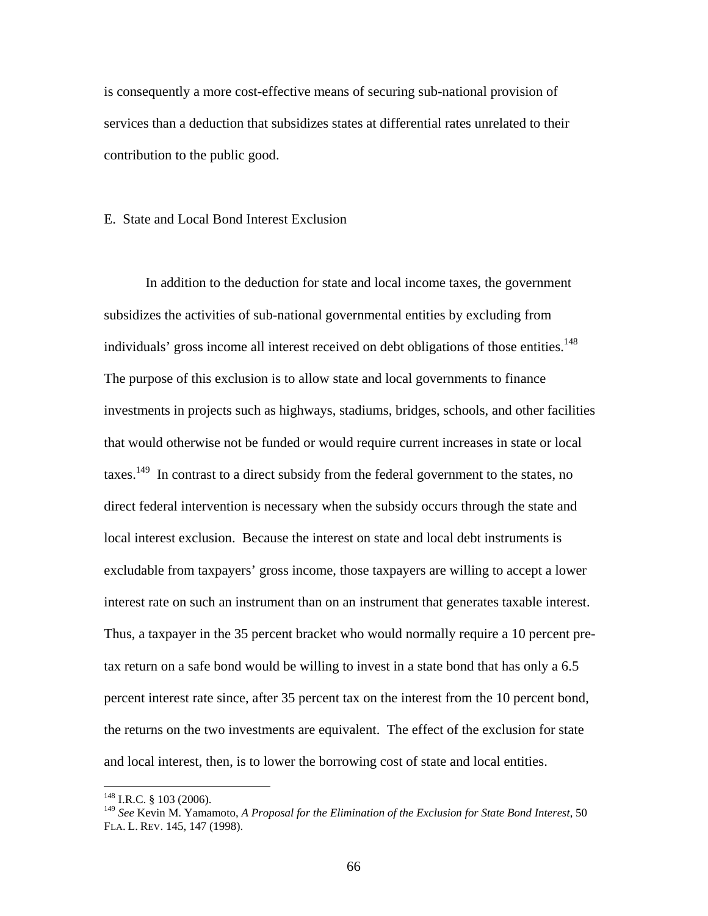is consequently a more cost-effective means of securing sub-national provision of services than a deduction that subsidizes states at differential rates unrelated to their contribution to the public good.

## E. State and Local Bond Interest Exclusion

In addition to the deduction for state and local income taxes, the government subsidizes the activities of sub-national governmental entities by excluding from individuals' gross income all interest received on debt obligations of those entities.[148] The purpose of this exclusion is to allow state and local governments to finance investments in projects such as highways, stadiums, bridges, schools, and other facilities that would otherwise not be funded or would require current increases in state or local taxes.[149] In contrast to a direct subsidy from the federal government to the states, no direct federal intervention is necessary when the subsidy occurs through the state and local interest exclusion. Because the interest on state and local debt instruments is excludable from taxpayers' gross income, those taxpayers are willing to accept a lower interest rate on such an instrument than on an instrument that generates taxable interest. Thus, a taxpayer in the 35 percent bracket who would normally require a 10 percent pre-tax return on a safe bond would be willing to invest in a state bond that has only a 6.5 percent interest rate since, after 35 percent tax on the interest from the 10 percent bond, the returns on the two investments are equivalent. The effect of the exclusion for state and local interest, then, is to lower the borrowing cost of state and local entities.

---

[148] I.R.C. § 103 (2006).

[149] *See* Kevin M. Yamamoto, *A Proposal for the Elimination of the Exclusion for State Bond Interest*, 50 FLA. L. REV. 145, 147 (1998).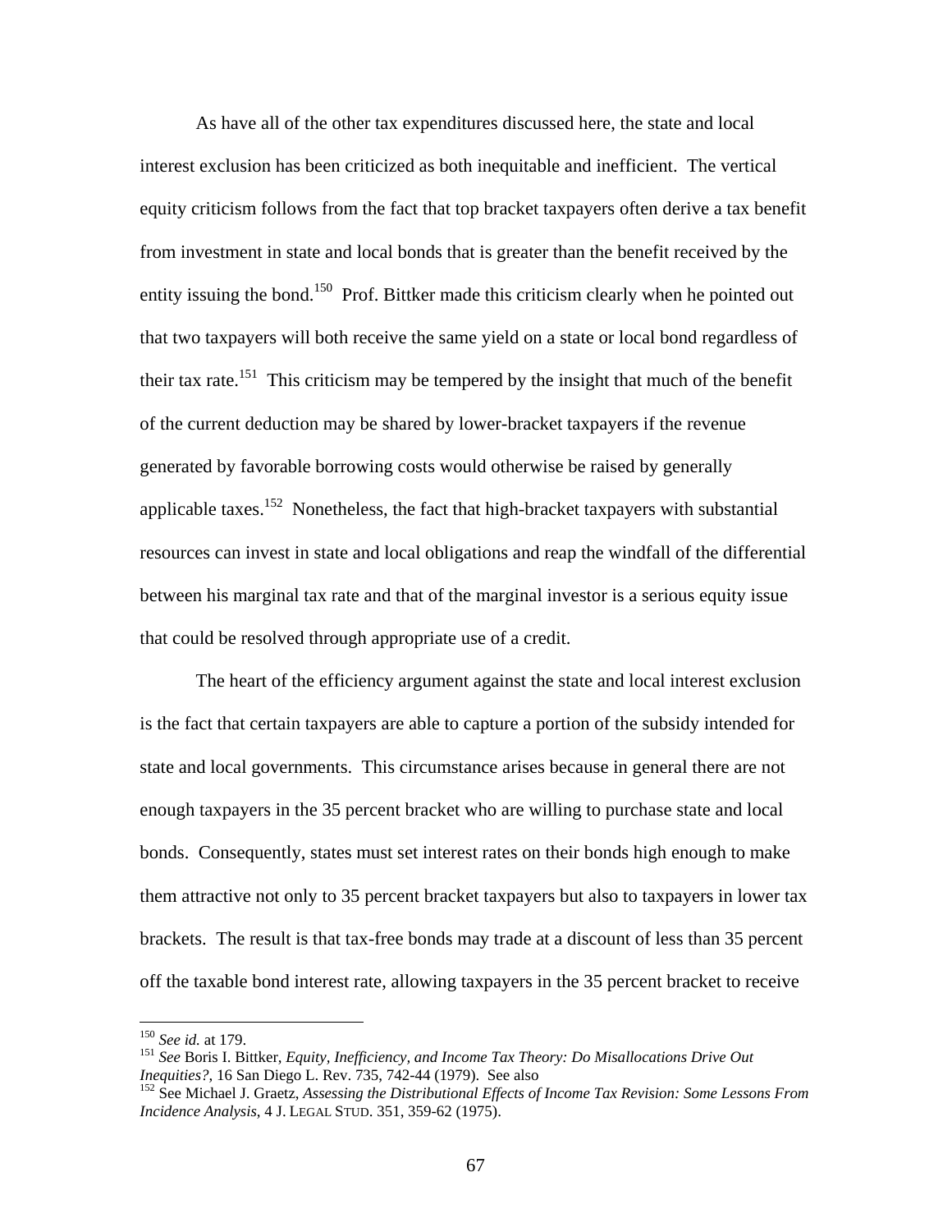As have all of the other tax expenditures discussed here, the state and local interest exclusion has been criticized as both inequitable and inefficient. The vertical equity criticism follows from the fact that top bracket taxpayers often derive a tax benefit from investment in state and local bonds that is greater than the benefit received by the entity issuing the bond.[150] Prof. Bittker made this criticism clearly when he pointed out that two taxpayers will both receive the same yield on a state or local bond regardless of their tax rate.[151] This criticism may be tempered by the insight that much of the benefit of the current deduction may be shared by lower-bracket taxpayers if the revenue generated by favorable borrowing costs would otherwise be raised by generally applicable taxes.[152] Nonetheless, the fact that high-bracket taxpayers with substantial resources can invest in state and local obligations and reap the windfall of the differential between his marginal tax rate and that of the marginal investor is a serious equity issue that could be resolved through appropriate use of a credit.

The heart of the efficiency argument against the state and local interest exclusion is the fact that certain taxpayers are able to capture a portion of the subsidy intended for state and local governments. This circumstance arises because in general there are not enough taxpayers in the 35 percent bracket who are willing to purchase state and local bonds. Consequently, states must set interest rates on their bonds high enough to make them attractive not only to 35 percent bracket taxpayers but also to taxpayers in lower tax brackets. The result is that tax-free bonds may trade at a discount of less than 35 percent off the taxable bond interest rate, allowing taxpayers in the 35 percent bracket to receive

---

[150] *See id.* at 179.

[151] *See* Boris I. Bittker, *Equity, Inefficiency, and Income Tax Theory: Do Misallocations Drive Out Inequities?*, 16 San Diego L. Rev. 735, 742-44 (1979). See also

[152] See Michael J. Graetz, *Assessing the Distributional Effects of Income Tax Revision: Some Lessons From Incidence Analysis*, 4 J. LEGAL STUD. 351, 359-62 (1975).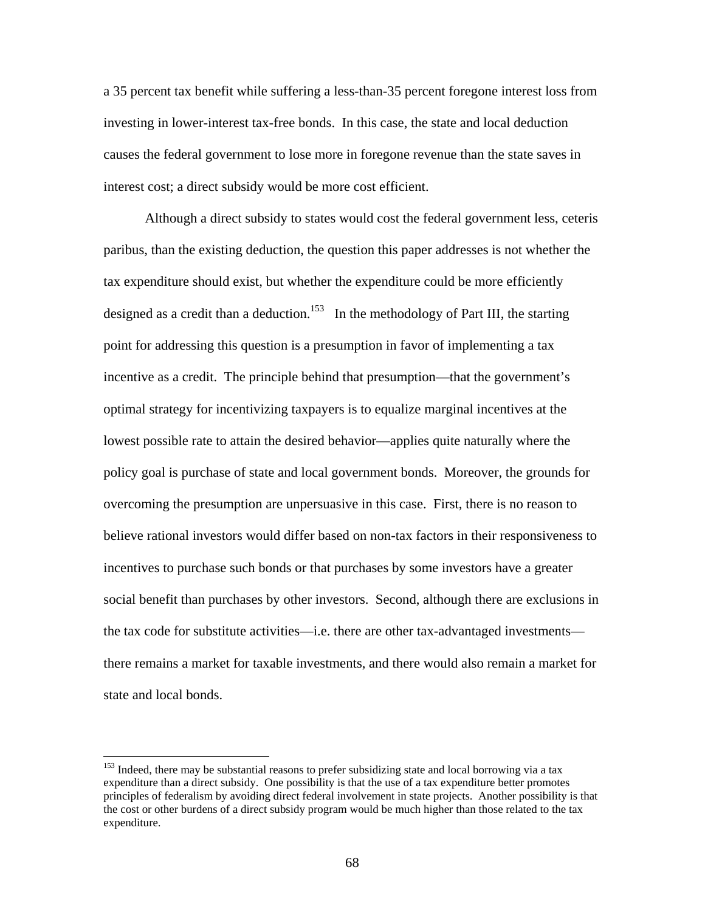a 35 percent tax benefit while suffering a less-than-35 percent foregone interest loss from investing in lower-interest tax-free bonds. In this case, the state and local deduction causes the federal government to lose more in foregone revenue than the state saves in interest cost; a direct subsidy would be more cost efficient.

Although a direct subsidy to states would cost the federal government less, ceteris paribus, than the existing deduction, the question this paper addresses is not whether the tax expenditure should exist, but whether the expenditure could be more efficiently designed as a credit than a deduction.[153] In the methodology of Part III, the starting point for addressing this question is a presumption in favor of implementing a tax incentive as a credit. The principle behind that presumption—that the government's optimal strategy for incentivizing taxpayers is to equalize marginal incentives at the lowest possible rate to attain the desired behavior—applies quite naturally where the policy goal is purchase of state and local government bonds. Moreover, the grounds for overcoming the presumption are unpersuasive in this case. First, there is no reason to believe rational investors would differ based on non-tax factors in their responsiveness to incentives to purchase such bonds or that purchases by some investors have a greater social benefit than purchases by other investors. Second, although there are exclusions in the tax code for substitute activities—i.e. there are other tax-advantaged investments—there remains a market for taxable investments, and there would also remain a market for state and local bonds.

---

[153] Indeed, there may be substantial reasons to prefer subsidizing state and local borrowing via a tax expenditure than a direct subsidy. One possibility is that the use of a tax expenditure better promotes principles of federalism by avoiding direct federal involvement in state projects. Another possibility is that the cost or other burdens of a direct subsidy program would be much higher than those related to the tax expenditure.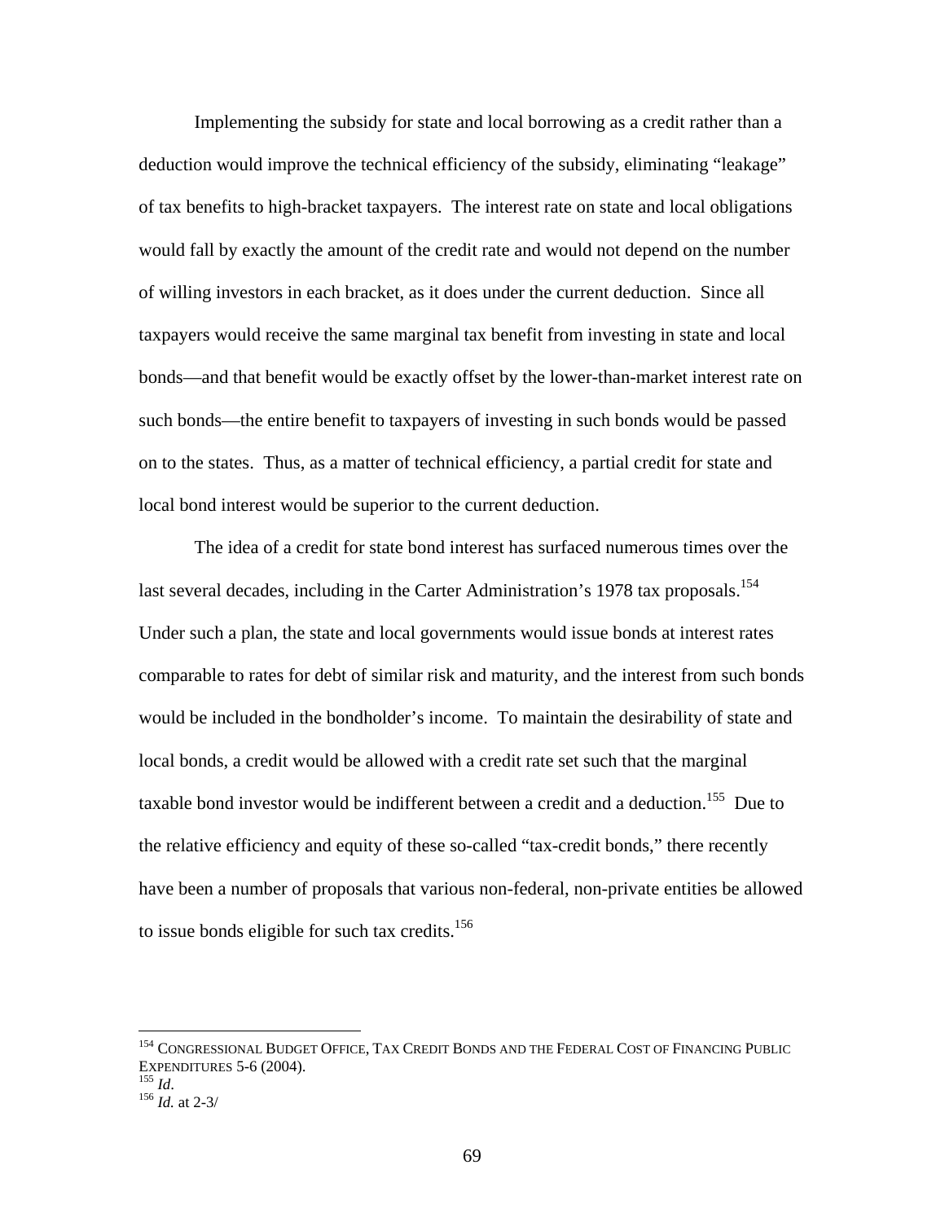Implementing the subsidy for state and local borrowing as a credit rather than a deduction would improve the technical efficiency of the subsidy, eliminating "leakage" of tax benefits to high-bracket taxpayers. The interest rate on state and local obligations would fall by exactly the amount of the credit rate and would not depend on the number of willing investors in each bracket, as it does under the current deduction. Since all taxpayers would receive the same marginal tax benefit from investing in state and local bonds—and that benefit would be exactly offset by the lower-than-market interest rate on such bonds—the entire benefit to taxpayers of investing in such bonds would be passed on to the states. Thus, as a matter of technical efficiency, a partial credit for state and local bond interest would be superior to the current deduction.

The idea of a credit for state bond interest has surfaced numerous times over the last several decades, including in the Carter Administration's 1978 tax proposals.[154] Under such a plan, the state and local governments would issue bonds at interest rates comparable to rates for debt of similar risk and maturity, and the interest from such bonds would be included in the bondholder's income. To maintain the desirability of state and local bonds, a credit would be allowed with a credit rate set such that the marginal taxable bond investor would be indifferent between a credit and a deduction.[155] Due to the relative efficiency and equity of these so-called "tax-credit bonds," there recently have been a number of proposals that various non-federal, non-private entities be allowed to issue bonds eligible for such tax credits.[156]

---

[154] CONGRESSIONAL BUDGET OFFICE, TAX CREDIT BONDS AND THE FEDERAL COST OF FINANCING PUBLIC EXPENDITURES 5-6 (2004).
[155] *Id*.
[156] *Id.* at 2-3/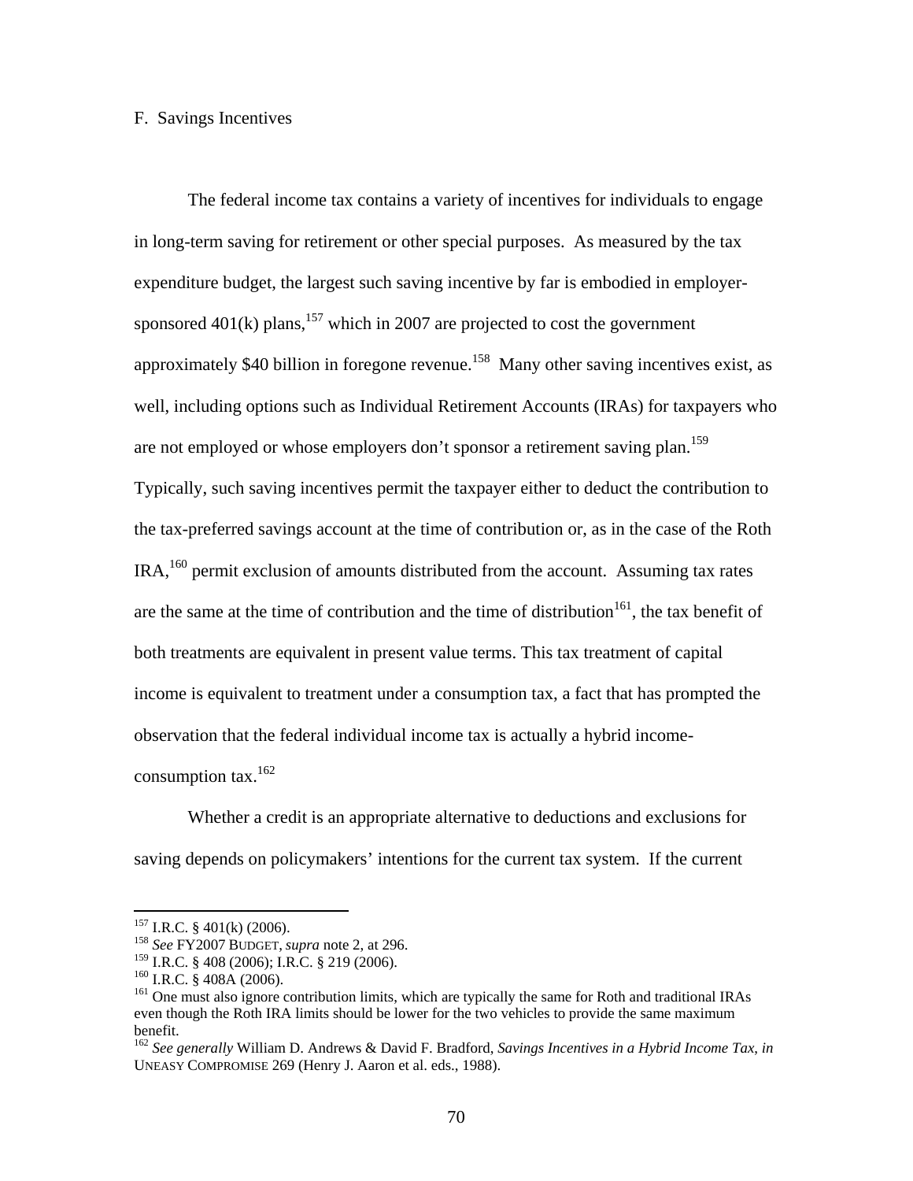## F. Savings Incentives

The federal income tax contains a variety of incentives for individuals to engage in long-term saving for retirement or other special purposes. As measured by the tax expenditure budget, the largest such saving incentive by far is embodied in employer-sponsored 401(k) plans,[157] which in 2007 are projected to cost the government approximately $40 billion in foregone revenue.[158] Many other saving incentives exist, as well, including options such as Individual Retirement Accounts (IRAs) for taxpayers who are not employed or whose employers don't sponsor a retirement saving plan.[159] Typically, such saving incentives permit the taxpayer either to deduct the contribution to the tax-preferred savings account at the time of contribution or, as in the case of the Roth IRA,[160] permit exclusion of amounts distributed from the account. Assuming tax rates are the same at the time of contribution and the time of distribution[161], the tax benefit of both treatments are equivalent in present value terms. This tax treatment of capital income is equivalent to treatment under a consumption tax, a fact that has prompted the observation that the federal individual income tax is actually a hybrid income-consumption tax.[162]

Whether a credit is an appropriate alternative to deductions and exclusions for saving depends on policymakers' intentions for the current tax system. If the current

---

[157] I.R.C. § 401(k) (2006).

[158] *See* FY2007 BUDGET, *supra* note 2, at 296.

[159] I.R.C. § 408 (2006); I.R.C. § 219 (2006).

[160] I.R.C. § 408A (2006).

[161] One must also ignore contribution limits, which are typically the same for Roth and traditional IRAs even though the Roth IRA limits should be lower for the two vehicles to provide the same maximum benefit.

[162] *See generally* William D. Andrews & David F. Bradford, *Savings Incentives in a Hybrid Income Tax*, *in* UNEASY COMPROMISE 269 (Henry J. Aaron et al. eds., 1988).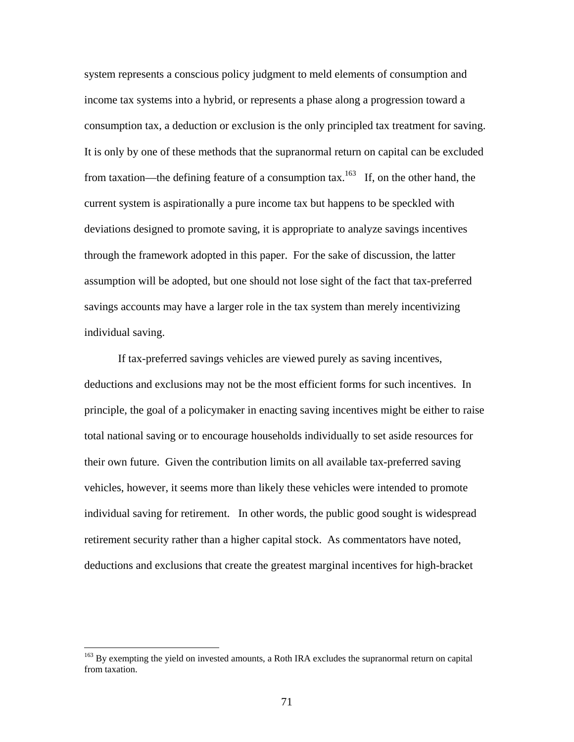system represents a conscious policy judgment to meld elements of consumption and income tax systems into a hybrid, or represents a phase along a progression toward a consumption tax, a deduction or exclusion is the only principled tax treatment for saving. It is only by one of these methods that the supranormal return on capital can be excluded from taxation—the defining feature of a consumption tax.[163] If, on the other hand, the current system is aspirationally a pure income tax but happens to be speckled with deviations designed to promote saving, it is appropriate to analyze savings incentives through the framework adopted in this paper. For the sake of discussion, the latter assumption will be adopted, but one should not lose sight of the fact that tax-preferred savings accounts may have a larger role in the tax system than merely incentivizing individual saving.

If tax-preferred savings vehicles are viewed purely as saving incentives, deductions and exclusions may not be the most efficient forms for such incentives. In principle, the goal of a policymaker in enacting saving incentives might be either to raise total national saving or to encourage households individually to set aside resources for their own future. Given the contribution limits on all available tax-preferred saving vehicles, however, it seems more than likely these vehicles were intended to promote individual saving for retirement. In other words, the public good sought is widespread retirement security rather than a higher capital stock. As commentators have noted, deductions and exclusions that create the greatest marginal incentives for high-bracket

[163] By exempting the yield on invested amounts, a Roth IRA excludes the supranormal return on capital from taxation.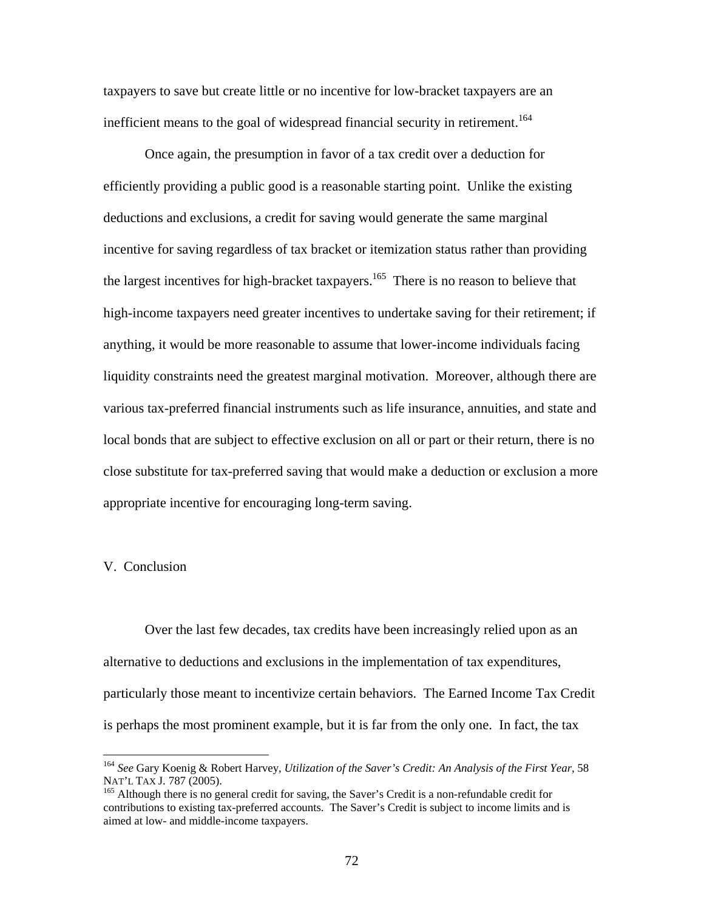taxpayers to save but create little or no incentive for low-bracket taxpayers are an inefficient means to the goal of widespread financial security in retirement.[164]

Once again, the presumption in favor of a tax credit over a deduction for efficiently providing a public good is a reasonable starting point. Unlike the existing deductions and exclusions, a credit for saving would generate the same marginal incentive for saving regardless of tax bracket or itemization status rather than providing the largest incentives for high-bracket taxpayers.[165] There is no reason to believe that high-income taxpayers need greater incentives to undertake saving for their retirement; if anything, it would be more reasonable to assume that lower-income individuals facing liquidity constraints need the greatest marginal motivation. Moreover, although there are various tax-preferred financial instruments such as life insurance, annuities, and state and local bonds that are subject to effective exclusion on all or part or their return, there is no close substitute for tax-preferred saving that would make a deduction or exclusion a more appropriate incentive for encouraging long-term saving.

## V. Conclusion

Over the last few decades, tax credits have been increasingly relied upon as an alternative to deductions and exclusions in the implementation of tax expenditures, particularly those meant to incentivize certain behaviors. The Earned Income Tax Credit is perhaps the most prominent example, but it is far from the only one. In fact, the tax

---

[164] *See* Gary Koenig & Robert Harvey, *Utilization of the Saver's Credit: An Analysis of the First Year*, 58 NAT'L TAX J. 787 (2005).

[165] Although there is no general credit for saving, the Saver's Credit is a non-refundable credit for contributions to existing tax-preferred accounts. The Saver's Credit is subject to income limits and is aimed at low- and middle-income taxpayers.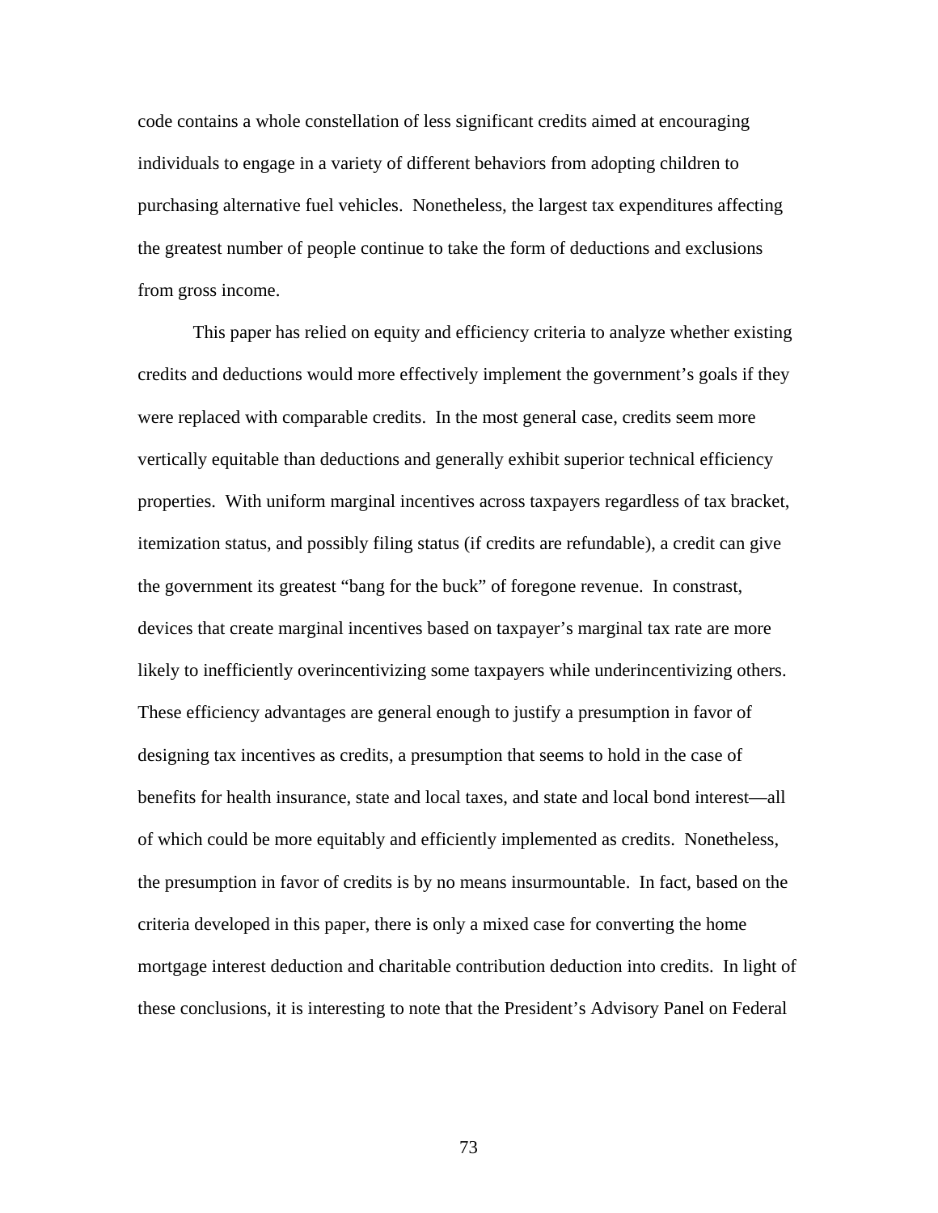code contains a whole constellation of less significant credits aimed at encouraging individuals to engage in a variety of different behaviors from adopting children to purchasing alternative fuel vehicles. Nonetheless, the largest tax expenditures affecting the greatest number of people continue to take the form of deductions and exclusions from gross income.

This paper has relied on equity and efficiency criteria to analyze whether existing credits and deductions would more effectively implement the government's goals if they were replaced with comparable credits. In the most general case, credits seem more vertically equitable than deductions and generally exhibit superior technical efficiency properties. With uniform marginal incentives across taxpayers regardless of tax bracket, itemization status, and possibly filing status (if credits are refundable), a credit can give the government its greatest "bang for the buck" of foregone revenue. In constrast, devices that create marginal incentives based on taxpayer's marginal tax rate are more likely to inefficiently overincentivizing some taxpayers while underincentivizing others. These efficiency advantages are general enough to justify a presumption in favor of designing tax incentives as credits, a presumption that seems to hold in the case of benefits for health insurance, state and local taxes, and state and local bond interest—all of which could be more equitably and efficiently implemented as credits. Nonetheless, the presumption in favor of credits is by no means insurmountable. In fact, based on the criteria developed in this paper, there is only a mixed case for converting the home mortgage interest deduction and charitable contribution deduction into credits. In light of these conclusions, it is interesting to note that the President's Advisory Panel on Federal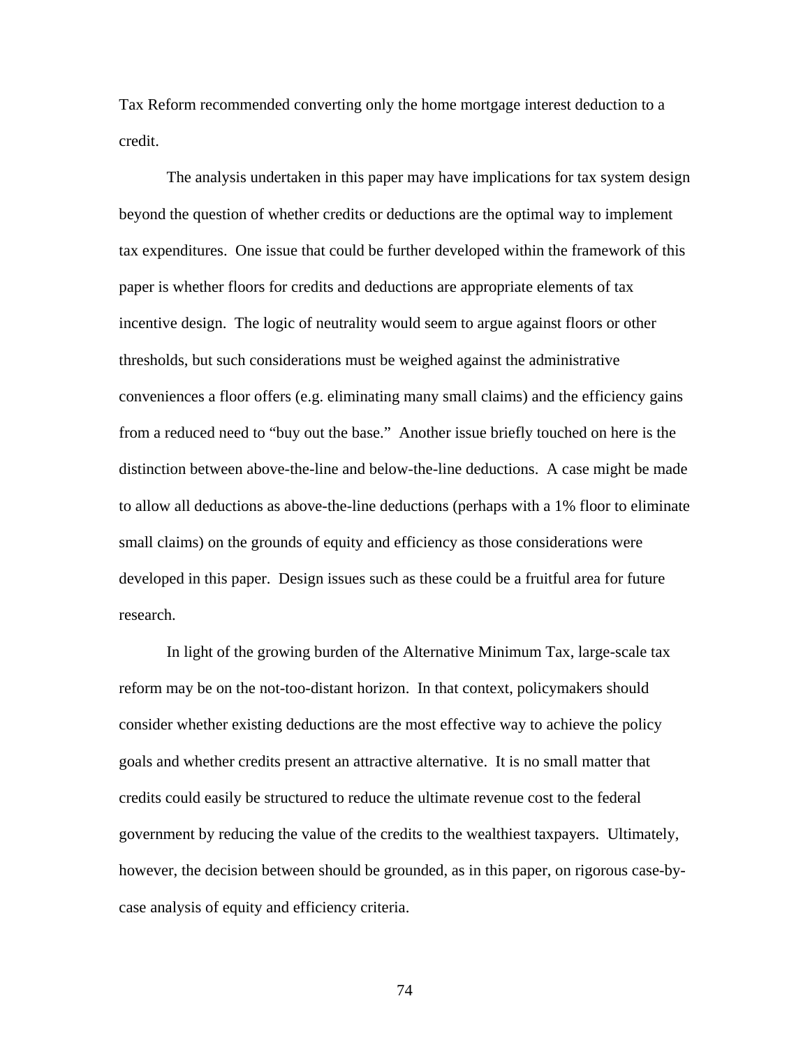Tax Reform recommended converting only the home mortgage interest deduction to a credit.

The analysis undertaken in this paper may have implications for tax system design beyond the question of whether credits or deductions are the optimal way to implement tax expenditures. One issue that could be further developed within the framework of this paper is whether floors for credits and deductions are appropriate elements of tax incentive design. The logic of neutrality would seem to argue against floors or other thresholds, but such considerations must be weighed against the administrative conveniences a floor offers (e.g. eliminating many small claims) and the efficiency gains from a reduced need to "buy out the base." Another issue briefly touched on here is the distinction between above-the-line and below-the-line deductions. A case might be made to allow all deductions as above-the-line deductions (perhaps with a 1% floor to eliminate small claims) on the grounds of equity and efficiency as those considerations were developed in this paper. Design issues such as these could be a fruitful area for future research.

In light of the growing burden of the Alternative Minimum Tax, large-scale tax reform may be on the not-too-distant horizon. In that context, policymakers should consider whether existing deductions are the most effective way to achieve the policy goals and whether credits present an attractive alternative. It is no small matter that credits could easily be structured to reduce the ultimate revenue cost to the federal government by reducing the value of the credits to the wealthiest taxpayers. Ultimately, however, the decision between should be grounded, as in this paper, on rigorous case-by-case analysis of equity and efficiency criteria.